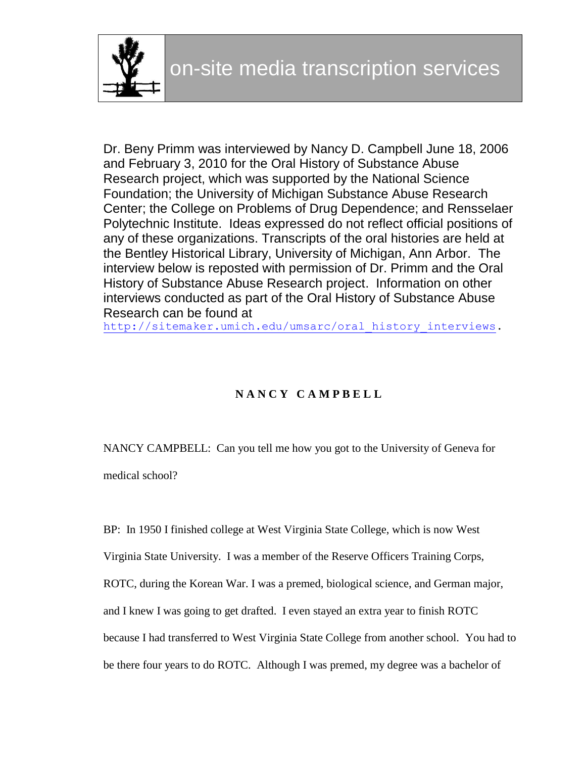# on-site media transcription services

Dr. Beny Primm was interviewed by Nancy D. Campbell June 18, 2006 and February 3, 2010 for the Oral History of Substance Abuse Research project, which was supported by the National Science Foundation; the University of Michigan Substance Abuse Research Center; the College on Problems of Drug Dependence; and Rensselaer Polytechnic Institute. Ideas expressed do not reflect official positions of any of these organizations. Transcripts of the oral histories are held at the Bentley Historical Library, University of Michigan, Ann Arbor. The interview below is reposted with permission of Dr. Primm and the Oral History of Substance Abuse Research project. Information on other interviews conducted as part of the Oral History of Substance Abuse Research can be found at http://sitemaker.umich.edu/umsarc/oral_history_interviews.

## NANCY CAMPBELL

NANCY CAMPBELL: Can you tell me how you got to the University of Geneva for medical school?

BP: In 1950 I finished college at West Virginia State College, which is now West Virginia State University. I was a member of the Reserve Officers Training Corps, ROTC, during the Korean War. I was a premed, biological science, and German major, and I knew I was going to get drafted. I even stayed an extra year to finish ROTC because I had transferred to West Virginia State College from another school. You had to be there four years to do ROTC. Although I was premed, my degree was a bachelor of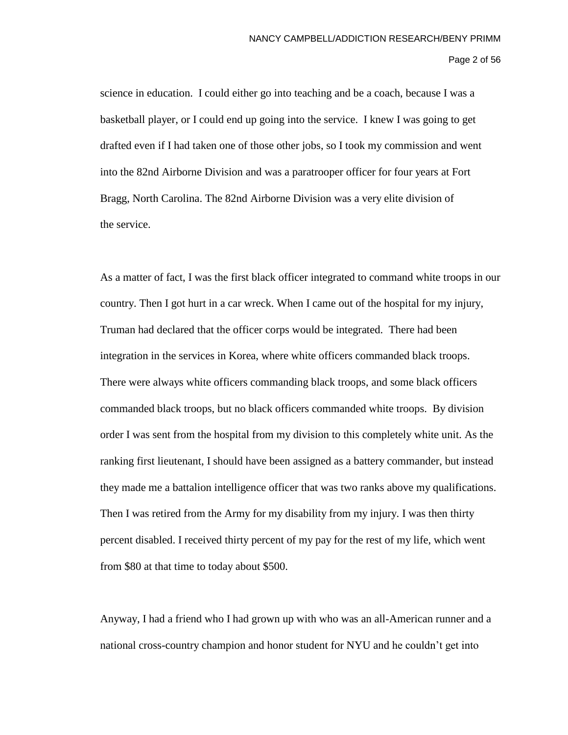science in education. I could either go into teaching and be a coach, because I was a basketball player, or I could end up going into the service. I knew I was going to get drafted even if I had taken one of those other jobs, so I took my commission and went into the 82nd Airborne Division and was a paratrooper officer for four years at Fort Bragg, North Carolina. The 82nd Airborne Division was a very elite division of the service.

As a matter of fact, I was the first black officer integrated to command white troops in our country. Then I got hurt in a car wreck. When I came out of the hospital for my injury, Truman had declared that the officer corps would be integrated. There had been integration in the services in Korea, where white officers commanded black troops. There were always white officers commanding black troops, and some black officers commanded black troops, but no black officers commanded white troops. By division order I was sent from the hospital from my division to this completely white unit. As the ranking first lieutenant, I should have been assigned as a battery commander, but instead they made me a battalion intelligence officer that was two ranks above my qualifications. Then I was retired from the Army for my disability from my injury. I was then thirty percent disabled. I received thirty percent of my pay for the rest of my life, which went from $80 at that time to today about $500.

Anyway, I had a friend who I had grown up with who was an all-American runner and a national cross-country champion and honor student for NYU and he couldn't get into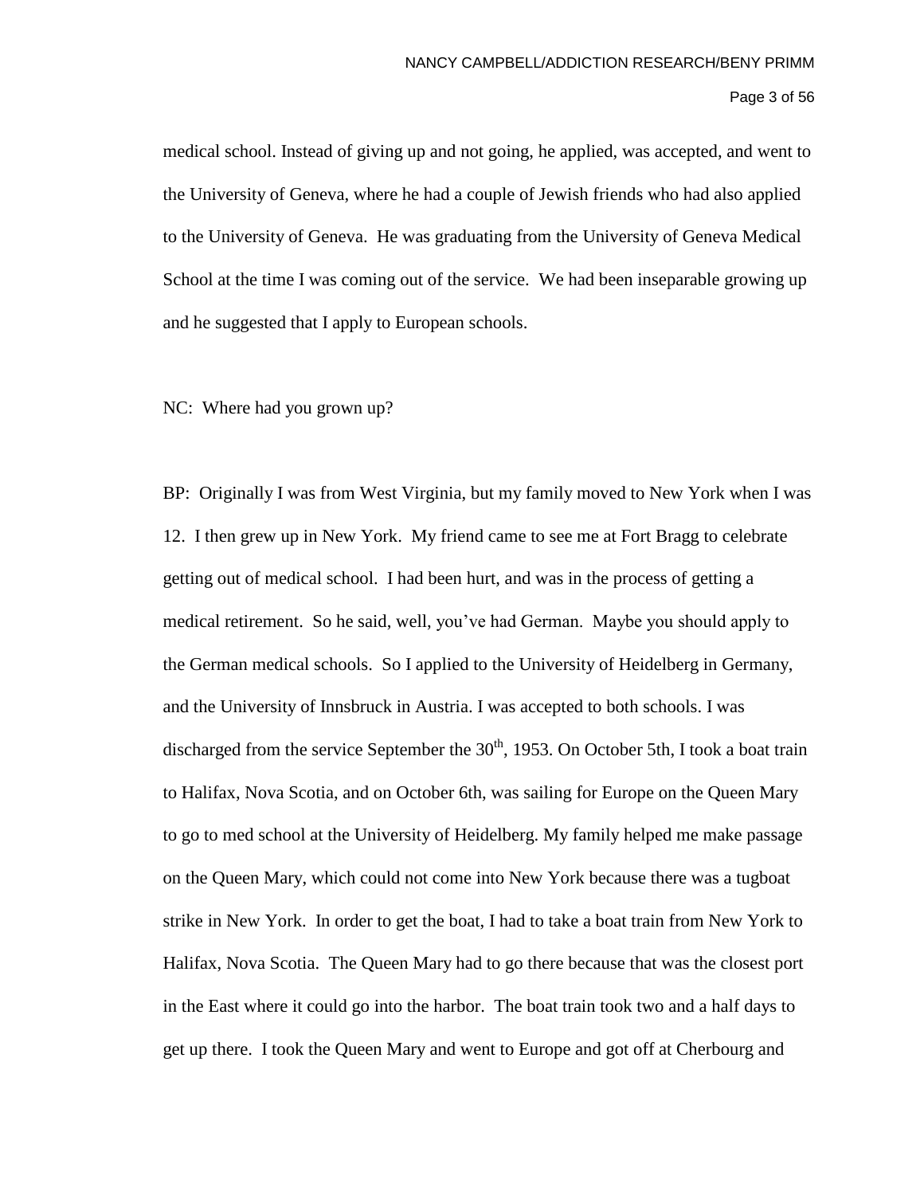medical school. Instead of giving up and not going, he applied, was accepted, and went to the University of Geneva, where he had a couple of Jewish friends who had also applied to the University of Geneva. He was graduating from the University of Geneva Medical School at the time I was coming out of the service. We had been inseparable growing up and he suggested that I apply to European schools.

NC: Where had you grown up?

BP: Originally I was from West Virginia, but my family moved to New York when I was 12. I then grew up in New York. My friend came to see me at Fort Bragg to celebrate getting out of medical school. I had been hurt, and was in the process of getting a medical retirement. So he said, well, you've had German. Maybe you should apply to the German medical schools. So I applied to the University of Heidelberg in Germany, and the University of Innsbruck in Austria. I was accepted to both schools. I was discharged from the service September the 30th, 1953. On October 5th, I took a boat train to Halifax, Nova Scotia, and on October 6th, was sailing for Europe on the Queen Mary to go to med school at the University of Heidelberg. My family helped me make passage on the Queen Mary, which could not come into New York because there was a tugboat strike in New York. In order to get the boat, I had to take a boat train from New York to Halifax, Nova Scotia. The Queen Mary had to go there because that was the closest port in the East where it could go into the harbor. The boat train took two and a half days to get up there. I took the Queen Mary and went to Europe and got off at Cherbourg and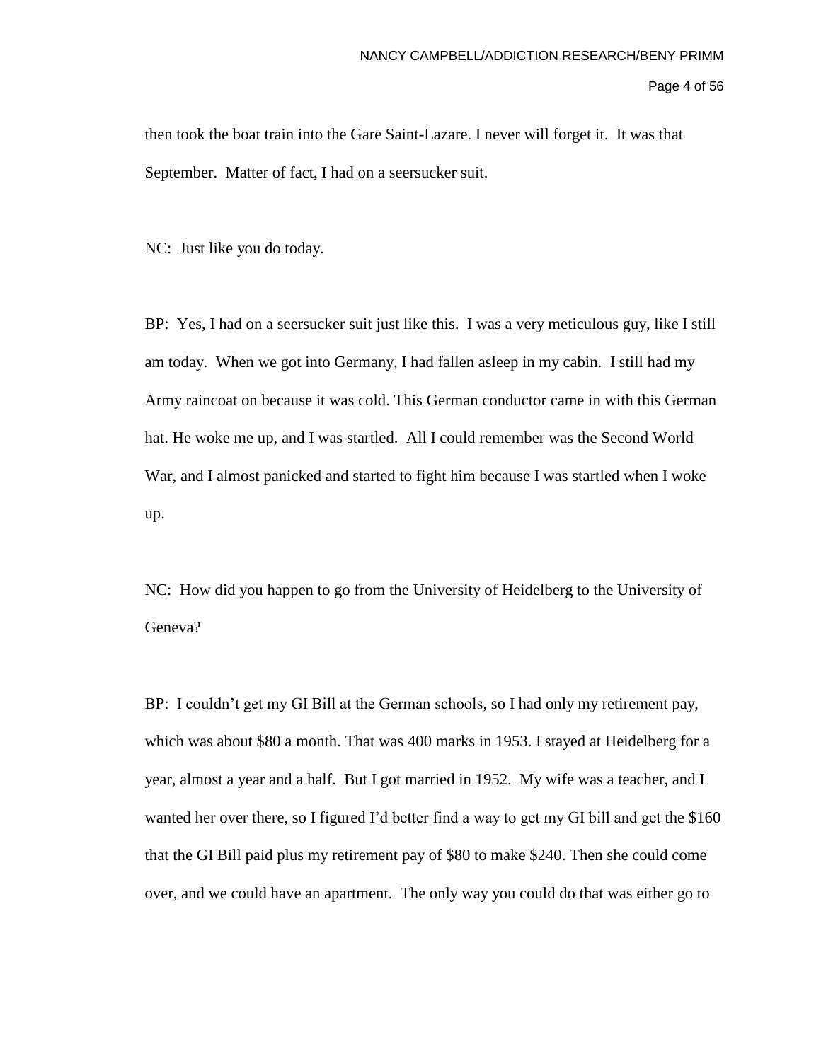then took the boat train into the Gare Saint-Lazare. I never will forget it. It was that September. Matter of fact, I had on a seersucker suit.

NC: Just like you do today.

BP: Yes, I had on a seersucker suit just like this. I was a very meticulous guy, like I still am today. When we got into Germany, I had fallen asleep in my cabin. I still had my Army raincoat on because it was cold. This German conductor came in with this German hat. He woke me up, and I was startled. All I could remember was the Second World War, and I almost panicked and started to fight him because I was startled when I woke up.

NC: How did you happen to go from the University of Heidelberg to the University of Geneva?

BP: I couldn't get my GI Bill at the German schools, so I had only my retirement pay, which was about $80 a month. That was 400 marks in 1953. I stayed at Heidelberg for a year, almost a year and a half. But I got married in 1952. My wife was a teacher, and I wanted her over there, so I figured I'd better find a way to get my GI bill and get the $160 that the GI Bill paid plus my retirement pay of $80 to make $240. Then she could come over, and we could have an apartment. The only way you could do that was either go to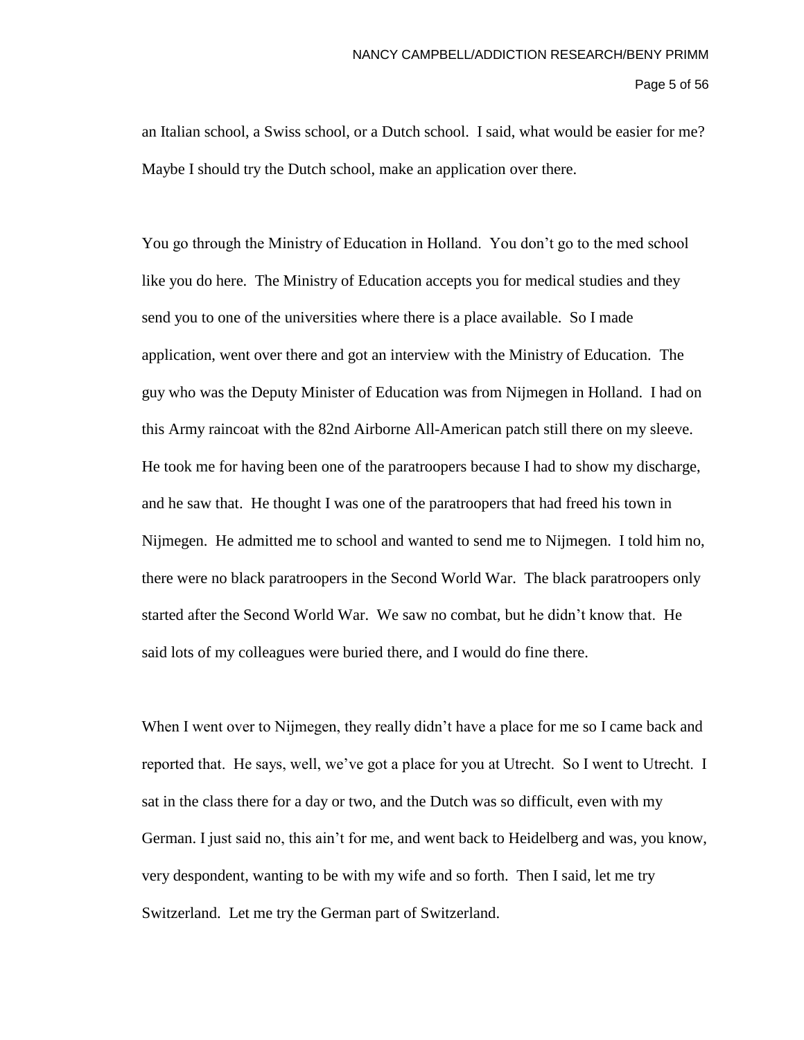an Italian school, a Swiss school, or a Dutch school. I said, what would be easier for me? Maybe I should try the Dutch school, make an application over there.

You go through the Ministry of Education in Holland. You don't go to the med school like you do here. The Ministry of Education accepts you for medical studies and they send you to one of the universities where there is a place available. So I made application, went over there and got an interview with the Ministry of Education. The guy who was the Deputy Minister of Education was from Nijmegen in Holland. I had on this Army raincoat with the 82nd Airborne All-American patch still there on my sleeve. He took me for having been one of the paratroopers because I had to show my discharge, and he saw that. He thought I was one of the paratroopers that had freed his town in Nijmegen. He admitted me to school and wanted to send me to Nijmegen. I told him no, there were no black paratroopers in the Second World War. The black paratroopers only started after the Second World War. We saw no combat, but he didn't know that. He said lots of my colleagues were buried there, and I would do fine there.

When I went over to Nijmegen, they really didn't have a place for me so I came back and reported that. He says, well, we've got a place for you at Utrecht. So I went to Utrecht. I sat in the class there for a day or two, and the Dutch was so difficult, even with my German. I just said no, this ain't for me, and went back to Heidelberg and was, you know, very despondent, wanting to be with my wife and so forth. Then I said, let me try Switzerland. Let me try the German part of Switzerland.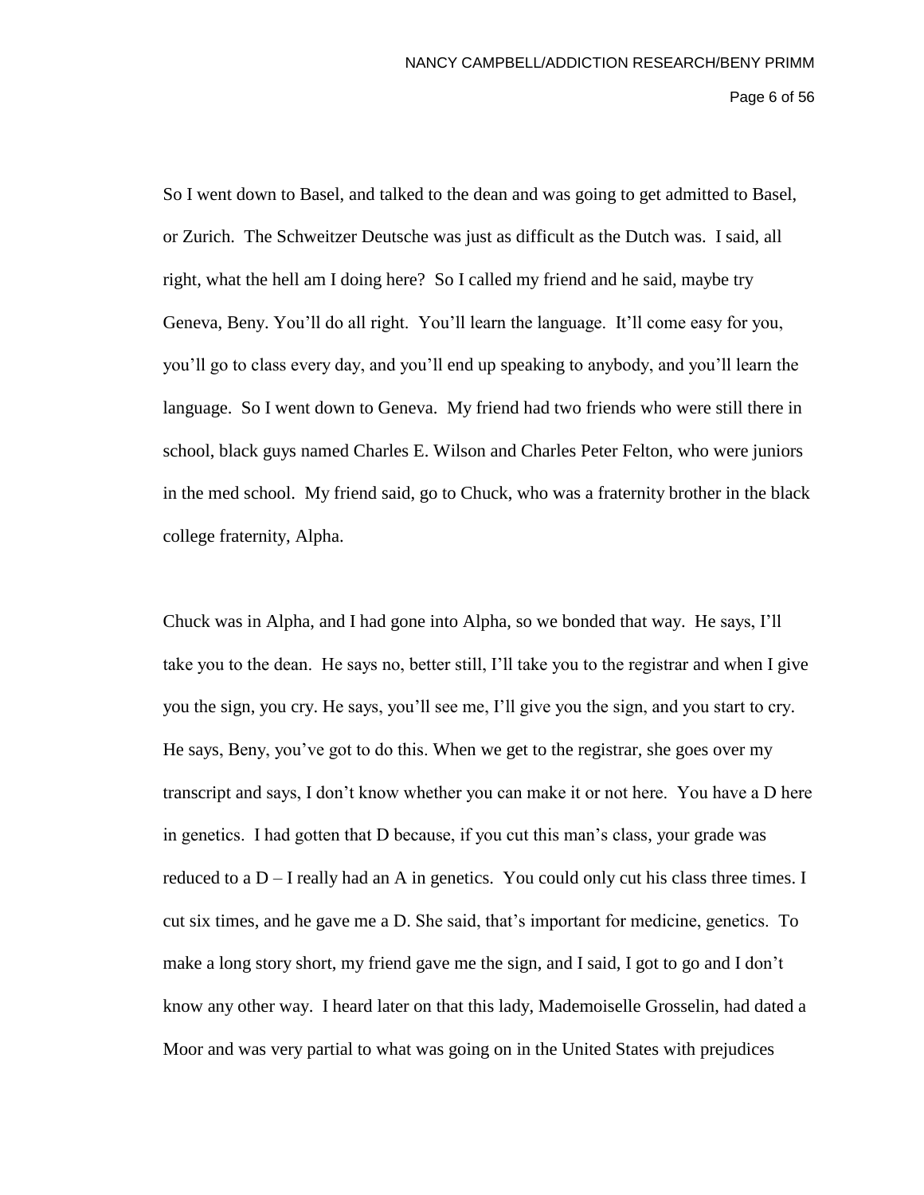So I went down to Basel, and talked to the dean and was going to get admitted to Basel, or Zurich. The Schweitzer Deutsche was just as difficult as the Dutch was. I said, all right, what the hell am I doing here? So I called my friend and he said, maybe try Geneva, Beny. You'll do all right. You'll learn the language. It'll come easy for you, you'll go to class every day, and you'll end up speaking to anybody, and you'll learn the language. So I went down to Geneva. My friend had two friends who were still there in school, black guys named Charles E. Wilson and Charles Peter Felton, who were juniors in the med school. My friend said, go to Chuck, who was a fraternity brother in the black college fraternity, Alpha.

Chuck was in Alpha, and I had gone into Alpha, so we bonded that way. He says, I'll take you to the dean. He says no, better still, I'll take you to the registrar and when I give you the sign, you cry. He says, you'll see me, I'll give you the sign, and you start to cry. He says, Beny, you've got to do this. When we get to the registrar, she goes over my transcript and says, I don't know whether you can make it or not here. You have a D here in genetics. I had gotten that D because, if you cut this man's class, your grade was reduced to a D – I really had an A in genetics. You could only cut his class three times. I cut six times, and he gave me a D. She said, that's important for medicine, genetics. To make a long story short, my friend gave me the sign, and I said, I got to go and I don't know any other way. I heard later on that this lady, Mademoiselle Grosselin, had dated a Moor and was very partial to what was going on in the United States with prejudices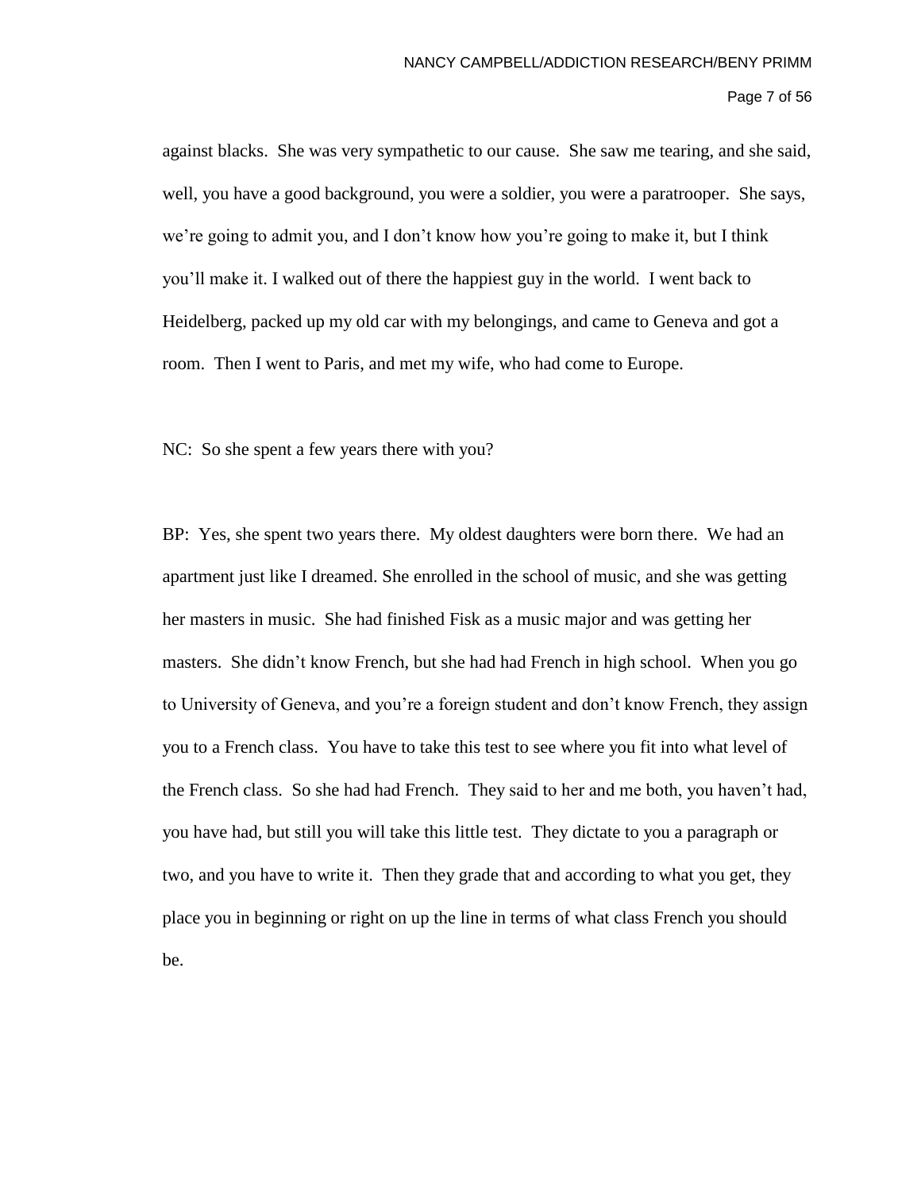against blacks. She was very sympathetic to our cause. She saw me tearing, and she said, well, you have a good background, you were a soldier, you were a paratrooper. She says, we're going to admit you, and I don't know how you're going to make it, but I think you'll make it. I walked out of there the happiest guy in the world. I went back to Heidelberg, packed up my old car with my belongings, and came to Geneva and got a room. Then I went to Paris, and met my wife, who had come to Europe.

NC: So she spent a few years there with you?

BP: Yes, she spent two years there. My oldest daughters were born there. We had an apartment just like I dreamed. She enrolled in the school of music, and she was getting her masters in music. She had finished Fisk as a music major and was getting her masters. She didn't know French, but she had had French in high school. When you go to University of Geneva, and you're a foreign student and don't know French, they assign you to a French class. You have to take this test to see where you fit into what level of the French class. So she had had French. They said to her and me both, you haven't had, you have had, but still you will take this little test. They dictate to you a paragraph or two, and you have to write it. Then they grade that and according to what you get, they place you in beginning or right on up the line in terms of what class French you should be.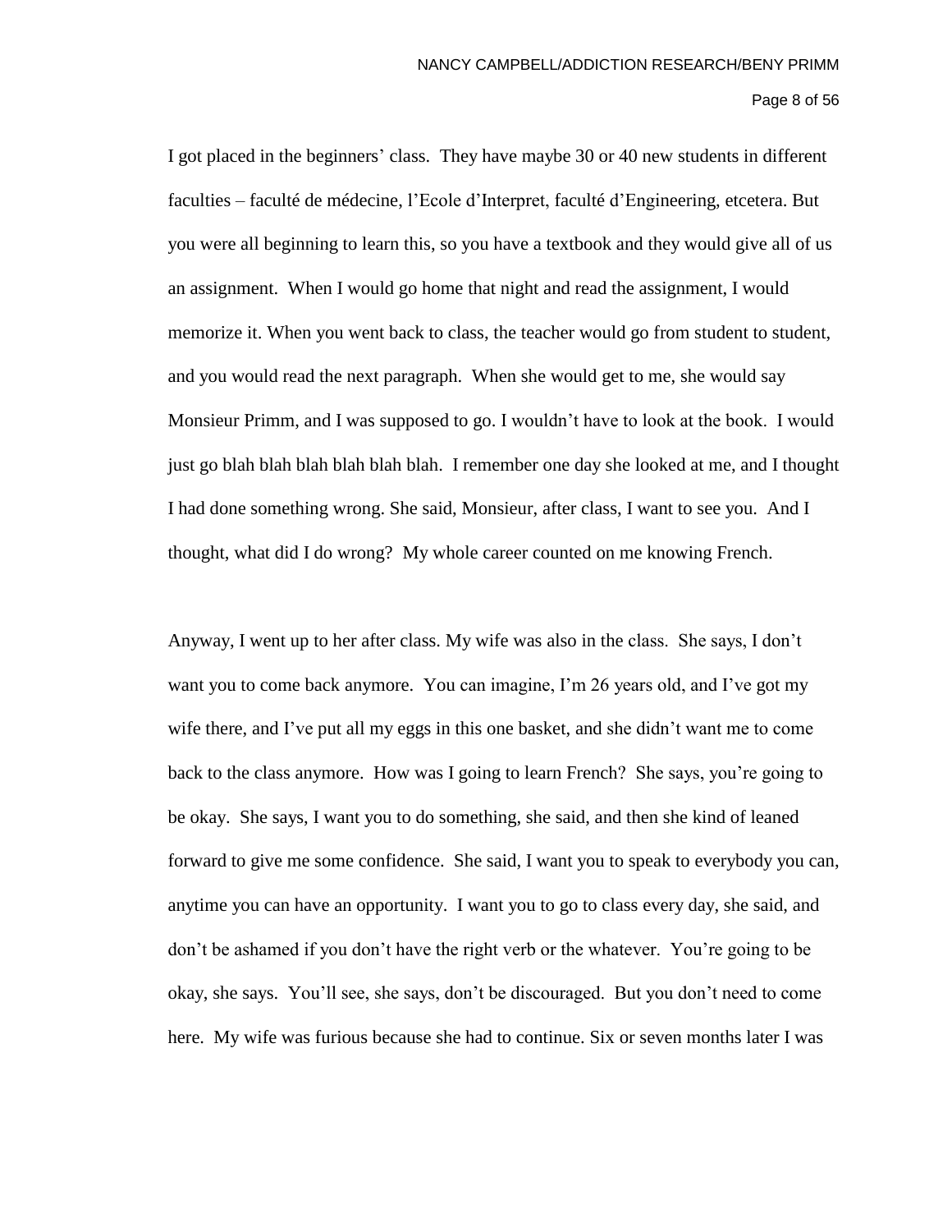I got placed in the beginners' class. They have maybe 30 or 40 new students in different faculties – faculté de médecine, l'Ecole d'Interpret, faculté d'Engineering, etcetera. But you were all beginning to learn this, so you have a textbook and they would give all of us an assignment. When I would go home that night and read the assignment, I would memorize it. When you went back to class, the teacher would go from student to student, and you would read the next paragraph. When she would get to me, she would say Monsieur Primm, and I was supposed to go. I wouldn't have to look at the book. I would just go blah blah blah blah blah blah. I remember one day she looked at me, and I thought I had done something wrong. She said, Monsieur, after class, I want to see you. And I thought, what did I do wrong? My whole career counted on me knowing French.

Anyway, I went up to her after class. My wife was also in the class. She says, I don't want you to come back anymore. You can imagine, I'm 26 years old, and I've got my wife there, and I've put all my eggs in this one basket, and she didn't want me to come back to the class anymore. How was I going to learn French? She says, you're going to be okay. She says, I want you to do something, she said, and then she kind of leaned forward to give me some confidence. She said, I want you to speak to everybody you can, anytime you can have an opportunity. I want you to go to class every day, she said, and don't be ashamed if you don't have the right verb or the whatever. You're going to be okay, she says. You'll see, she says, don't be discouraged. But you don't need to come here. My wife was furious because she had to continue. Six or seven months later I was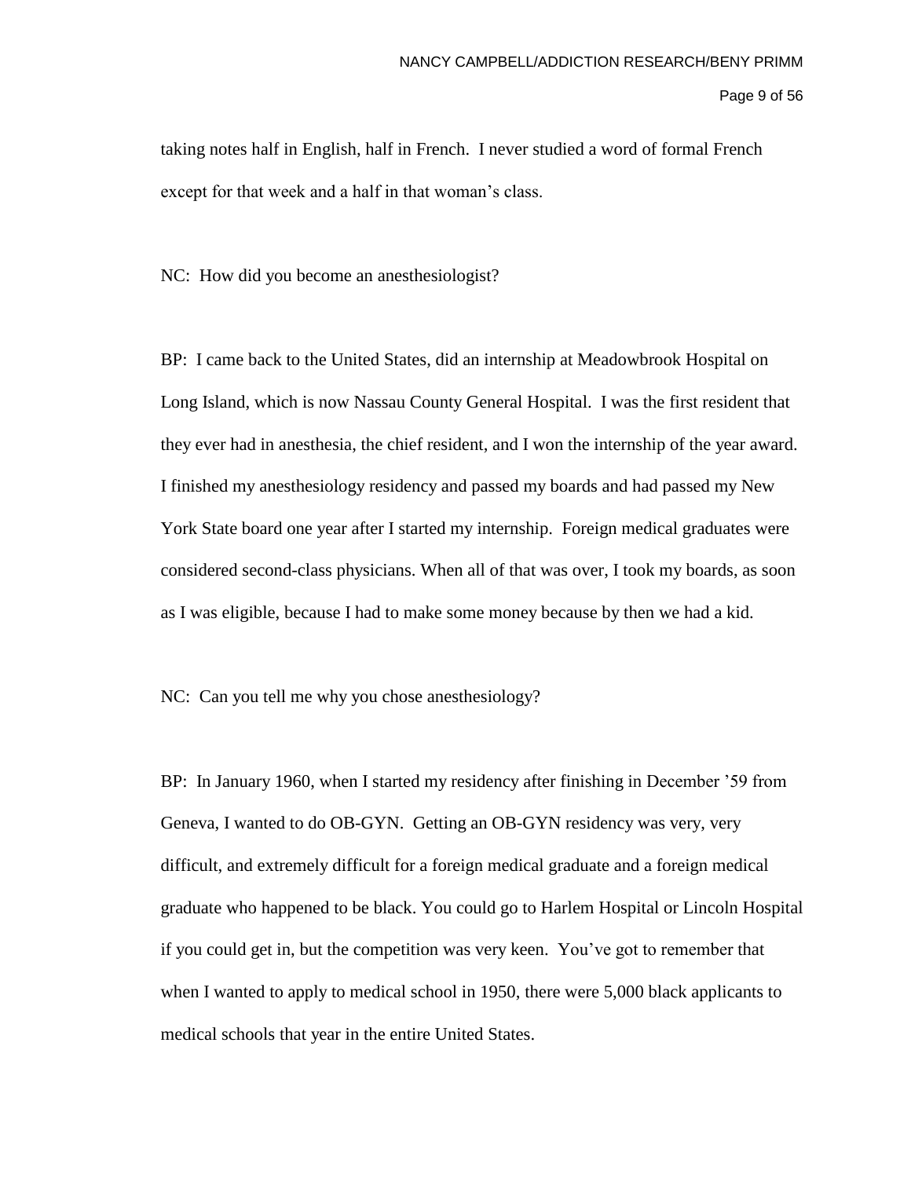taking notes half in English, half in French. I never studied a word of formal French except for that week and a half in that woman's class.

NC: How did you become an anesthesiologist?

BP: I came back to the United States, did an internship at Meadowbrook Hospital on Long Island, which is now Nassau County General Hospital. I was the first resident that they ever had in anesthesia, the chief resident, and I won the internship of the year award. I finished my anesthesiology residency and passed my boards and had passed my New York State board one year after I started my internship. Foreign medical graduates were considered second-class physicians. When all of that was over, I took my boards, as soon as I was eligible, because I had to make some money because by then we had a kid.

NC: Can you tell me why you chose anesthesiology?

BP: In January 1960, when I started my residency after finishing in December '59 from Geneva, I wanted to do OB-GYN. Getting an OB-GYN residency was very, very difficult, and extremely difficult for a foreign medical graduate and a foreign medical graduate who happened to be black. You could go to Harlem Hospital or Lincoln Hospital if you could get in, but the competition was very keen. You've got to remember that when I wanted to apply to medical school in 1950, there were 5,000 black applicants to medical schools that year in the entire United States.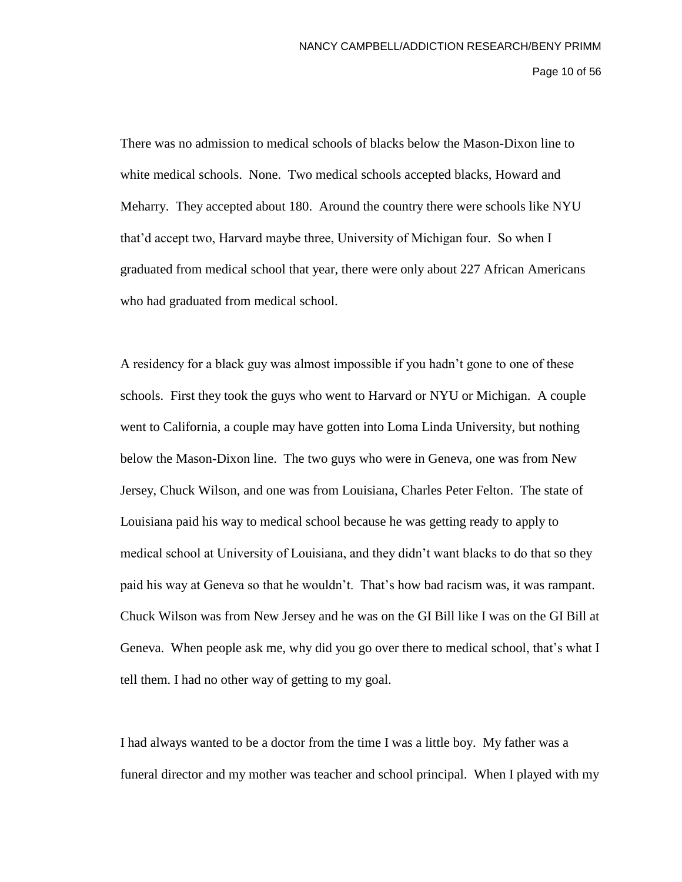There was no admission to medical schools of blacks below the Mason-Dixon line to white medical schools. None. Two medical schools accepted blacks, Howard and Meharry. They accepted about 180. Around the country there were schools like NYU that'd accept two, Harvard maybe three, University of Michigan four. So when I graduated from medical school that year, there were only about 227 African Americans who had graduated from medical school.

A residency for a black guy was almost impossible if you hadn't gone to one of these schools. First they took the guys who went to Harvard or NYU or Michigan. A couple went to California, a couple may have gotten into Loma Linda University, but nothing below the Mason-Dixon line. The two guys who were in Geneva, one was from New Jersey, Chuck Wilson, and one was from Louisiana, Charles Peter Felton. The state of Louisiana paid his way to medical school because he was getting ready to apply to medical school at University of Louisiana, and they didn't want blacks to do that so they paid his way at Geneva so that he wouldn't. That's how bad racism was, it was rampant. Chuck Wilson was from New Jersey and he was on the GI Bill like I was on the GI Bill at Geneva. When people ask me, why did you go over there to medical school, that's what I tell them. I had no other way of getting to my goal.

I had always wanted to be a doctor from the time I was a little boy. My father was a funeral director and my mother was teacher and school principal. When I played with my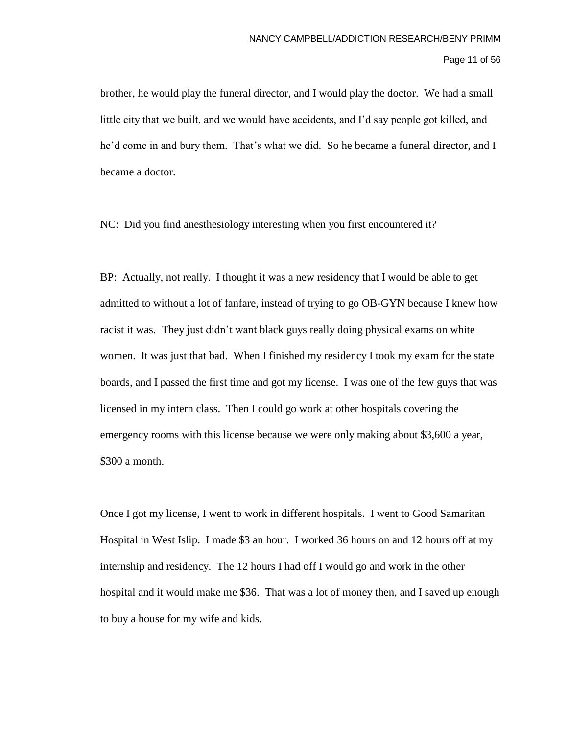brother, he would play the funeral director, and I would play the doctor. We had a small little city that we built, and we would have accidents, and I'd say people got killed, and he'd come in and bury them. That's what we did. So he became a funeral director, and I became a doctor.

NC: Did you find anesthesiology interesting when you first encountered it?

BP: Actually, not really. I thought it was a new residency that I would be able to get admitted to without a lot of fanfare, instead of trying to go OB-GYN because I knew how racist it was. They just didn't want black guys really doing physical exams on white women. It was just that bad. When I finished my residency I took my exam for the state boards, and I passed the first time and got my license. I was one of the few guys that was licensed in my intern class. Then I could go work at other hospitals covering the emergency rooms with this license because we were only making about $3,600 a year, $300 a month.

Once I got my license, I went to work in different hospitals. I went to Good Samaritan Hospital in West Islip. I made $3 an hour. I worked 36 hours on and 12 hours off at my internship and residency. The 12 hours I had off I would go and work in the other hospital and it would make me $36. That was a lot of money then, and I saved up enough to buy a house for my wife and kids.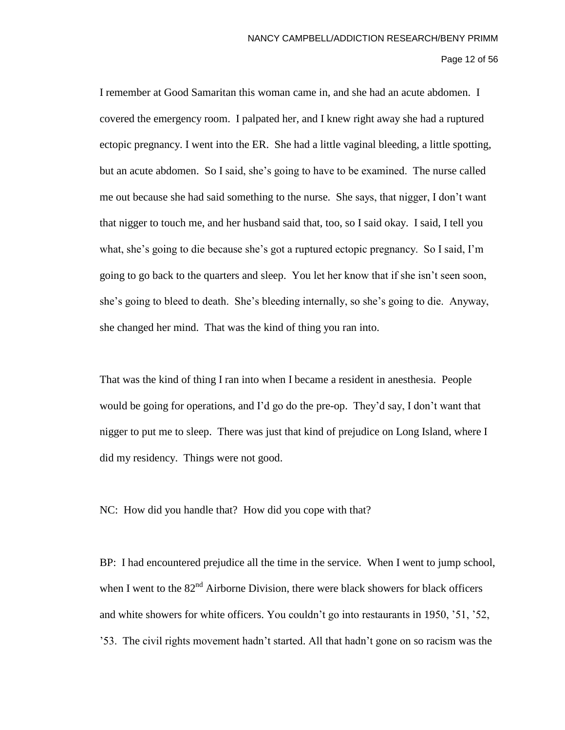I remember at Good Samaritan this woman came in, and she had an acute abdomen. I covered the emergency room. I palpated her, and I knew right away she had a ruptured ectopic pregnancy. I went into the ER. She had a little vaginal bleeding, a little spotting, but an acute abdomen. So I said, she's going to have to be examined. The nurse called me out because she had said something to the nurse. She says, that nigger, I don't want that nigger to touch me, and her husband said that, too, so I said okay. I said, I tell you what, she's going to die because she's got a ruptured ectopic pregnancy. So I said, I'm going to go back to the quarters and sleep. You let her know that if she isn't seen soon, she's going to bleed to death. She's bleeding internally, so she's going to die. Anyway, she changed her mind. That was the kind of thing you ran into.

That was the kind of thing I ran into when I became a resident in anesthesia. People would be going for operations, and I'd go do the pre-op. They'd say, I don't want that nigger to put me to sleep. There was just that kind of prejudice on Long Island, where I did my residency. Things were not good.

NC: How did you handle that? How did you cope with that?

BP: I had encountered prejudice all the time in the service. When I went to jump school, when I went to the 82nd Airborne Division, there were black showers for black officers and white showers for white officers. You couldn't go into restaurants in 1950, '51, '52, '53. The civil rights movement hadn't started. All that hadn't gone on so racism was the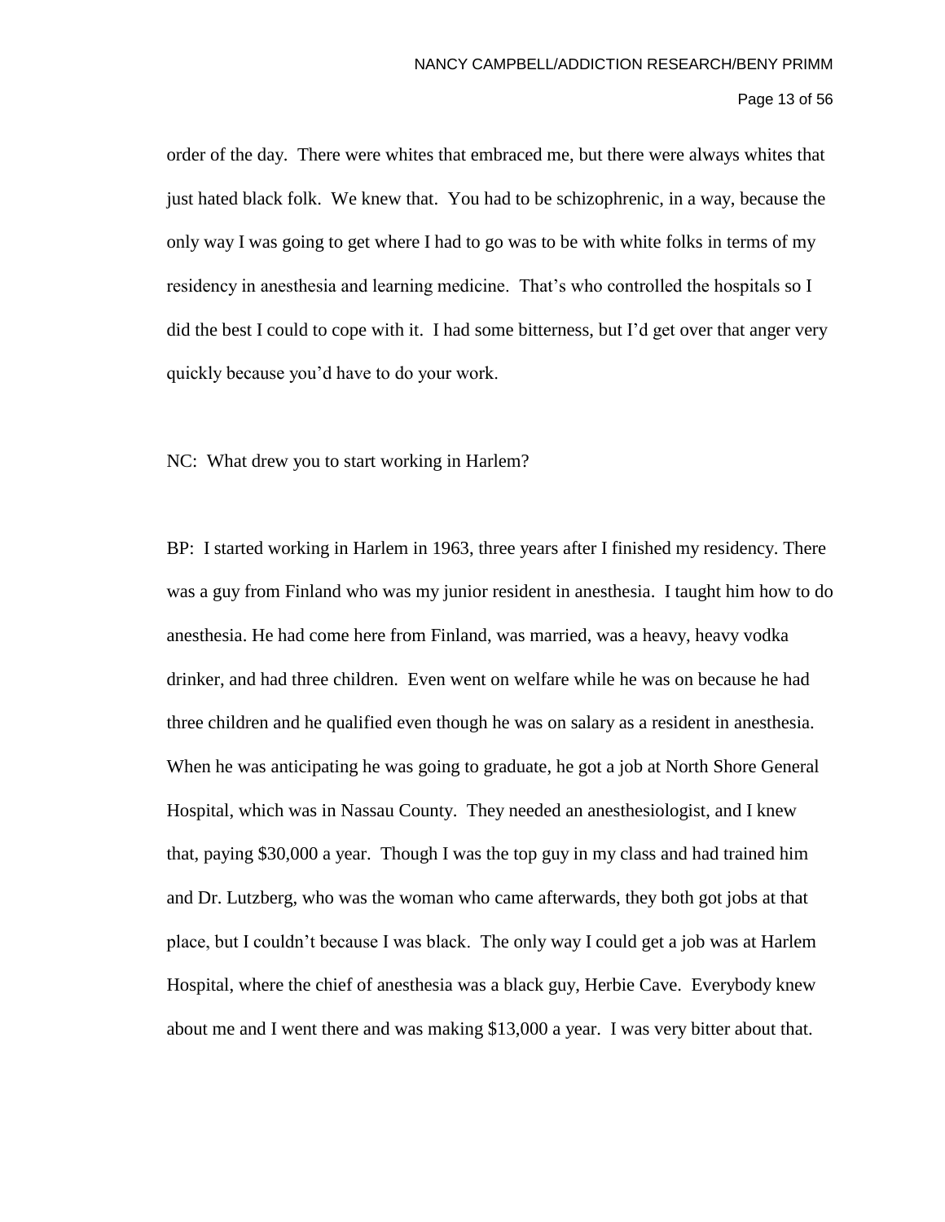order of the day. There were whites that embraced me, but there were always whites that just hated black folk. We knew that. You had to be schizophrenic, in a way, because the only way I was going to get where I had to go was to be with white folks in terms of my residency in anesthesia and learning medicine. That's who controlled the hospitals so I did the best I could to cope with it. I had some bitterness, but I'd get over that anger very quickly because you'd have to do your work.

NC: What drew you to start working in Harlem?

BP: I started working in Harlem in 1963, three years after I finished my residency. There was a guy from Finland who was my junior resident in anesthesia. I taught him how to do anesthesia. He had come here from Finland, was married, was a heavy, heavy vodka drinker, and had three children. Even went on welfare while he was on because he had three children and he qualified even though he was on salary as a resident in anesthesia. When he was anticipating he was going to graduate, he got a job at North Shore General Hospital, which was in Nassau County. They needed an anesthesiologist, and I knew that, paying $30,000 a year. Though I was the top guy in my class and had trained him and Dr. Lutzberg, who was the woman who came afterwards, they both got jobs at that place, but I couldn't because I was black. The only way I could get a job was at Harlem Hospital, where the chief of anesthesia was a black guy, Herbie Cave. Everybody knew about me and I went there and was making $13,000 a year. I was very bitter about that.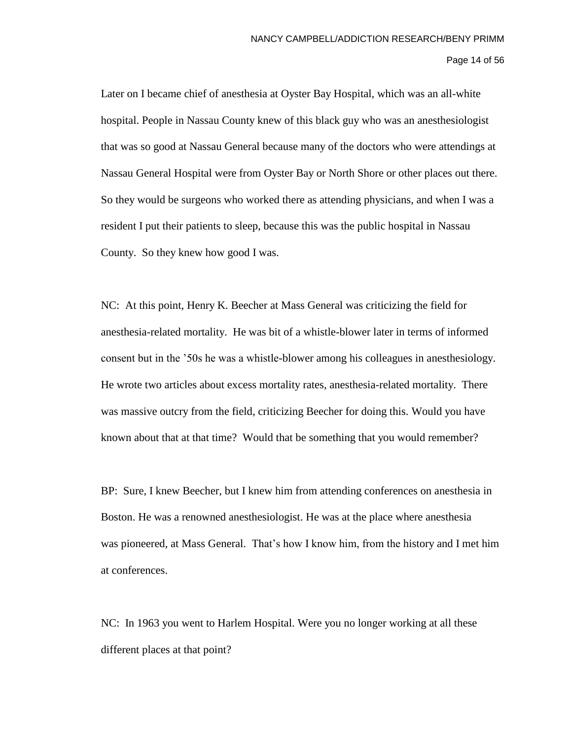Later on I became chief of anesthesia at Oyster Bay Hospital, which was an all-white hospital. People in Nassau County knew of this black guy who was an anesthesiologist that was so good at Nassau General because many of the doctors who were attendings at Nassau General Hospital were from Oyster Bay or North Shore or other places out there. So they would be surgeons who worked there as attending physicians, and when I was a resident I put their patients to sleep, because this was the public hospital in Nassau County. So they knew how good I was.

NC: At this point, Henry K. Beecher at Mass General was criticizing the field for anesthesia-related mortality. He was bit of a whistle-blower later in terms of informed consent but in the '50s he was a whistle-blower among his colleagues in anesthesiology. He wrote two articles about excess mortality rates, anesthesia-related mortality. There was massive outcry from the field, criticizing Beecher for doing this. Would you have known about that at that time? Would that be something that you would remember?

BP: Sure, I knew Beecher, but I knew him from attending conferences on anesthesia in Boston. He was a renowned anesthesiologist. He was at the place where anesthesia was pioneered, at Mass General. That's how I know him, from the history and I met him at conferences.

NC: In 1963 you went to Harlem Hospital. Were you no longer working at all these different places at that point?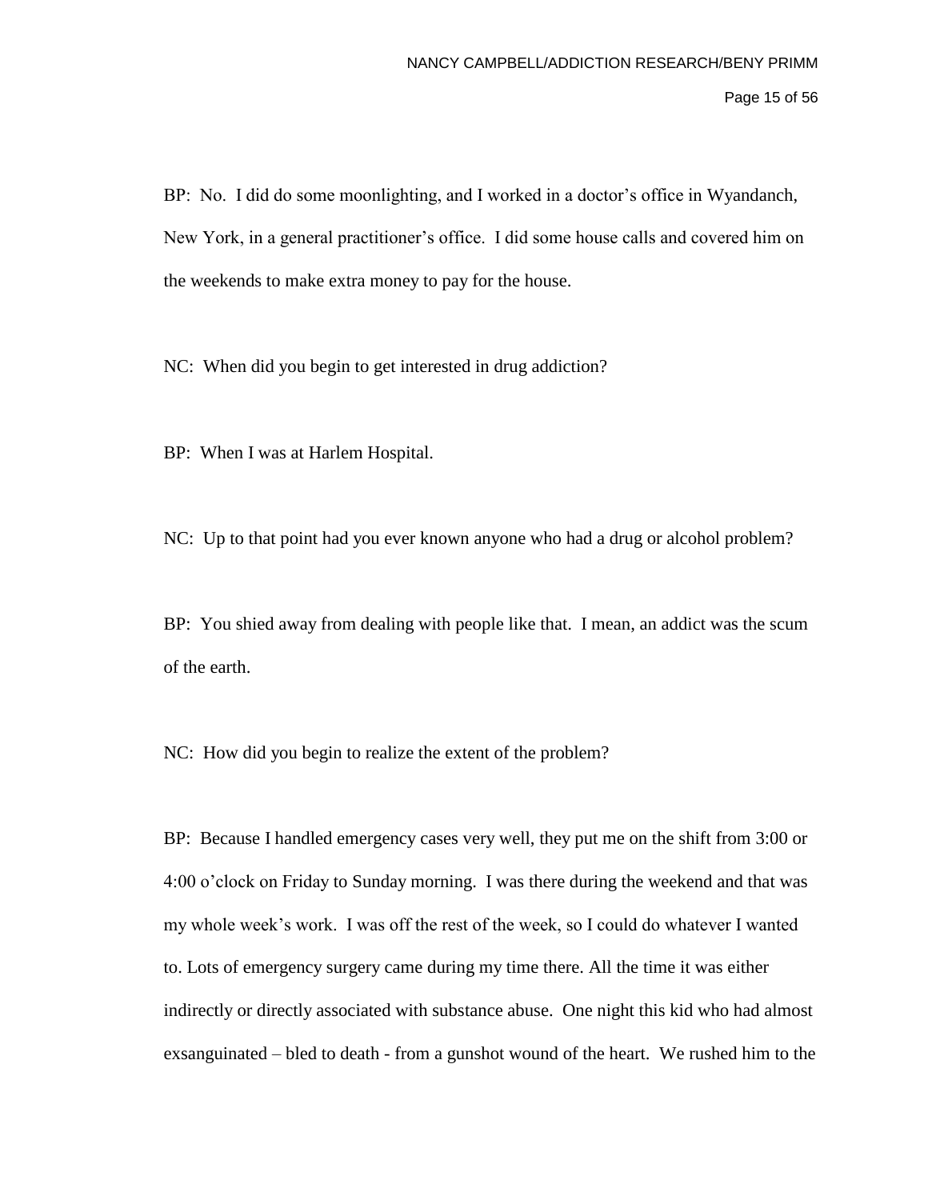BP: No. I did do some moonlighting, and I worked in a doctor's office in Wyandanch, New York, in a general practitioner's office. I did some house calls and covered him on the weekends to make extra money to pay for the house.

NC: When did you begin to get interested in drug addiction?

BP: When I was at Harlem Hospital.

NC: Up to that point had you ever known anyone who had a drug or alcohol problem?

BP: You shied away from dealing with people like that. I mean, an addict was the scum of the earth.

NC: How did you begin to realize the extent of the problem?

BP: Because I handled emergency cases very well, they put me on the shift from 3:00 or 4:00 o'clock on Friday to Sunday morning. I was there during the weekend and that was my whole week's work. I was off the rest of the week, so I could do whatever I wanted to. Lots of emergency surgery came during my time there. All the time it was either indirectly or directly associated with substance abuse. One night this kid who had almost exsanguinated – bled to death - from a gunshot wound of the heart. We rushed him to the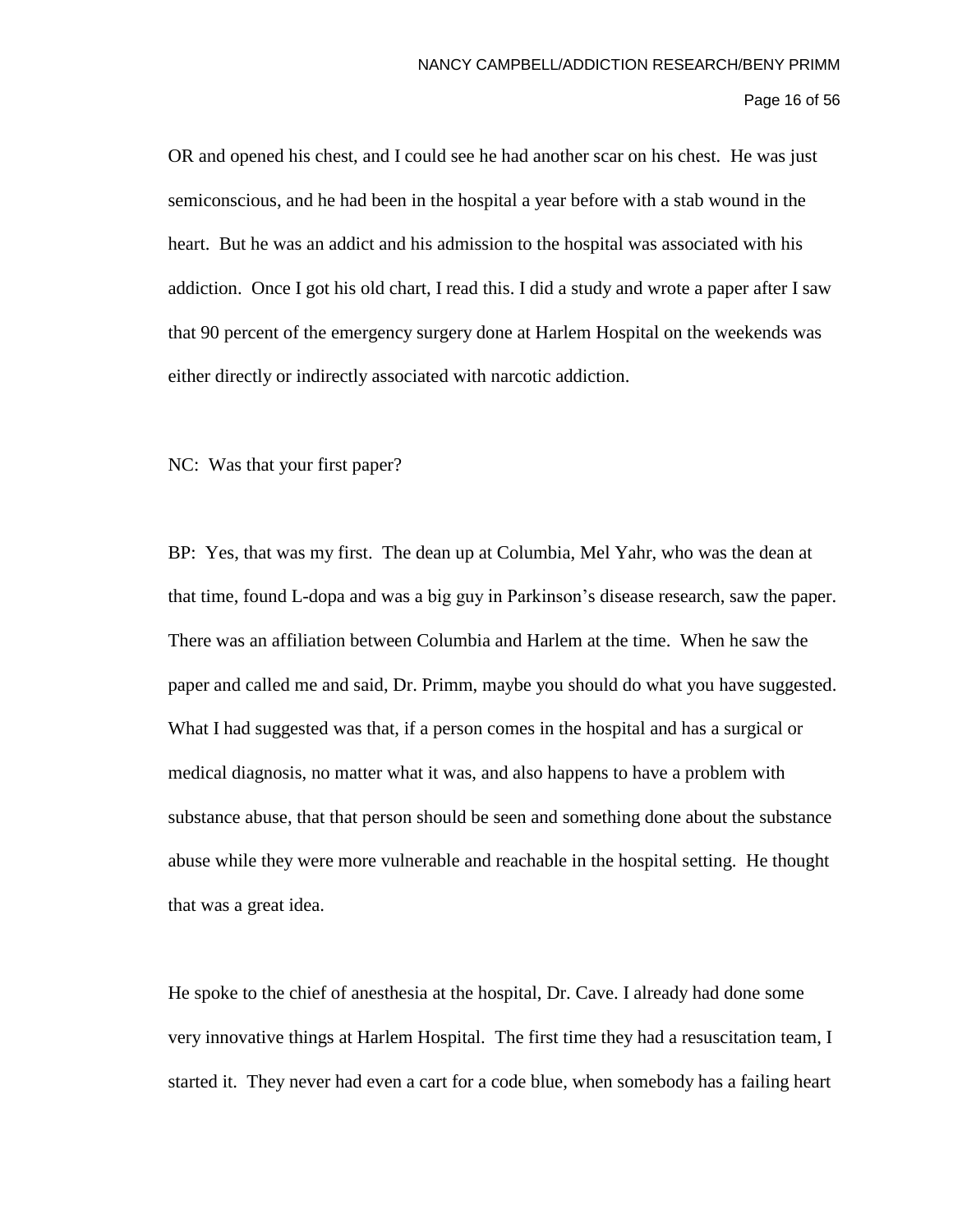OR and opened his chest, and I could see he had another scar on his chest. He was just semiconscious, and he had been in the hospital a year before with a stab wound in the heart. But he was an addict and his admission to the hospital was associated with his addiction. Once I got his old chart, I read this. I did a study and wrote a paper after I saw that 90 percent of the emergency surgery done at Harlem Hospital on the weekends was either directly or indirectly associated with narcotic addiction.

NC: Was that your first paper?

BP: Yes, that was my first. The dean up at Columbia, Mel Yahr, who was the dean at that time, found L-dopa and was a big guy in Parkinson's disease research, saw the paper. There was an affiliation between Columbia and Harlem at the time. When he saw the paper and called me and said, Dr. Primm, maybe you should do what you have suggested. What I had suggested was that, if a person comes in the hospital and has a surgical or medical diagnosis, no matter what it was, and also happens to have a problem with substance abuse, that that person should be seen and something done about the substance abuse while they were more vulnerable and reachable in the hospital setting. He thought that was a great idea.

He spoke to the chief of anesthesia at the hospital, Dr. Cave. I already had done some very innovative things at Harlem Hospital. The first time they had a resuscitation team, I started it. They never had even a cart for a code blue, when somebody has a failing heart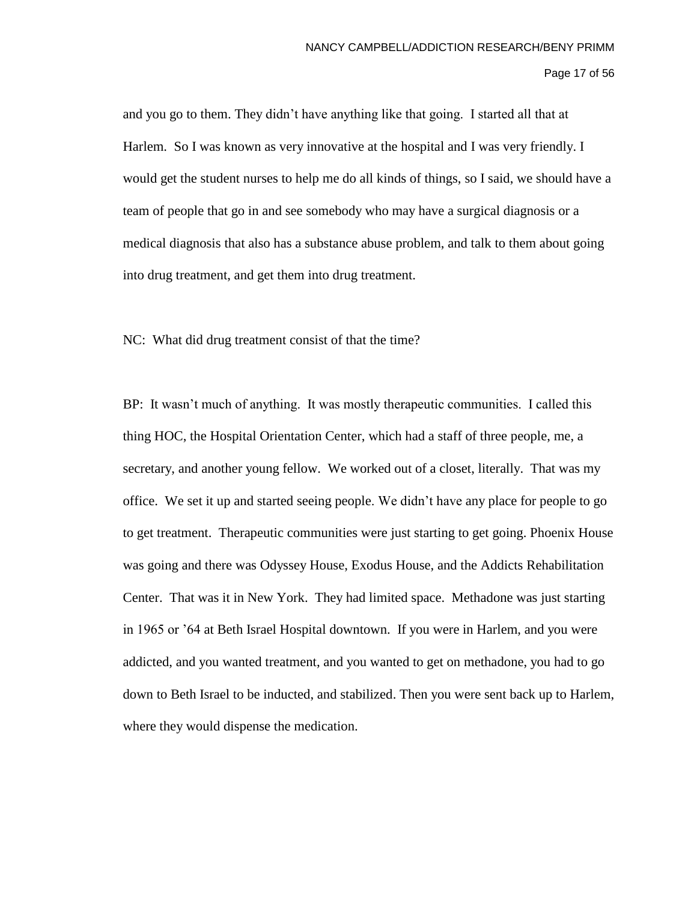and you go to them. They didn't have anything like that going. I started all that at Harlem. So I was known as very innovative at the hospital and I was very friendly. I would get the student nurses to help me do all kinds of things, so I said, we should have a team of people that go in and see somebody who may have a surgical diagnosis or a medical diagnosis that also has a substance abuse problem, and talk to them about going into drug treatment, and get them into drug treatment.

NC: What did drug treatment consist of that the time?

BP: It wasn't much of anything. It was mostly therapeutic communities. I called this thing HOC, the Hospital Orientation Center, which had a staff of three people, me, a secretary, and another young fellow. We worked out of a closet, literally. That was my office. We set it up and started seeing people. We didn't have any place for people to go to get treatment. Therapeutic communities were just starting to get going. Phoenix House was going and there was Odyssey House, Exodus House, and the Addicts Rehabilitation Center. That was it in New York. They had limited space. Methadone was just starting in 1965 or '64 at Beth Israel Hospital downtown. If you were in Harlem, and you were addicted, and you wanted treatment, and you wanted to get on methadone, you had to go down to Beth Israel to be inducted, and stabilized. Then you were sent back up to Harlem, where they would dispense the medication.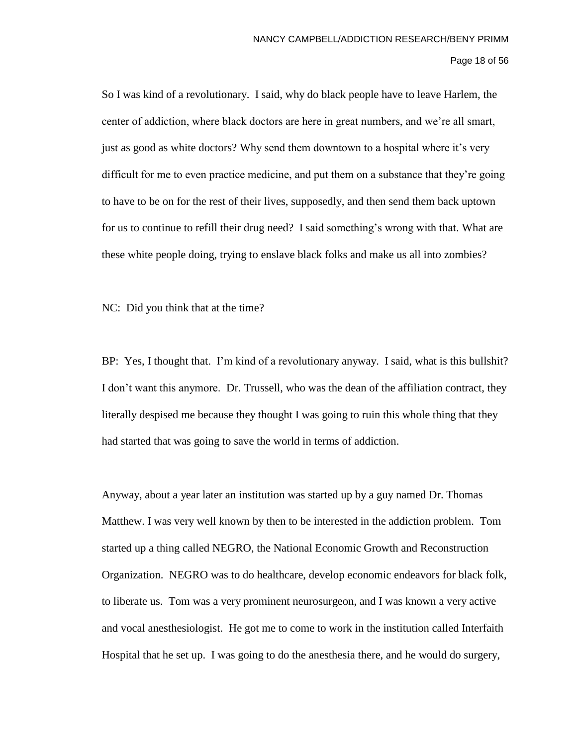So I was kind of a revolutionary. I said, why do black people have to leave Harlem, the center of addiction, where black doctors are here in great numbers, and we're all smart, just as good as white doctors? Why send them downtown to a hospital where it's very difficult for me to even practice medicine, and put them on a substance that they're going to have to be on for the rest of their lives, supposedly, and then send them back uptown for us to continue to refill their drug need? I said something's wrong with that. What are these white people doing, trying to enslave black folks and make us all into zombies?

NC: Did you think that at the time?

BP: Yes, I thought that. I'm kind of a revolutionary anyway. I said, what is this bullshit? I don't want this anymore. Dr. Trussell, who was the dean of the affiliation contract, they literally despised me because they thought I was going to ruin this whole thing that they had started that was going to save the world in terms of addiction.

Anyway, about a year later an institution was started up by a guy named Dr. Thomas Matthew. I was very well known by then to be interested in the addiction problem. Tom started up a thing called NEGRO, the National Economic Growth and Reconstruction Organization. NEGRO was to do healthcare, develop economic endeavors for black folk, to liberate us. Tom was a very prominent neurosurgeon, and I was known a very active and vocal anesthesiologist. He got me to come to work in the institution called Interfaith Hospital that he set up. I was going to do the anesthesia there, and he would do surgery,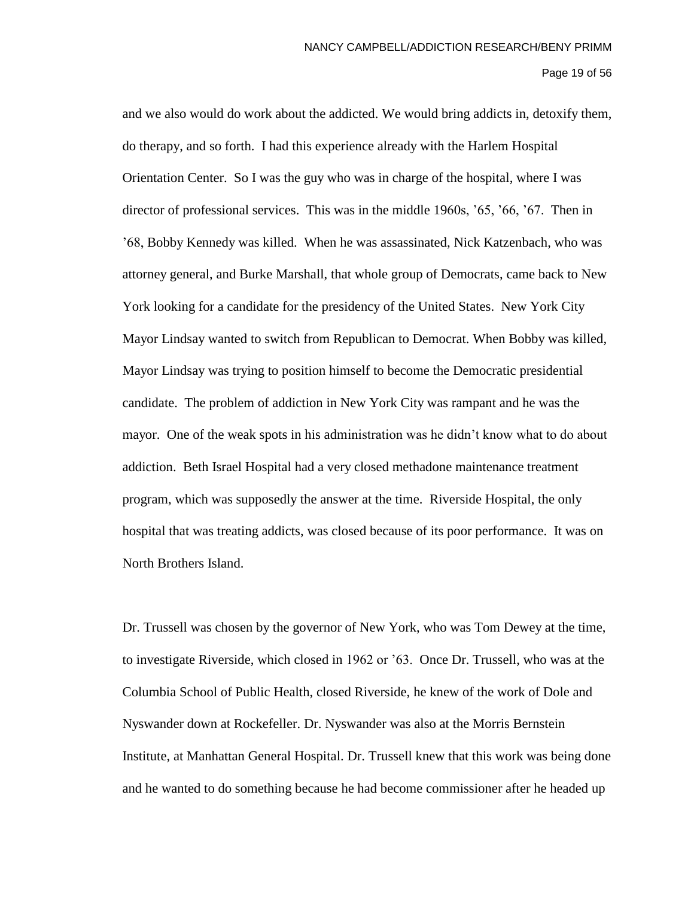and we also would do work about the addicted. We would bring addicts in, detoxify them, do therapy, and so forth. I had this experience already with the Harlem Hospital Orientation Center. So I was the guy who was in charge of the hospital, where I was director of professional services. This was in the middle 1960s, '65, '66, '67. Then in '68, Bobby Kennedy was killed. When he was assassinated, Nick Katzenbach, who was attorney general, and Burke Marshall, that whole group of Democrats, came back to New York looking for a candidate for the presidency of the United States. New York City Mayor Lindsay wanted to switch from Republican to Democrat. When Bobby was killed, Mayor Lindsay was trying to position himself to become the Democratic presidential candidate. The problem of addiction in New York City was rampant and he was the mayor. One of the weak spots in his administration was he didn't know what to do about addiction. Beth Israel Hospital had a very closed methadone maintenance treatment program, which was supposedly the answer at the time. Riverside Hospital, the only hospital that was treating addicts, was closed because of its poor performance. It was on North Brothers Island.

Dr. Trussell was chosen by the governor of New York, who was Tom Dewey at the time, to investigate Riverside, which closed in 1962 or '63. Once Dr. Trussell, who was at the Columbia School of Public Health, closed Riverside, he knew of the work of Dole and Nyswander down at Rockefeller. Dr. Nyswander was also at the Morris Bernstein Institute, at Manhattan General Hospital. Dr. Trussell knew that this work was being done and he wanted to do something because he had become commissioner after he headed up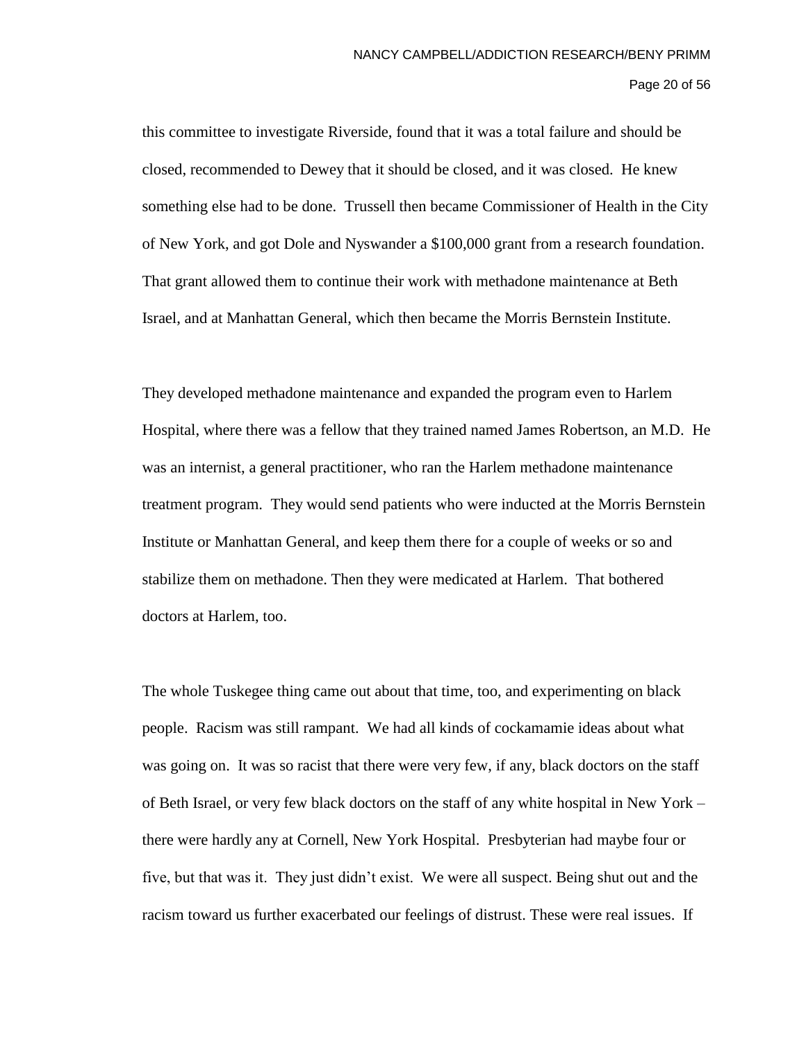this committee to investigate Riverside, found that it was a total failure and should be closed, recommended to Dewey that it should be closed, and it was closed. He knew something else had to be done. Trussell then became Commissioner of Health in the City of New York, and got Dole and Nyswander a $100,000 grant from a research foundation. That grant allowed them to continue their work with methadone maintenance at Beth Israel, and at Manhattan General, which then became the Morris Bernstein Institute.

They developed methadone maintenance and expanded the program even to Harlem Hospital, where there was a fellow that they trained named James Robertson, an M.D. He was an internist, a general practitioner, who ran the Harlem methadone maintenance treatment program. They would send patients who were inducted at the Morris Bernstein Institute or Manhattan General, and keep them there for a couple of weeks or so and stabilize them on methadone. Then they were medicated at Harlem. That bothered doctors at Harlem, too.

The whole Tuskegee thing came out about that time, too, and experimenting on black people. Racism was still rampant. We had all kinds of cockamamie ideas about what was going on. It was so racist that there were very few, if any, black doctors on the staff of Beth Israel, or very few black doctors on the staff of any white hospital in New York – there were hardly any at Cornell, New York Hospital. Presbyterian had maybe four or five, but that was it. They just didn't exist. We were all suspect. Being shut out and the racism toward us further exacerbated our feelings of distrust. These were real issues. If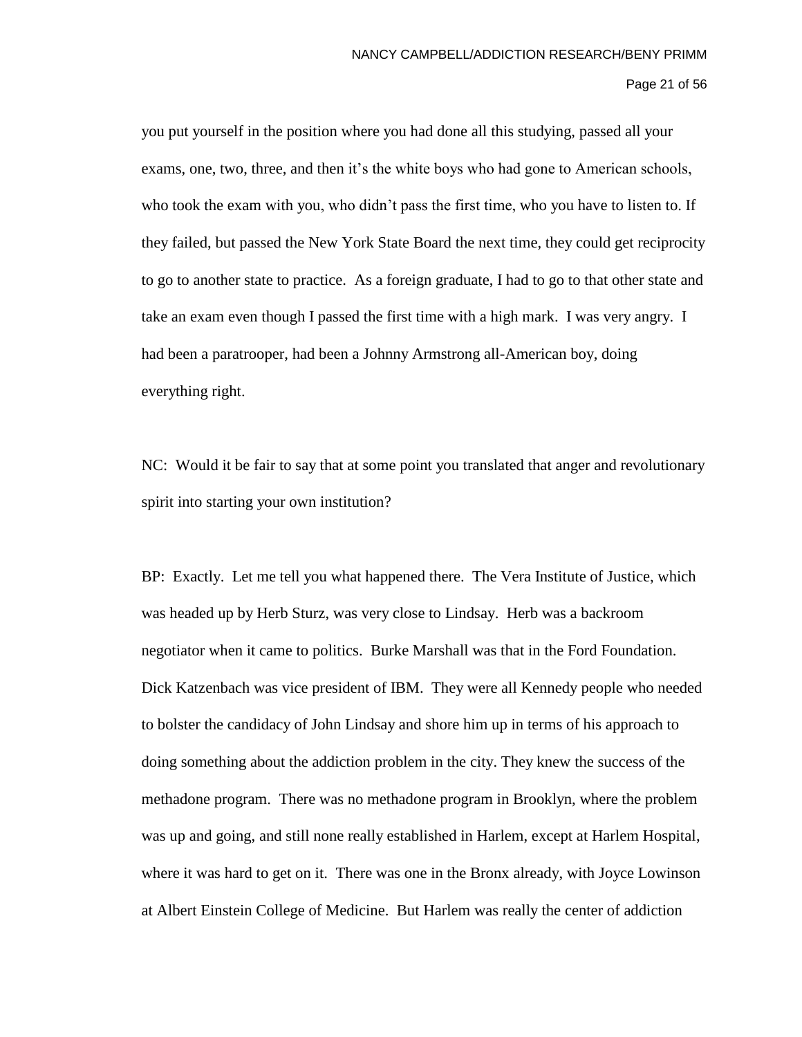you put yourself in the position where you had done all this studying, passed all your exams, one, two, three, and then it's the white boys who had gone to American schools, who took the exam with you, who didn't pass the first time, who you have to listen to. If they failed, but passed the New York State Board the next time, they could get reciprocity to go to another state to practice. As a foreign graduate, I had to go to that other state and take an exam even though I passed the first time with a high mark. I was very angry. I had been a paratrooper, had been a Johnny Armstrong all-American boy, doing everything right.

NC: Would it be fair to say that at some point you translated that anger and revolutionary spirit into starting your own institution?

BP: Exactly. Let me tell you what happened there. The Vera Institute of Justice, which was headed up by Herb Sturz, was very close to Lindsay. Herb was a backroom negotiator when it came to politics. Burke Marshall was that in the Ford Foundation. Dick Katzenbach was vice president of IBM. They were all Kennedy people who needed to bolster the candidacy of John Lindsay and shore him up in terms of his approach to doing something about the addiction problem in the city. They knew the success of the methadone program. There was no methadone program in Brooklyn, where the problem was up and going, and still none really established in Harlem, except at Harlem Hospital, where it was hard to get on it. There was one in the Bronx already, with Joyce Lowinson at Albert Einstein College of Medicine. But Harlem was really the center of addiction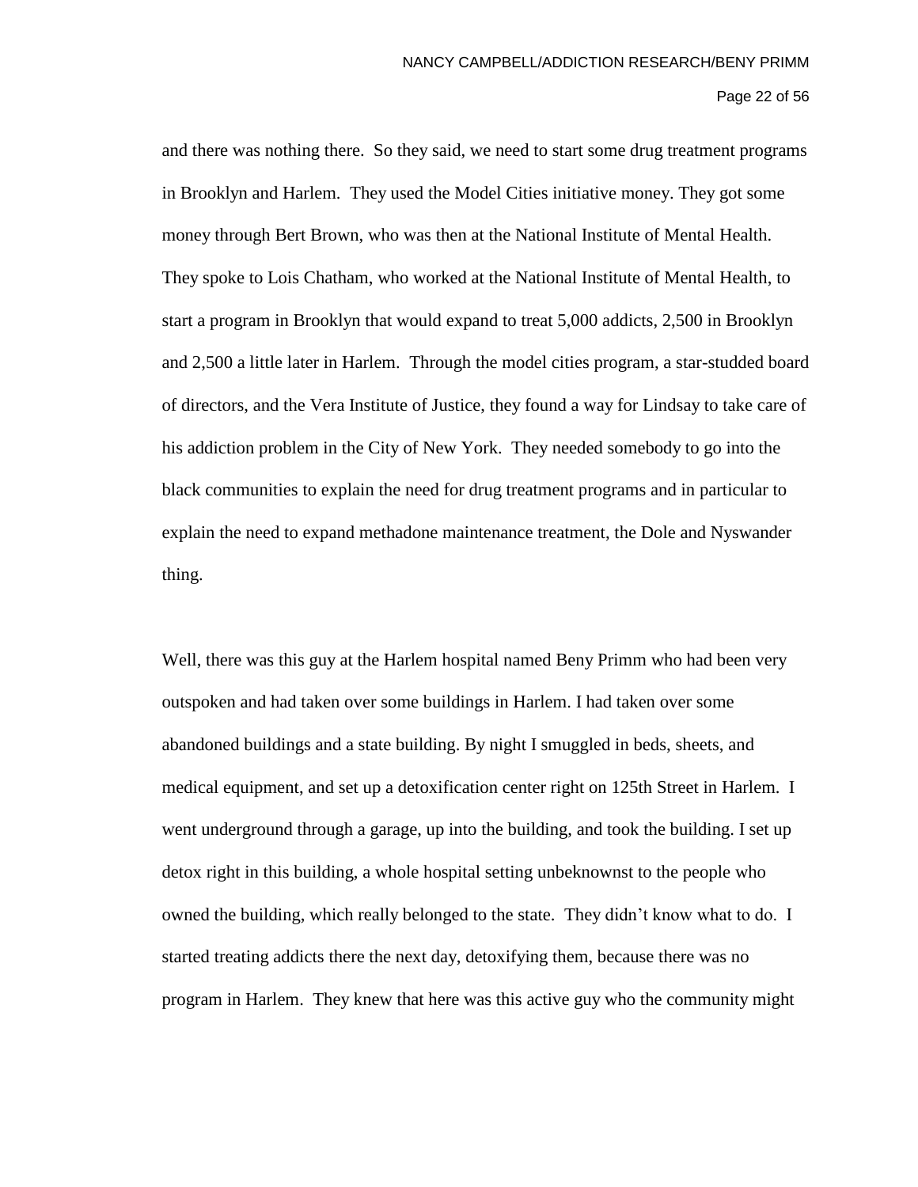and there was nothing there. So they said, we need to start some drug treatment programs in Brooklyn and Harlem. They used the Model Cities initiative money. They got some money through Bert Brown, who was then at the National Institute of Mental Health. They spoke to Lois Chatham, who worked at the National Institute of Mental Health, to start a program in Brooklyn that would expand to treat 5,000 addicts, 2,500 in Brooklyn and 2,500 a little later in Harlem. Through the model cities program, a star-studded board of directors, and the Vera Institute of Justice, they found a way for Lindsay to take care of his addiction problem in the City of New York. They needed somebody to go into the black communities to explain the need for drug treatment programs and in particular to explain the need to expand methadone maintenance treatment, the Dole and Nyswander thing.

Well, there was this guy at the Harlem hospital named Beny Primm who had been very outspoken and had taken over some buildings in Harlem. I had taken over some abandoned buildings and a state building. By night I smuggled in beds, sheets, and medical equipment, and set up a detoxification center right on 125th Street in Harlem. I went underground through a garage, up into the building, and took the building. I set up detox right in this building, a whole hospital setting unbeknownst to the people who owned the building, which really belonged to the state. They didn't know what to do. I started treating addicts there the next day, detoxifying them, because there was no program in Harlem. They knew that here was this active guy who the community might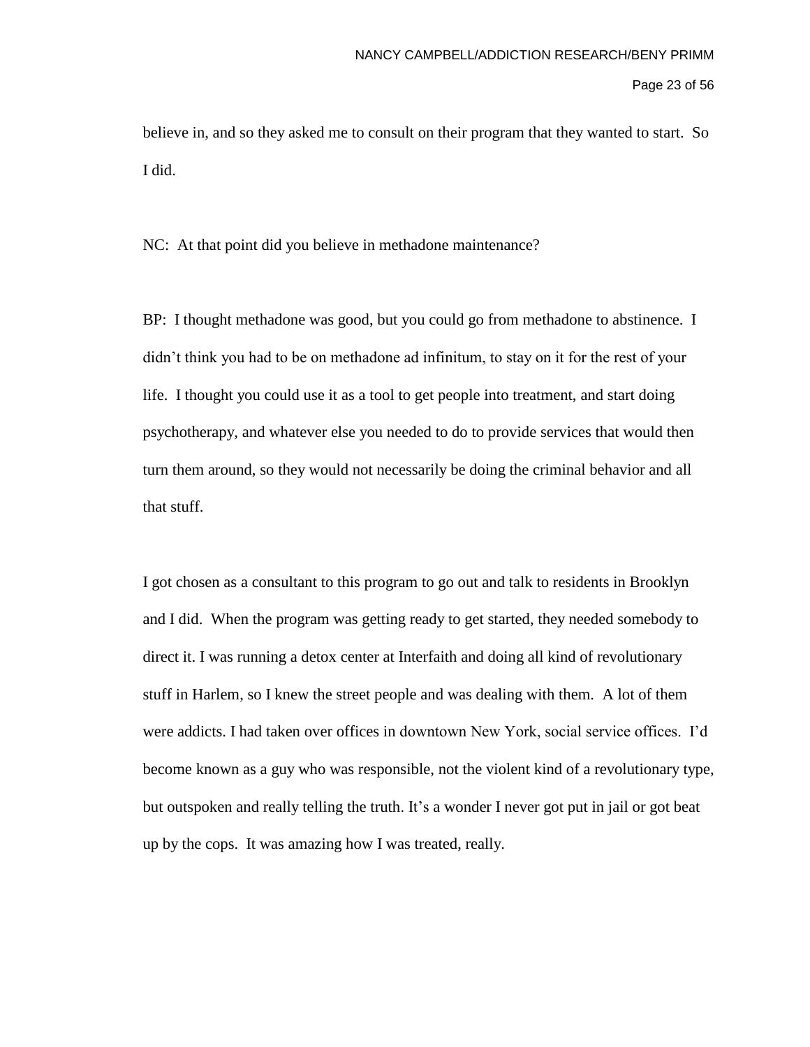believe in, and so they asked me to consult on their program that they wanted to start. So I did.

NC: At that point did you believe in methadone maintenance?

BP: I thought methadone was good, but you could go from methadone to abstinence. I didn't think you had to be on methadone ad infinitum, to stay on it for the rest of your life. I thought you could use it as a tool to get people into treatment, and start doing psychotherapy, and whatever else you needed to do to provide services that would then turn them around, so they would not necessarily be doing the criminal behavior and all that stuff.

I got chosen as a consultant to this program to go out and talk to residents in Brooklyn and I did. When the program was getting ready to get started, they needed somebody to direct it. I was running a detox center at Interfaith and doing all kind of revolutionary stuff in Harlem, so I knew the street people and was dealing with them. A lot of them were addicts. I had taken over offices in downtown New York, social service offices. I'd become known as a guy who was responsible, not the violent kind of a revolutionary type, but outspoken and really telling the truth. It's a wonder I never got put in jail or got beat up by the cops. It was amazing how I was treated, really.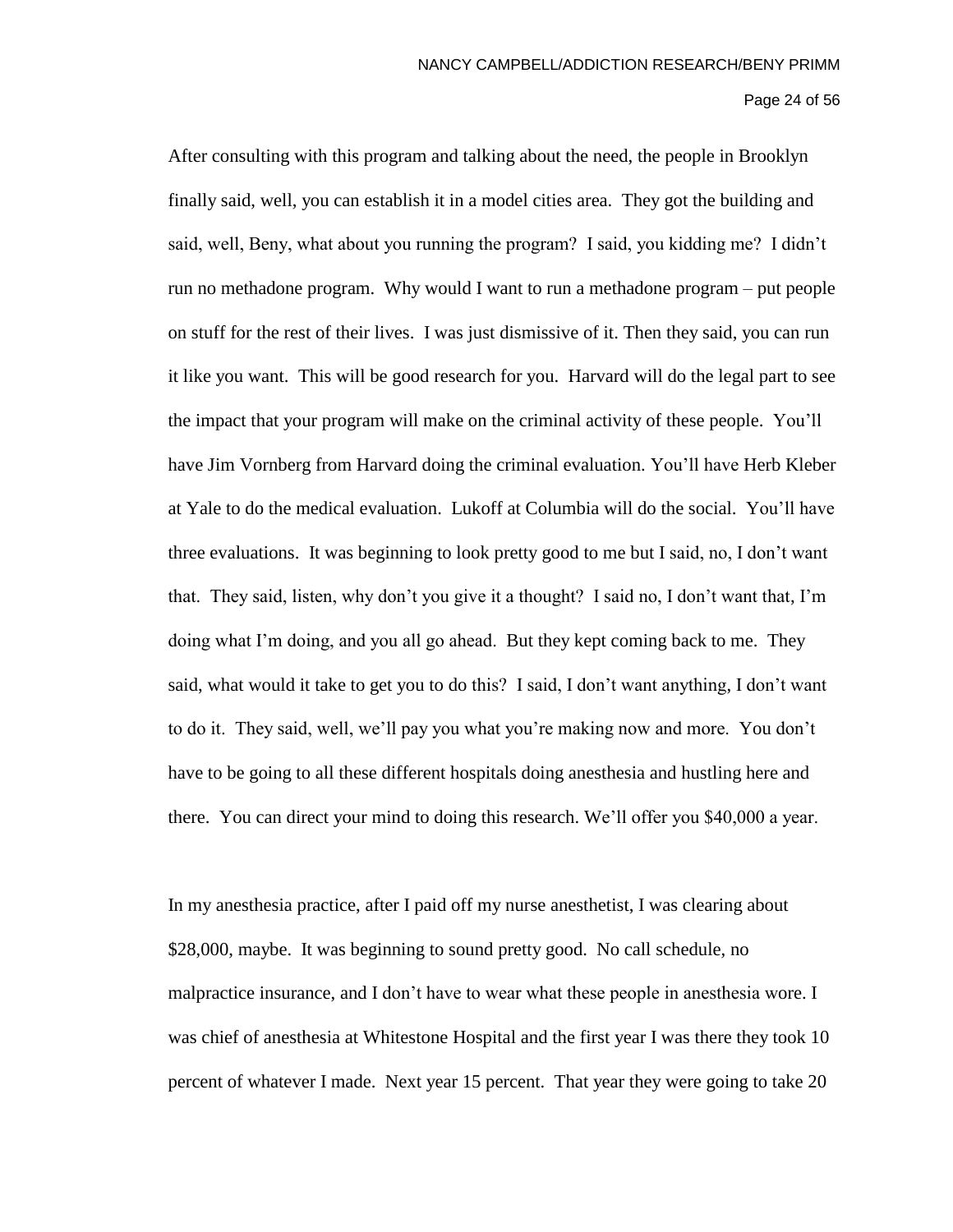After consulting with this program and talking about the need, the people in Brooklyn finally said, well, you can establish it in a model cities area. They got the building and said, well, Beny, what about you running the program? I said, you kidding me? I didn't run no methadone program. Why would I want to run a methadone program – put people on stuff for the rest of their lives. I was just dismissive of it. Then they said, you can run it like you want. This will be good research for you. Harvard will do the legal part to see the impact that your program will make on the criminal activity of these people. You'll have Jim Vornberg from Harvard doing the criminal evaluation. You'll have Herb Kleber at Yale to do the medical evaluation. Lukoff at Columbia will do the social. You'll have three evaluations. It was beginning to look pretty good to me but I said, no, I don't want that. They said, listen, why don't you give it a thought? I said no, I don't want that, I'm doing what I'm doing, and you all go ahead. But they kept coming back to me. They said, what would it take to get you to do this? I said, I don't want anything, I don't want to do it. They said, well, we'll pay you what you're making now and more. You don't have to be going to all these different hospitals doing anesthesia and hustling here and there. You can direct your mind to doing this research. We'll offer you $40,000 a year.

In my anesthesia practice, after I paid off my nurse anesthetist, I was clearing about $28,000, maybe. It was beginning to sound pretty good. No call schedule, no malpractice insurance, and I don't have to wear what these people in anesthesia wore. I was chief of anesthesia at Whitestone Hospital and the first year I was there they took 10 percent of whatever I made. Next year 15 percent. That year they were going to take 20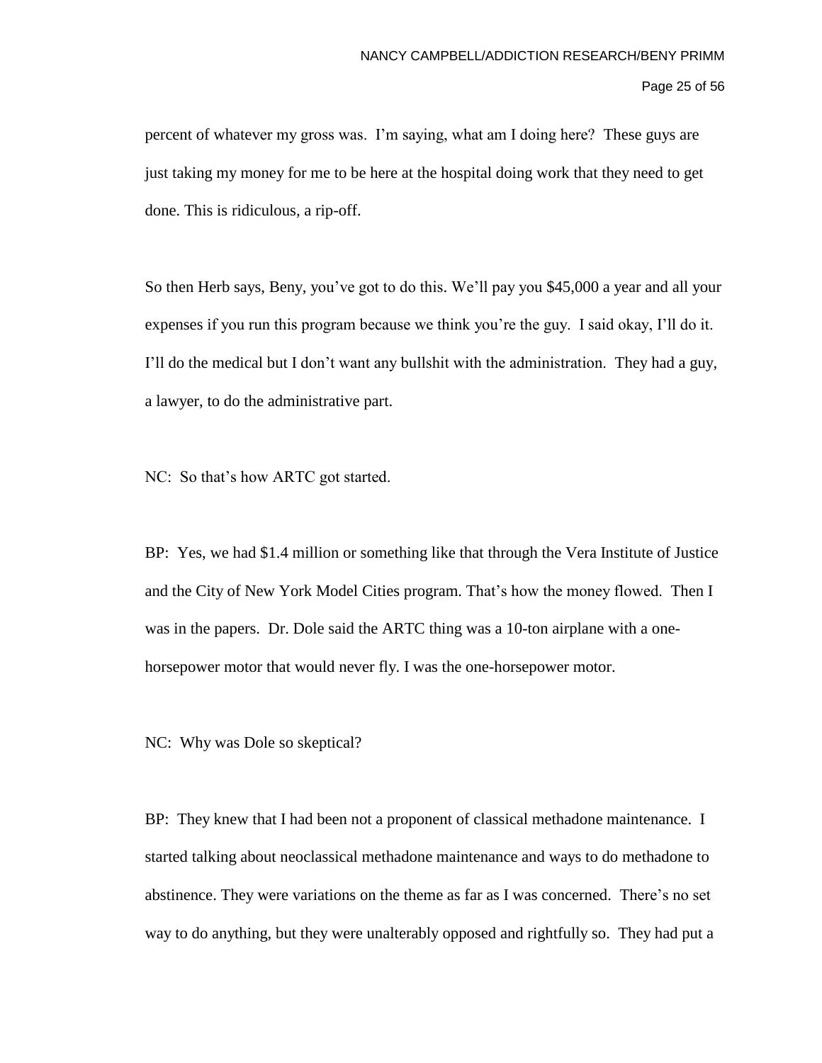percent of whatever my gross was. I'm saying, what am I doing here? These guys are just taking my money for me to be here at the hospital doing work that they need to get done. This is ridiculous, a rip-off.

So then Herb says, Beny, you've got to do this. We'll pay you $45,000 a year and all your expenses if you run this program because we think you're the guy. I said okay, I'll do it. I'll do the medical but I don't want any bullshit with the administration. They had a guy, a lawyer, to do the administrative part.

NC: So that's how ARTC got started.

BP: Yes, we had $1.4 million or something like that through the Vera Institute of Justice and the City of New York Model Cities program. That's how the money flowed. Then I was in the papers. Dr. Dole said the ARTC thing was a 10-ton airplane with a one-horsepower motor that would never fly. I was the one-horsepower motor.

NC: Why was Dole so skeptical?

BP: They knew that I had been not a proponent of classical methadone maintenance. I started talking about neoclassical methadone maintenance and ways to do methadone to abstinence. They were variations on the theme as far as I was concerned. There's no set way to do anything, but they were unalterably opposed and rightfully so. They had put a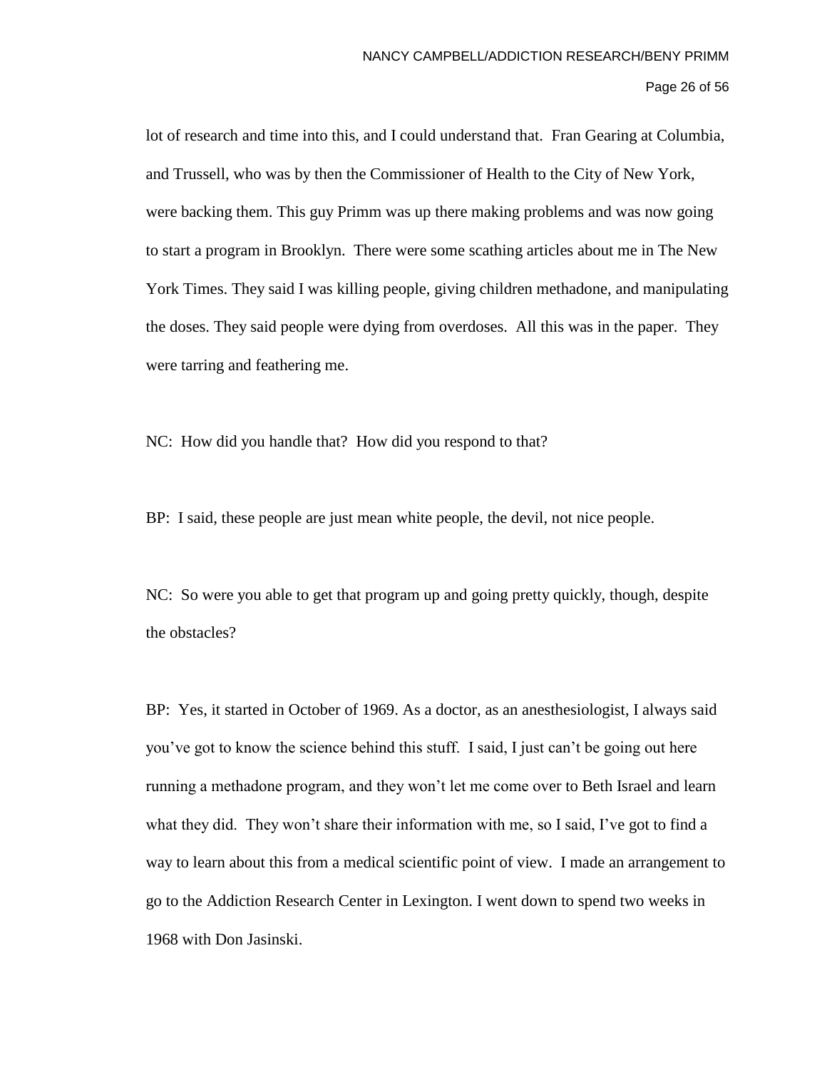lot of research and time into this, and I could understand that. Fran Gearing at Columbia, and Trussell, who was by then the Commissioner of Health to the City of New York, were backing them. This guy Primm was up there making problems and was now going to start a program in Brooklyn. There were some scathing articles about me in The New York Times. They said I was killing people, giving children methadone, and manipulating the doses. They said people were dying from overdoses. All this was in the paper. They were tarring and feathering me.

NC: How did you handle that? How did you respond to that?

BP: I said, these people are just mean white people, the devil, not nice people.

NC: So were you able to get that program up and going pretty quickly, though, despite the obstacles?

BP: Yes, it started in October of 1969. As a doctor, as an anesthesiologist, I always said you've got to know the science behind this stuff. I said, I just can't be going out here running a methadone program, and they won't let me come over to Beth Israel and learn what they did. They won't share their information with me, so I said, I've got to find a way to learn about this from a medical scientific point of view. I made an arrangement to go to the Addiction Research Center in Lexington. I went down to spend two weeks in 1968 with Don Jasinski.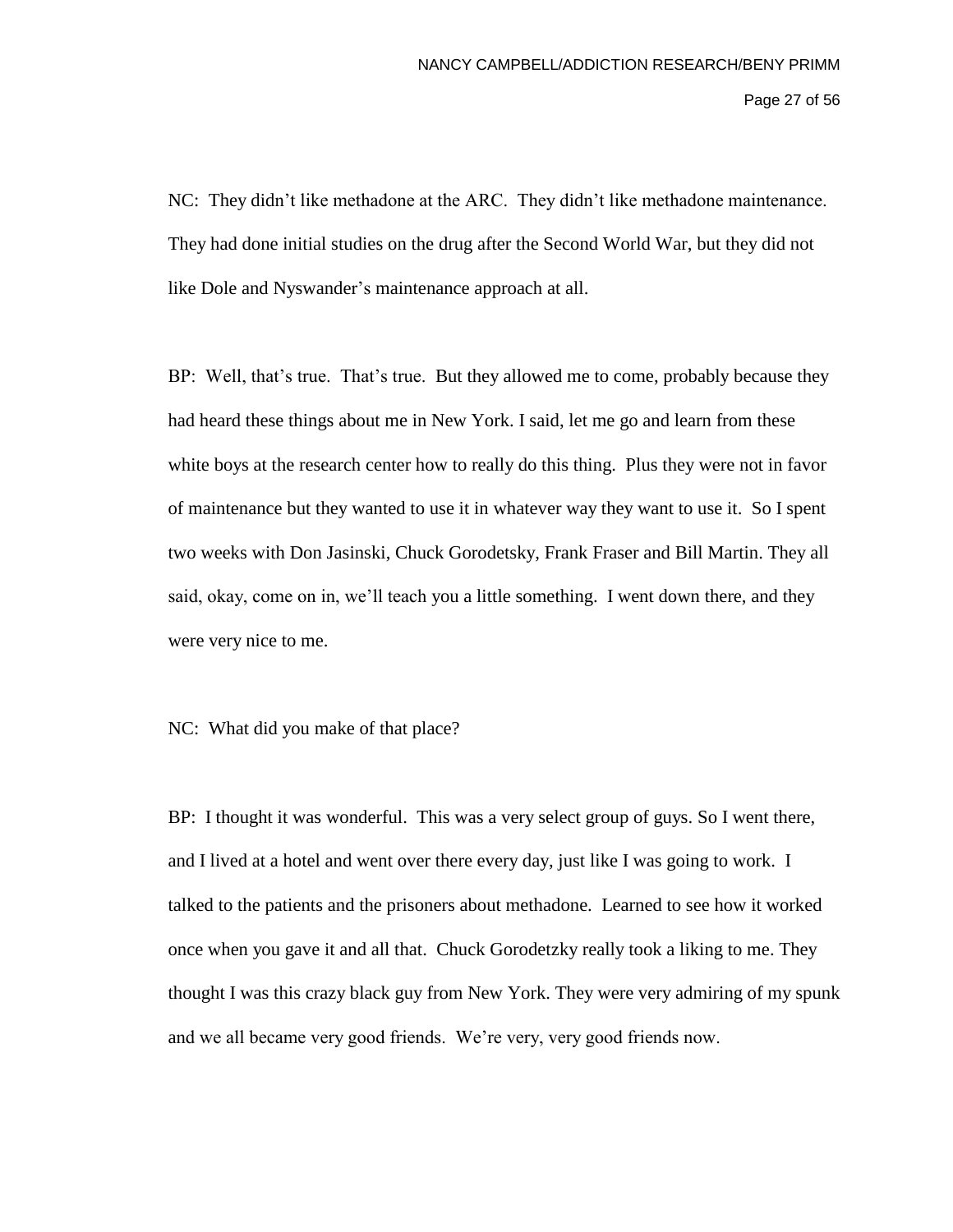NC: They didn't like methadone at the ARC. They didn't like methadone maintenance. They had done initial studies on the drug after the Second World War, but they did not like Dole and Nyswander's maintenance approach at all.

BP: Well, that's true. That's true. But they allowed me to come, probably because they had heard these things about me in New York. I said, let me go and learn from these white boys at the research center how to really do this thing. Plus they were not in favor of maintenance but they wanted to use it in whatever way they want to use it. So I spent two weeks with Don Jasinski, Chuck Gorodetsky, Frank Fraser and Bill Martin. They all said, okay, come on in, we'll teach you a little something. I went down there, and they were very nice to me.

NC: What did you make of that place?

BP: I thought it was wonderful. This was a very select group of guys. So I went there, and I lived at a hotel and went over there every day, just like I was going to work. I talked to the patients and the prisoners about methadone. Learned to see how it worked once when you gave it and all that. Chuck Gorodetzky really took a liking to me. They thought I was this crazy black guy from New York. They were very admiring of my spunk and we all became very good friends. We're very, very good friends now.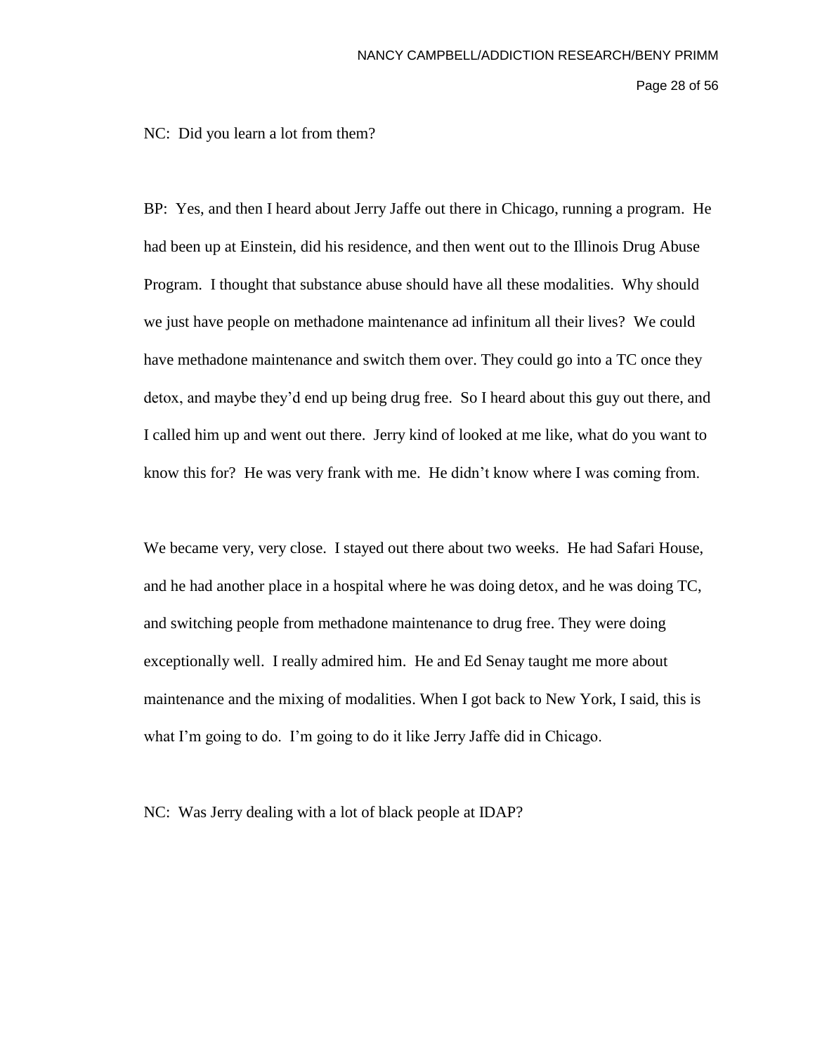NC: Did you learn a lot from them?

BP: Yes, and then I heard about Jerry Jaffe out there in Chicago, running a program. He had been up at Einstein, did his residence, and then went out to the Illinois Drug Abuse Program. I thought that substance abuse should have all these modalities. Why should we just have people on methadone maintenance ad infinitum all their lives? We could have methadone maintenance and switch them over. They could go into a TC once they detox, and maybe they'd end up being drug free. So I heard about this guy out there, and I called him up and went out there. Jerry kind of looked at me like, what do you want to know this for? He was very frank with me. He didn't know where I was coming from.

We became very, very close. I stayed out there about two weeks. He had Safari House, and he had another place in a hospital where he was doing detox, and he was doing TC, and switching people from methadone maintenance to drug free. They were doing exceptionally well. I really admired him. He and Ed Senay taught me more about maintenance and the mixing of modalities. When I got back to New York, I said, this is what I'm going to do. I'm going to do it like Jerry Jaffe did in Chicago.

NC: Was Jerry dealing with a lot of black people at IDAP?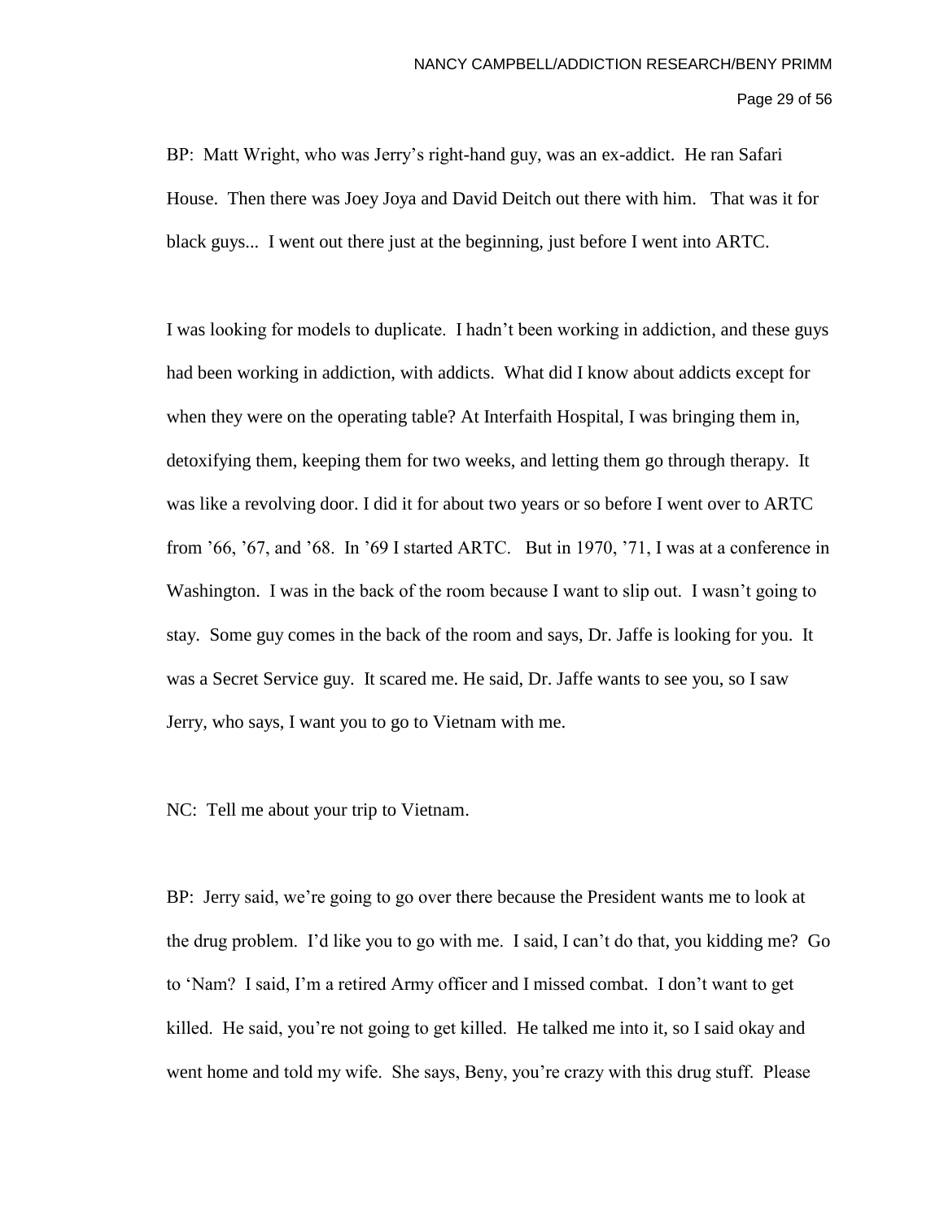BP: Matt Wright, who was Jerry's right-hand guy, was an ex-addict. He ran Safari House. Then there was Joey Joya and David Deitch out there with him. That was it for black guys... I went out there just at the beginning, just before I went into ARTC.

I was looking for models to duplicate. I hadn't been working in addiction, and these guys had been working in addiction, with addicts. What did I know about addicts except for when they were on the operating table? At Interfaith Hospital, I was bringing them in, detoxifying them, keeping them for two weeks, and letting them go through therapy. It was like a revolving door. I did it for about two years or so before I went over to ARTC from '66, '67, and '68. In '69 I started ARTC. But in 1970, '71, I was at a conference in Washington. I was in the back of the room because I want to slip out. I wasn't going to stay. Some guy comes in the back of the room and says, Dr. Jaffe is looking for you. It was a Secret Service guy. It scared me. He said, Dr. Jaffe wants to see you, so I saw Jerry, who says, I want you to go to Vietnam with me.

NC: Tell me about your trip to Vietnam.

BP: Jerry said, we're going to go over there because the President wants me to look at the drug problem. I'd like you to go with me. I said, I can't do that, you kidding me? Go to 'Nam? I said, I'm a retired Army officer and I missed combat. I don't want to get killed. He said, you're not going to get killed. He talked me into it, so I said okay and went home and told my wife. She says, Beny, you're crazy with this drug stuff. Please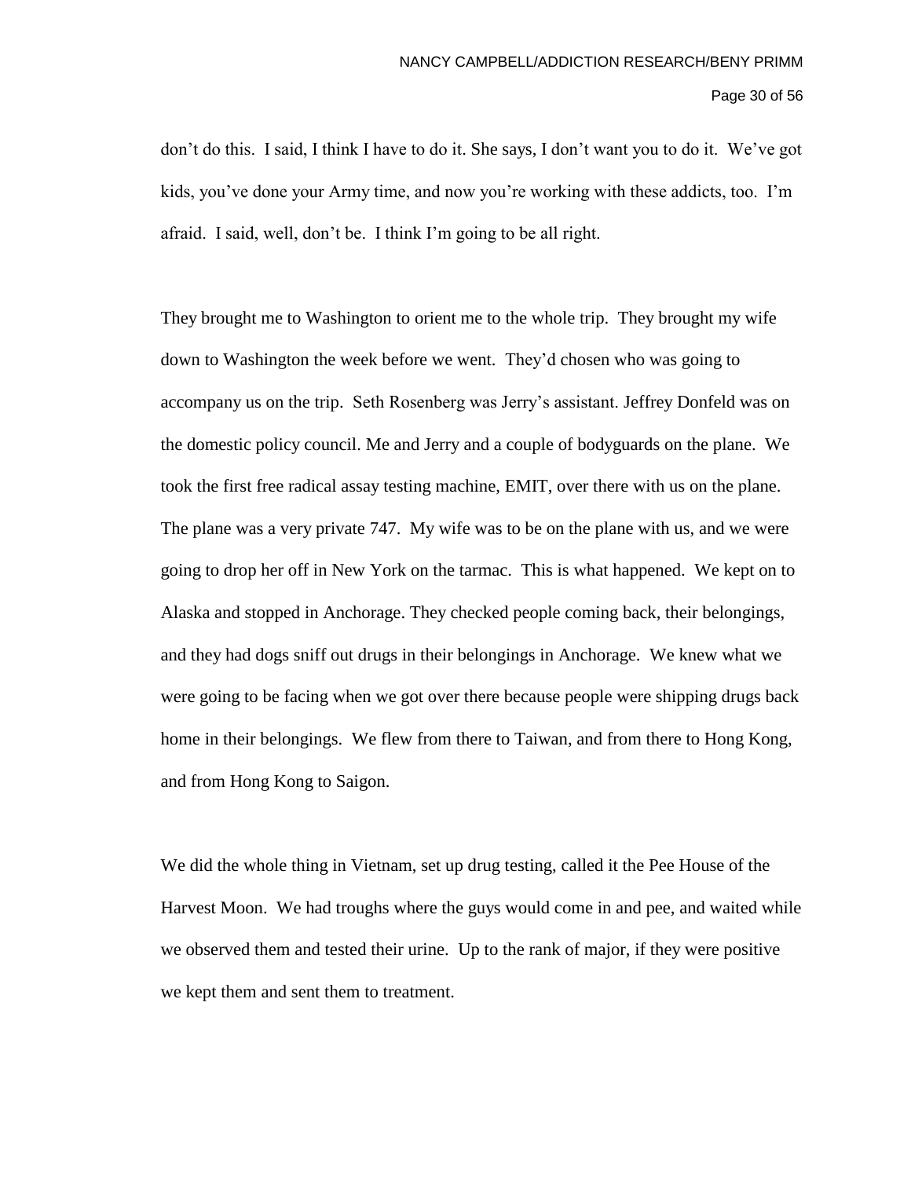don't do this. I said, I think I have to do it. She says, I don't want you to do it. We've got kids, you've done your Army time, and now you're working with these addicts, too. I'm afraid. I said, well, don't be. I think I'm going to be all right.

They brought me to Washington to orient me to the whole trip. They brought my wife down to Washington the week before we went. They'd chosen who was going to accompany us on the trip. Seth Rosenberg was Jerry's assistant. Jeffrey Donfeld was on the domestic policy council. Me and Jerry and a couple of bodyguards on the plane. We took the first free radical assay testing machine, EMIT, over there with us on the plane. The plane was a very private 747. My wife was to be on the plane with us, and we were going to drop her off in New York on the tarmac. This is what happened. We kept on to Alaska and stopped in Anchorage. They checked people coming back, their belongings, and they had dogs sniff out drugs in their belongings in Anchorage. We knew what we were going to be facing when we got over there because people were shipping drugs back home in their belongings. We flew from there to Taiwan, and from there to Hong Kong, and from Hong Kong to Saigon.

We did the whole thing in Vietnam, set up drug testing, called it the Pee House of the Harvest Moon. We had troughs where the guys would come in and pee, and waited while we observed them and tested their urine. Up to the rank of major, if they were positive we kept them and sent them to treatment.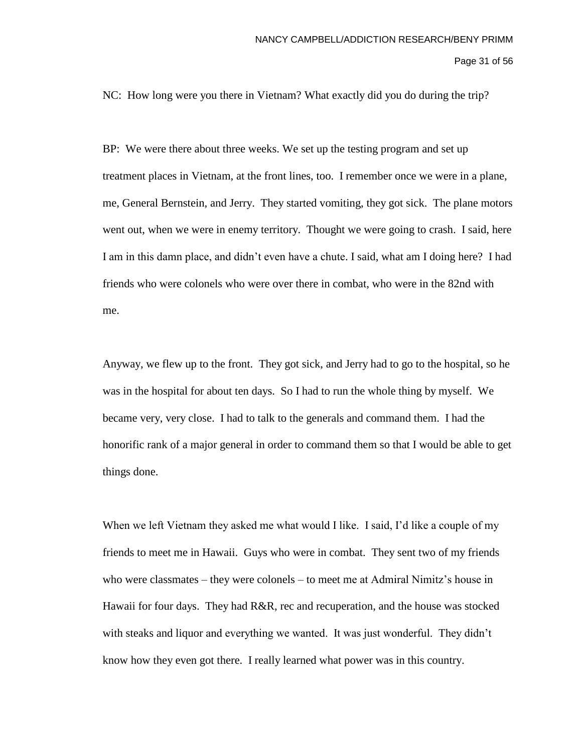NC: How long were you there in Vietnam? What exactly did you do during the trip?

BP: We were there about three weeks. We set up the testing program and set up treatment places in Vietnam, at the front lines, too. I remember once we were in a plane, me, General Bernstein, and Jerry. They started vomiting, they got sick. The plane motors went out, when we were in enemy territory. Thought we were going to crash. I said, here I am in this damn place, and didn't even have a chute. I said, what am I doing here? I had friends who were colonels who were over there in combat, who were in the 82nd with me.

Anyway, we flew up to the front. They got sick, and Jerry had to go to the hospital, so he was in the hospital for about ten days. So I had to run the whole thing by myself. We became very, very close. I had to talk to the generals and command them. I had the honorific rank of a major general in order to command them so that I would be able to get things done.

When we left Vietnam they asked me what would I like. I said, I'd like a couple of my friends to meet me in Hawaii. Guys who were in combat. They sent two of my friends who were classmates – they were colonels – to meet me at Admiral Nimitz's house in Hawaii for four days. They had R&R, rec and recuperation, and the house was stocked with steaks and liquor and everything we wanted. It was just wonderful. They didn't know how they even got there. I really learned what power was in this country.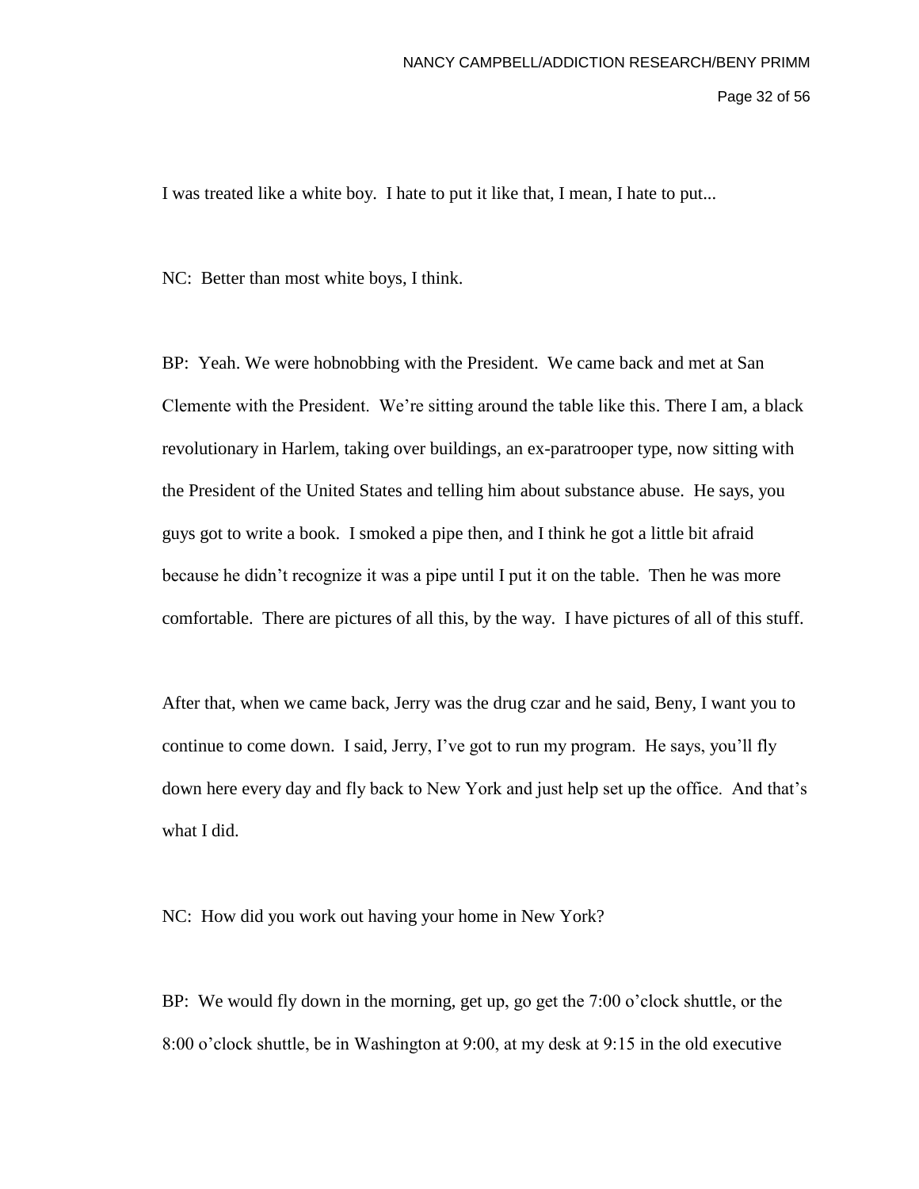I was treated like a white boy. I hate to put it like that, I mean, I hate to put...

NC: Better than most white boys, I think.

BP: Yeah. We were hobnobbing with the President. We came back and met at San Clemente with the President. We're sitting around the table like this. There I am, a black revolutionary in Harlem, taking over buildings, an ex-paratrooper type, now sitting with the President of the United States and telling him about substance abuse. He says, you guys got to write a book. I smoked a pipe then, and I think he got a little bit afraid because he didn't recognize it was a pipe until I put it on the table. Then he was more comfortable. There are pictures of all this, by the way. I have pictures of all of this stuff.

After that, when we came back, Jerry was the drug czar and he said, Beny, I want you to continue to come down. I said, Jerry, I've got to run my program. He says, you'll fly down here every day and fly back to New York and just help set up the office. And that's what I did.

NC: How did you work out having your home in New York?

BP: We would fly down in the morning, get up, go get the 7:00 o'clock shuttle, or the 8:00 o'clock shuttle, be in Washington at 9:00, at my desk at 9:15 in the old executive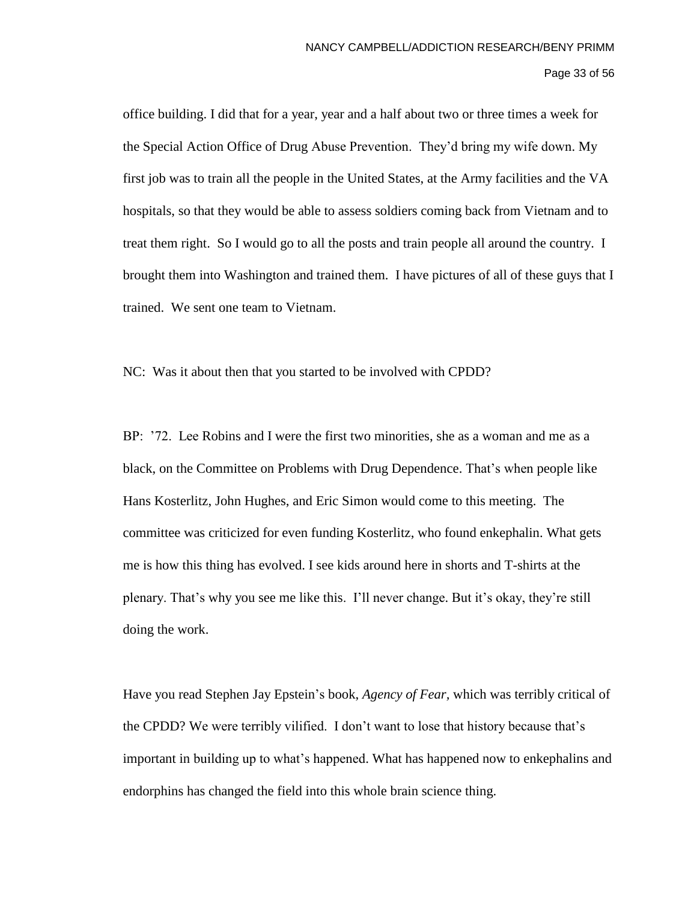office building. I did that for a year, year and a half about two or three times a week for the Special Action Office of Drug Abuse Prevention. They'd bring my wife down. My first job was to train all the people in the United States, at the Army facilities and the VA hospitals, so that they would be able to assess soldiers coming back from Vietnam and to treat them right. So I would go to all the posts and train people all around the country. I brought them into Washington and trained them. I have pictures of all of these guys that I trained. We sent one team to Vietnam.

NC: Was it about then that you started to be involved with CPDD?

BP: '72. Lee Robins and I were the first two minorities, she as a woman and me as a black, on the Committee on Problems with Drug Dependence. That's when people like Hans Kosterlitz, John Hughes, and Eric Simon would come to this meeting. The committee was criticized for even funding Kosterlitz, who found enkephalin. What gets me is how this thing has evolved. I see kids around here in shorts and T-shirts at the plenary. That's why you see me like this. I'll never change. But it's okay, they're still doing the work.

Have you read Stephen Jay Epstein's book, *Agency of Fear,* which was terribly critical of the CPDD? We were terribly vilified. I don't want to lose that history because that's important in building up to what's happened. What has happened now to enkephalins and endorphins has changed the field into this whole brain science thing.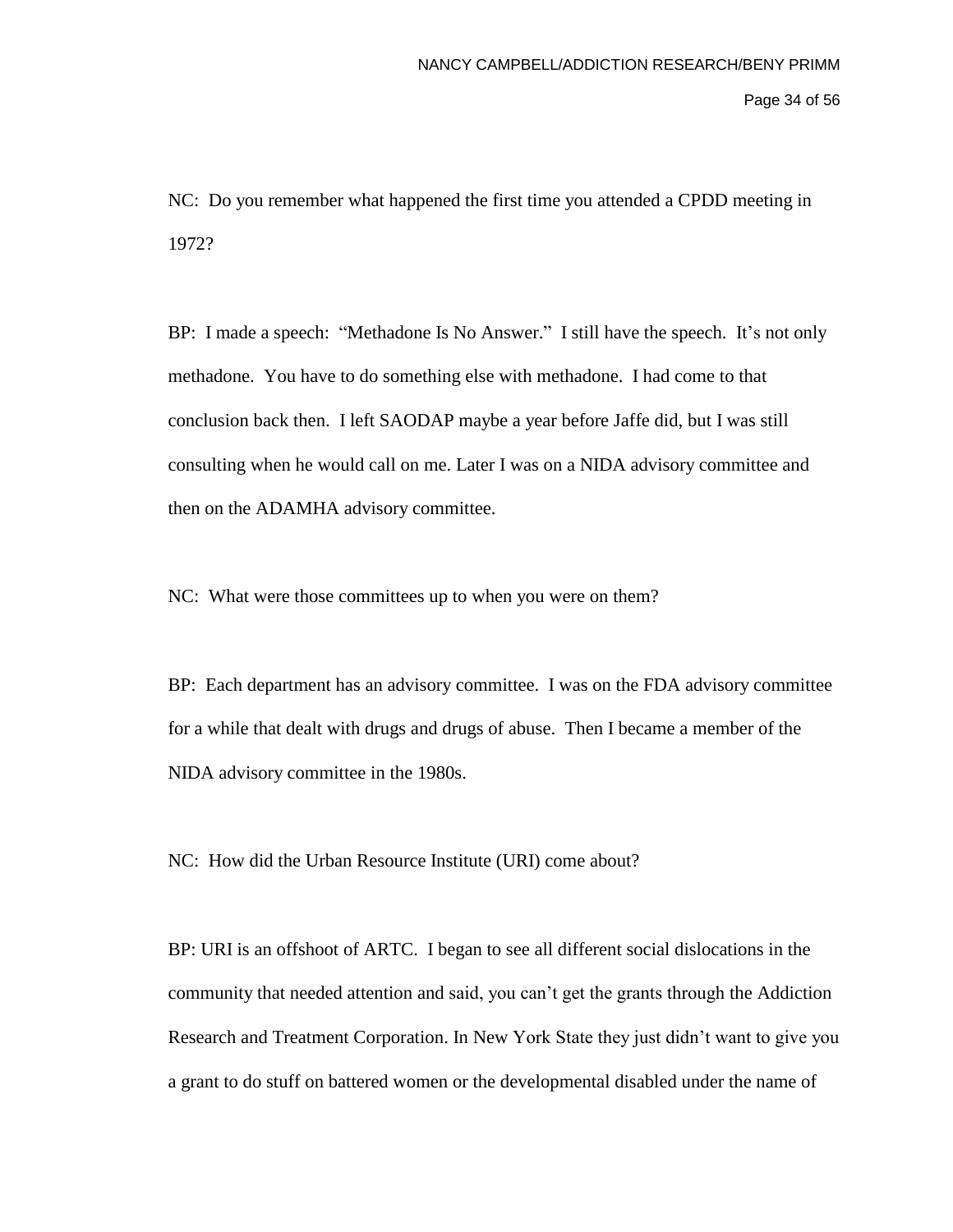NC: Do you remember what happened the first time you attended a CPDD meeting in 1972?

BP: I made a speech: "Methadone Is No Answer." I still have the speech. It's not only methadone. You have to do something else with methadone. I had come to that conclusion back then. I left SAODAP maybe a year before Jaffe did, but I was still consulting when he would call on me. Later I was on a NIDA advisory committee and then on the ADAMHA advisory committee.

NC: What were those committees up to when you were on them?

BP: Each department has an advisory committee. I was on the FDA advisory committee for a while that dealt with drugs and drugs of abuse. Then I became a member of the NIDA advisory committee in the 1980s.

NC: How did the Urban Resource Institute (URI) come about?

BP: URI is an offshoot of ARTC. I began to see all different social dislocations in the community that needed attention and said, you can't get the grants through the Addiction Research and Treatment Corporation. In New York State they just didn't want to give you a grant to do stuff on battered women or the developmental disabled under the name of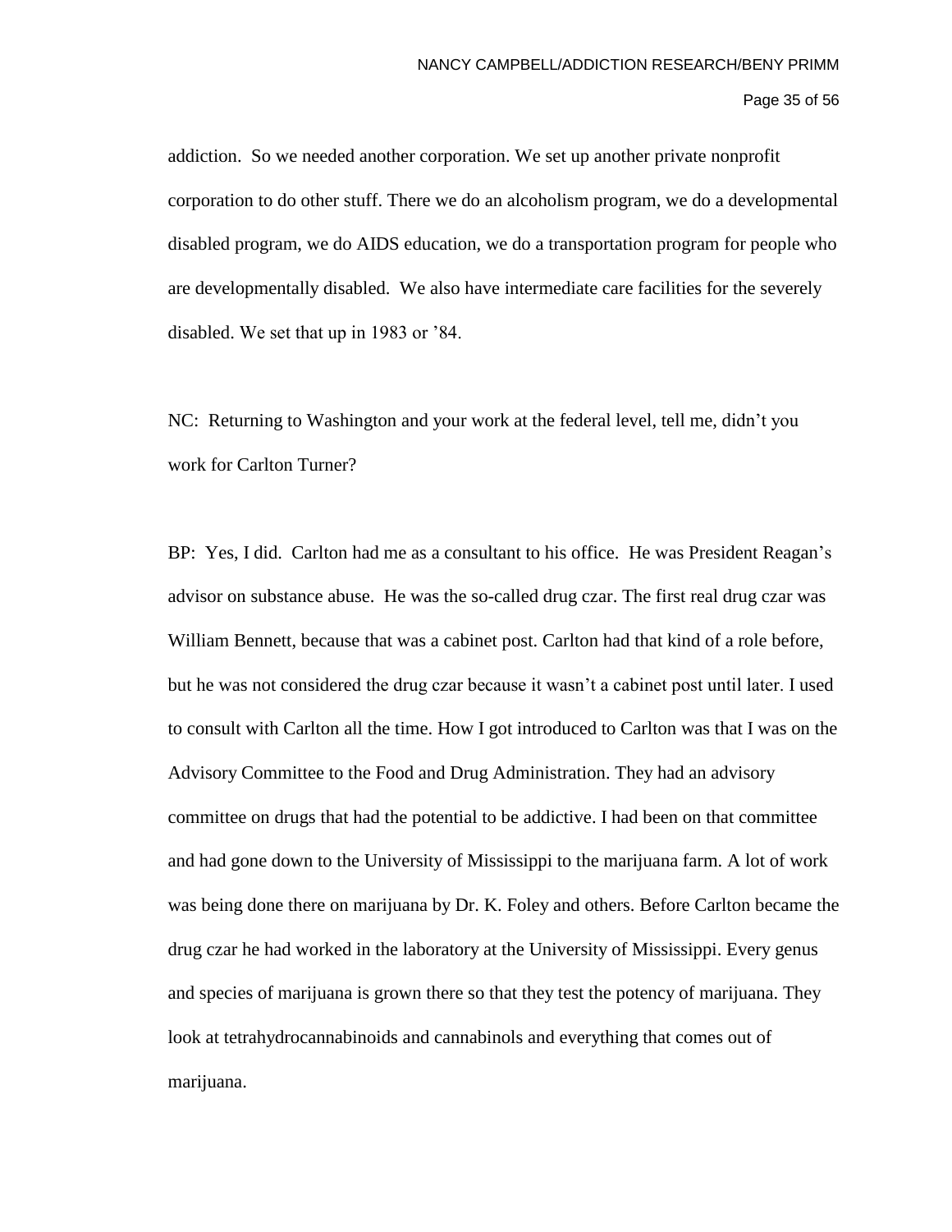addiction. So we needed another corporation. We set up another private nonprofit corporation to do other stuff. There we do an alcoholism program, we do a developmental disabled program, we do AIDS education, we do a transportation program for people who are developmentally disabled. We also have intermediate care facilities for the severely disabled. We set that up in 1983 or '84.

NC: Returning to Washington and your work at the federal level, tell me, didn't you work for Carlton Turner?

BP: Yes, I did. Carlton had me as a consultant to his office. He was President Reagan's advisor on substance abuse. He was the so-called drug czar. The first real drug czar was William Bennett, because that was a cabinet post. Carlton had that kind of a role before, but he was not considered the drug czar because it wasn't a cabinet post until later. I used to consult with Carlton all the time. How I got introduced to Carlton was that I was on the Advisory Committee to the Food and Drug Administration. They had an advisory committee on drugs that had the potential to be addictive. I had been on that committee and had gone down to the University of Mississippi to the marijuana farm. A lot of work was being done there on marijuana by Dr. K. Foley and others. Before Carlton became the drug czar he had worked in the laboratory at the University of Mississippi. Every genus and species of marijuana is grown there so that they test the potency of marijuana. They look at tetrahydrocannabinoids and cannabinols and everything that comes out of marijuana.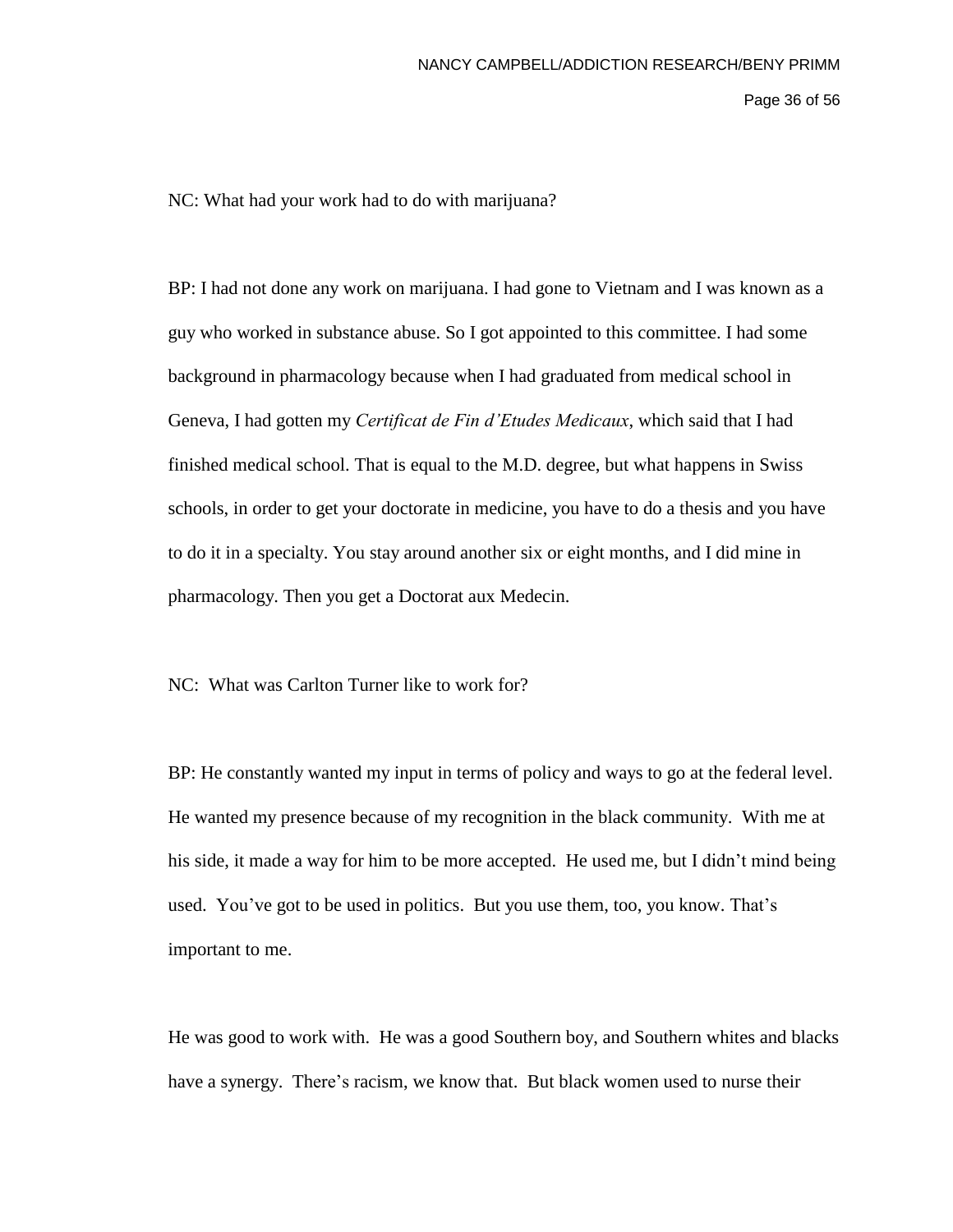NC: What had your work had to do with marijuana?

BP: I had not done any work on marijuana. I had gone to Vietnam and I was known as a guy who worked in substance abuse. So I got appointed to this committee. I had some background in pharmacology because when I had graduated from medical school in Geneva, I had gotten my *Certificat de Fin d'Etudes Medicaux*, which said that I had finished medical school. That is equal to the M.D. degree, but what happens in Swiss schools, in order to get your doctorate in medicine, you have to do a thesis and you have to do it in a specialty. You stay around another six or eight months, and I did mine in pharmacology. Then you get a Doctorat aux Medecin.

NC: What was Carlton Turner like to work for?

BP: He constantly wanted my input in terms of policy and ways to go at the federal level. He wanted my presence because of my recognition in the black community. With me at his side, it made a way for him to be more accepted. He used me, but I didn't mind being used. You've got to be used in politics. But you use them, too, you know. That's important to me.

He was good to work with. He was a good Southern boy, and Southern whites and blacks have a synergy. There's racism, we know that. But black women used to nurse their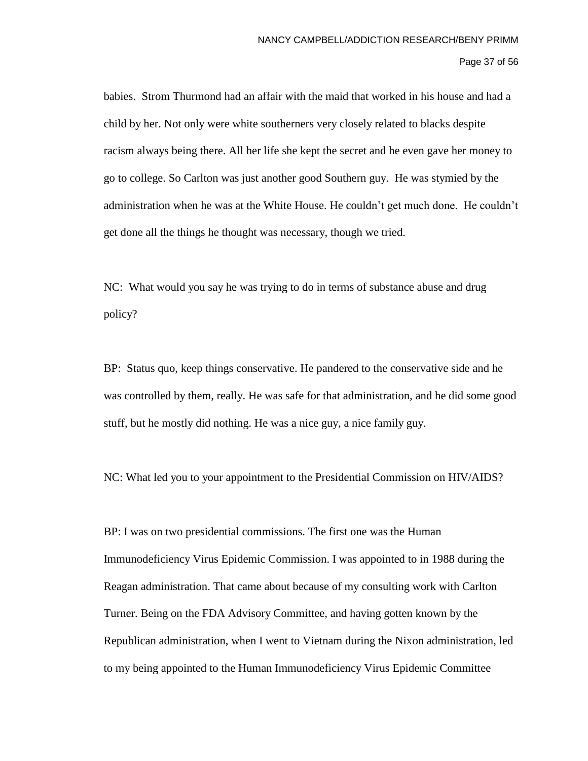babies. Strom Thurmond had an affair with the maid that worked in his house and had a child by her. Not only were white southerners very closely related to blacks despite racism always being there. All her life she kept the secret and he even gave her money to go to college. So Carlton was just another good Southern guy. He was stymied by the administration when he was at the White House. He couldn't get much done. He couldn't get done all the things he thought was necessary, though we tried.

NC: What would you say he was trying to do in terms of substance abuse and drug policy?

BP: Status quo, keep things conservative. He pandered to the conservative side and he was controlled by them, really. He was safe for that administration, and he did some good stuff, but he mostly did nothing. He was a nice guy, a nice family guy.

NC: What led you to your appointment to the Presidential Commission on HIV/AIDS?

BP: I was on two presidential commissions. The first one was the Human Immunodeficiency Virus Epidemic Commission. I was appointed to in 1988 during the Reagan administration. That came about because of my consulting work with Carlton Turner. Being on the FDA Advisory Committee, and having gotten known by the Republican administration, when I went to Vietnam during the Nixon administration, led to my being appointed to the Human Immunodeficiency Virus Epidemic Committee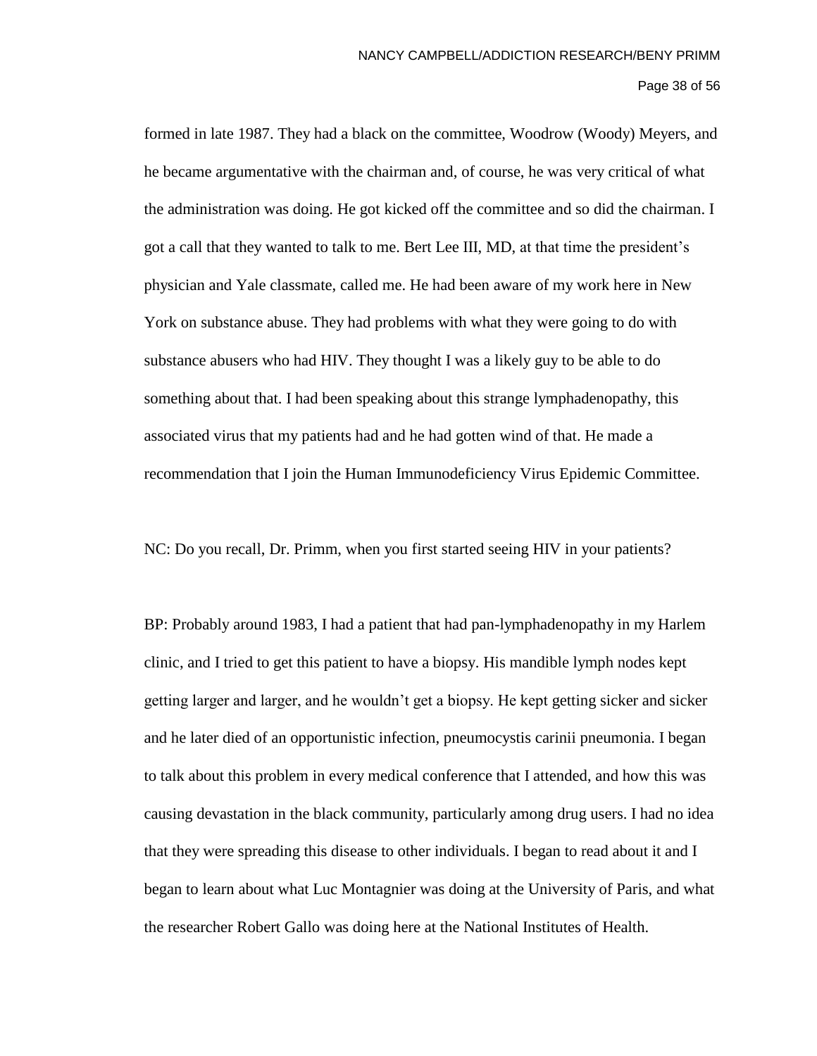formed in late 1987. They had a black on the committee, Woodrow (Woody) Meyers, and he became argumentative with the chairman and, of course, he was very critical of what the administration was doing. He got kicked off the committee and so did the chairman. I got a call that they wanted to talk to me. Bert Lee III, MD, at that time the president's physician and Yale classmate, called me. He had been aware of my work here in New York on substance abuse. They had problems with what they were going to do with substance abusers who had HIV. They thought I was a likely guy to be able to do something about that. I had been speaking about this strange lymphadenopathy, this associated virus that my patients had and he had gotten wind of that. He made a recommendation that I join the Human Immunodeficiency Virus Epidemic Committee.

NC: Do you recall, Dr. Primm, when you first started seeing HIV in your patients?

BP: Probably around 1983, I had a patient that had pan-lymphadenopathy in my Harlem clinic, and I tried to get this patient to have a biopsy. His mandible lymph nodes kept getting larger and larger, and he wouldn't get a biopsy. He kept getting sicker and sicker and he later died of an opportunistic infection, pneumocystis carinii pneumonia. I began to talk about this problem in every medical conference that I attended, and how this was causing devastation in the black community, particularly among drug users. I had no idea that they were spreading this disease to other individuals. I began to read about it and I began to learn about what Luc Montagnier was doing at the University of Paris, and what the researcher Robert Gallo was doing here at the National Institutes of Health.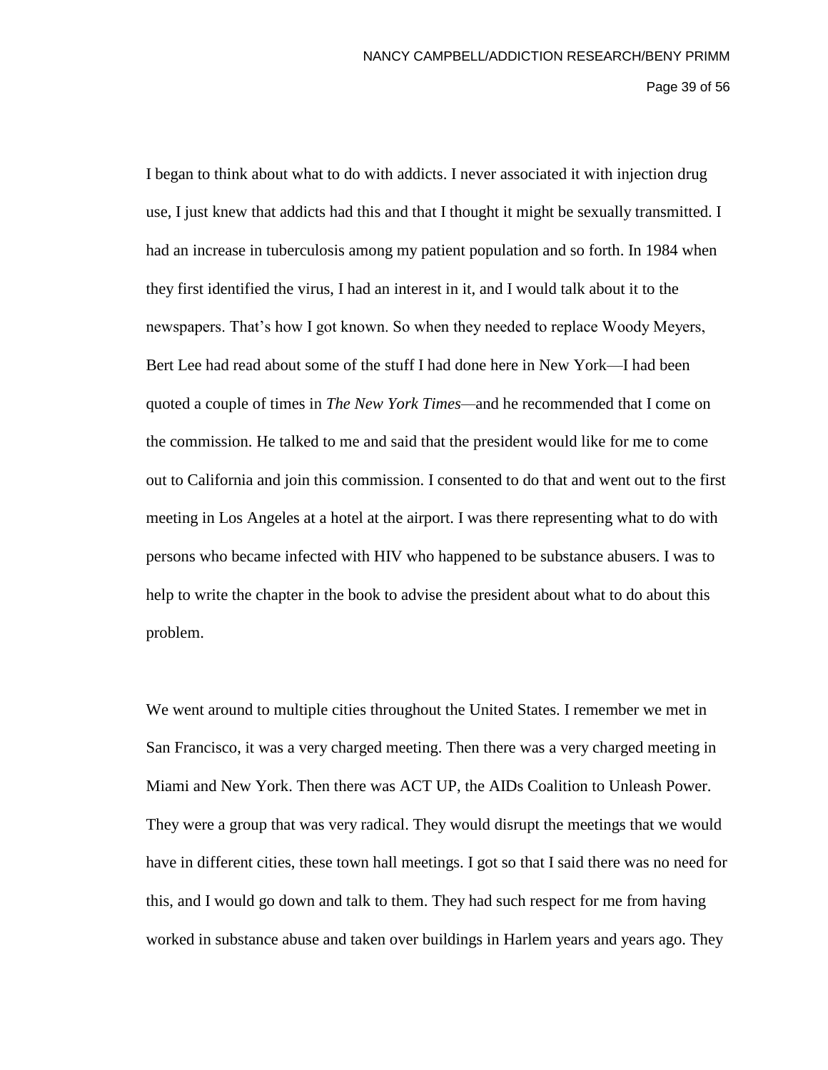I began to think about what to do with addicts. I never associated it with injection drug use, I just knew that addicts had this and that I thought it might be sexually transmitted. I had an increase in tuberculosis among my patient population and so forth. In 1984 when they first identified the virus, I had an interest in it, and I would talk about it to the newspapers. That's how I got known. So when they needed to replace Woody Meyers, Bert Lee had read about some of the stuff I had done here in New York—I had been quoted a couple of times in *The New York Times*—and he recommended that I come on the commission. He talked to me and said that the president would like for me to come out to California and join this commission. I consented to do that and went out to the first meeting in Los Angeles at a hotel at the airport. I was there representing what to do with persons who became infected with HIV who happened to be substance abusers. I was to help to write the chapter in the book to advise the president about what to do about this problem.

We went around to multiple cities throughout the United States. I remember we met in San Francisco, it was a very charged meeting. Then there was a very charged meeting in Miami and New York. Then there was ACT UP, the AIDs Coalition to Unleash Power. They were a group that was very radical. They would disrupt the meetings that we would have in different cities, these town hall meetings. I got so that I said there was no need for this, and I would go down and talk to them. They had such respect for me from having worked in substance abuse and taken over buildings in Harlem years and years ago. They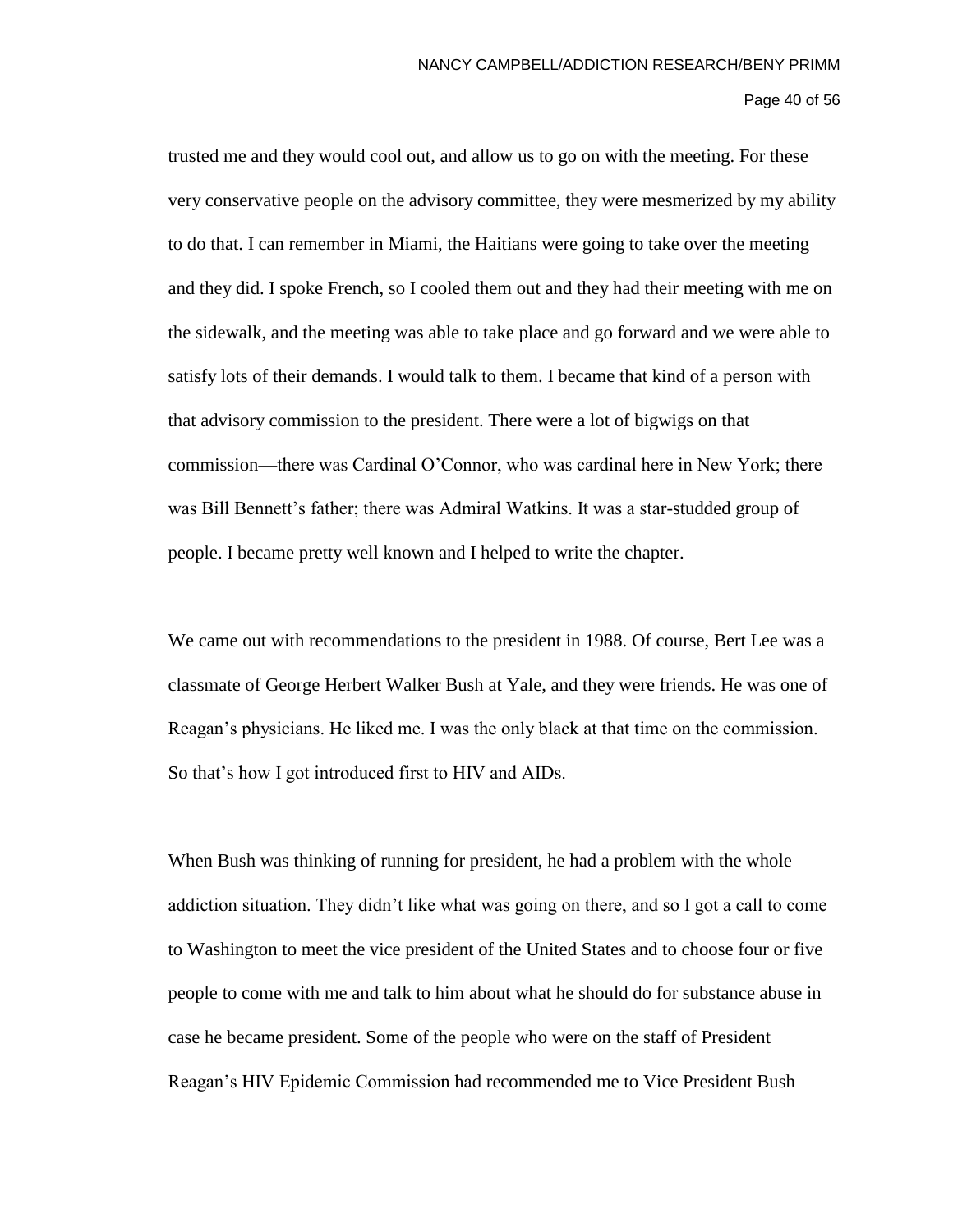trusted me and they would cool out, and allow us to go on with the meeting. For these very conservative people on the advisory committee, they were mesmerized by my ability to do that. I can remember in Miami, the Haitians were going to take over the meeting and they did. I spoke French, so I cooled them out and they had their meeting with me on the sidewalk, and the meeting was able to take place and go forward and we were able to satisfy lots of their demands. I would talk to them. I became that kind of a person with that advisory commission to the president. There were a lot of bigwigs on that commission—there was Cardinal O'Connor, who was cardinal here in New York; there was Bill Bennett's father; there was Admiral Watkins. It was a star-studded group of people. I became pretty well known and I helped to write the chapter.

We came out with recommendations to the president in 1988. Of course, Bert Lee was a classmate of George Herbert Walker Bush at Yale, and they were friends. He was one of Reagan's physicians. He liked me. I was the only black at that time on the commission. So that's how I got introduced first to HIV and AIDs.

When Bush was thinking of running for president, he had a problem with the whole addiction situation. They didn't like what was going on there, and so I got a call to come to Washington to meet the vice president of the United States and to choose four or five people to come with me and talk to him about what he should do for substance abuse in case he became president. Some of the people who were on the staff of President Reagan's HIV Epidemic Commission had recommended me to Vice President Bush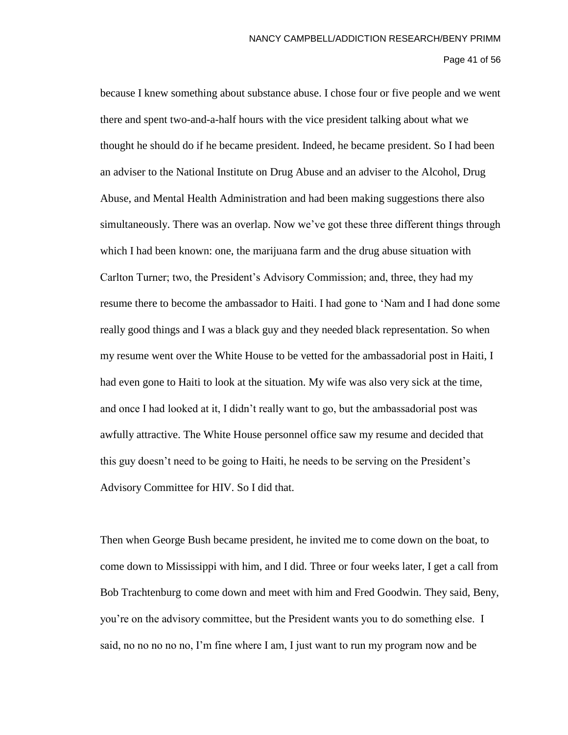because I knew something about substance abuse. I chose four or five people and we went there and spent two-and-a-half hours with the vice president talking about what we thought he should do if he became president. Indeed, he became president. So I had been an adviser to the National Institute on Drug Abuse and an adviser to the Alcohol, Drug Abuse, and Mental Health Administration and had been making suggestions there also simultaneously. There was an overlap. Now we've got these three different things through which I had been known: one, the marijuana farm and the drug abuse situation with Carlton Turner; two, the President's Advisory Commission; and, three, they had my resume there to become the ambassador to Haiti. I had gone to 'Nam and I had done some really good things and I was a black guy and they needed black representation. So when my resume went over the White House to be vetted for the ambassadorial post in Haiti, I had even gone to Haiti to look at the situation. My wife was also very sick at the time, and once I had looked at it, I didn't really want to go, but the ambassadorial post was awfully attractive. The White House personnel office saw my resume and decided that this guy doesn't need to be going to Haiti, he needs to be serving on the President's Advisory Committee for HIV. So I did that.

Then when George Bush became president, he invited me to come down on the boat, to come down to Mississippi with him, and I did. Three or four weeks later, I get a call from Bob Trachtenburg to come down and meet with him and Fred Goodwin. They said, Beny, you're on the advisory committee, but the President wants you to do something else. I said, no no no no no, I'm fine where I am, I just want to run my program now and be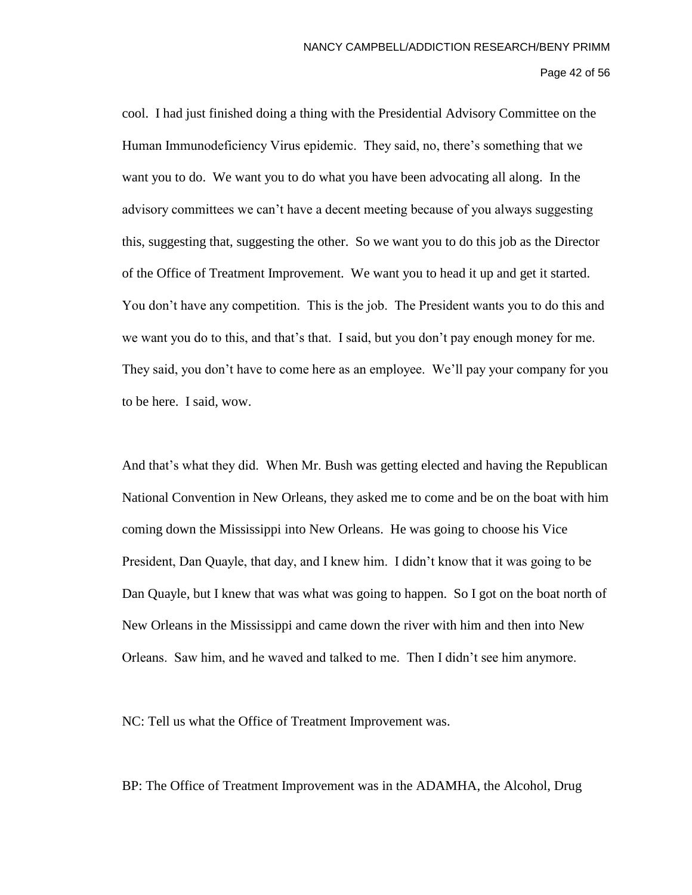cool. I had just finished doing a thing with the Presidential Advisory Committee on the Human Immunodeficiency Virus epidemic. They said, no, there's something that we want you to do. We want you to do what you have been advocating all along. In the advisory committees we can't have a decent meeting because of you always suggesting this, suggesting that, suggesting the other. So we want you to do this job as the Director of the Office of Treatment Improvement. We want you to head it up and get it started. You don't have any competition. This is the job. The President wants you to do this and we want you do to this, and that's that. I said, but you don't pay enough money for me. They said, you don't have to come here as an employee. We'll pay your company for you to be here. I said, wow.

And that's what they did. When Mr. Bush was getting elected and having the Republican National Convention in New Orleans, they asked me to come and be on the boat with him coming down the Mississippi into New Orleans. He was going to choose his Vice President, Dan Quayle, that day, and I knew him. I didn't know that it was going to be Dan Quayle, but I knew that was what was going to happen. So I got on the boat north of New Orleans in the Mississippi and came down the river with him and then into New Orleans. Saw him, and he waved and talked to me. Then I didn't see him anymore.

NC: Tell us what the Office of Treatment Improvement was.

BP: The Office of Treatment Improvement was in the ADAMHA, the Alcohol, Drug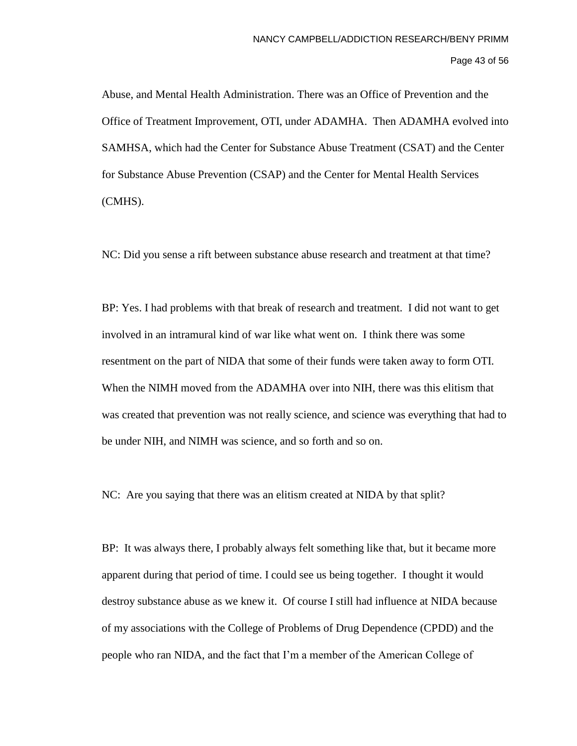Abuse, and Mental Health Administration. There was an Office of Prevention and the Office of Treatment Improvement, OTI, under ADAMHA. Then ADAMHA evolved into SAMHSA, which had the Center for Substance Abuse Treatment (CSAT) and the Center for Substance Abuse Prevention (CSAP) and the Center for Mental Health Services (CMHS).

NC: Did you sense a rift between substance abuse research and treatment at that time?

BP: Yes. I had problems with that break of research and treatment. I did not want to get involved in an intramural kind of war like what went on. I think there was some resentment on the part of NIDA that some of their funds were taken away to form OTI. When the NIMH moved from the ADAMHA over into NIH, there was this elitism that was created that prevention was not really science, and science was everything that had to be under NIH, and NIMH was science, and so forth and so on.

NC: Are you saying that there was an elitism created at NIDA by that split?

BP: It was always there, I probably always felt something like that, but it became more apparent during that period of time. I could see us being together. I thought it would destroy substance abuse as we knew it. Of course I still had influence at NIDA because of my associations with the College of Problems of Drug Dependence (CPDD) and the people who ran NIDA, and the fact that I'm a member of the American College of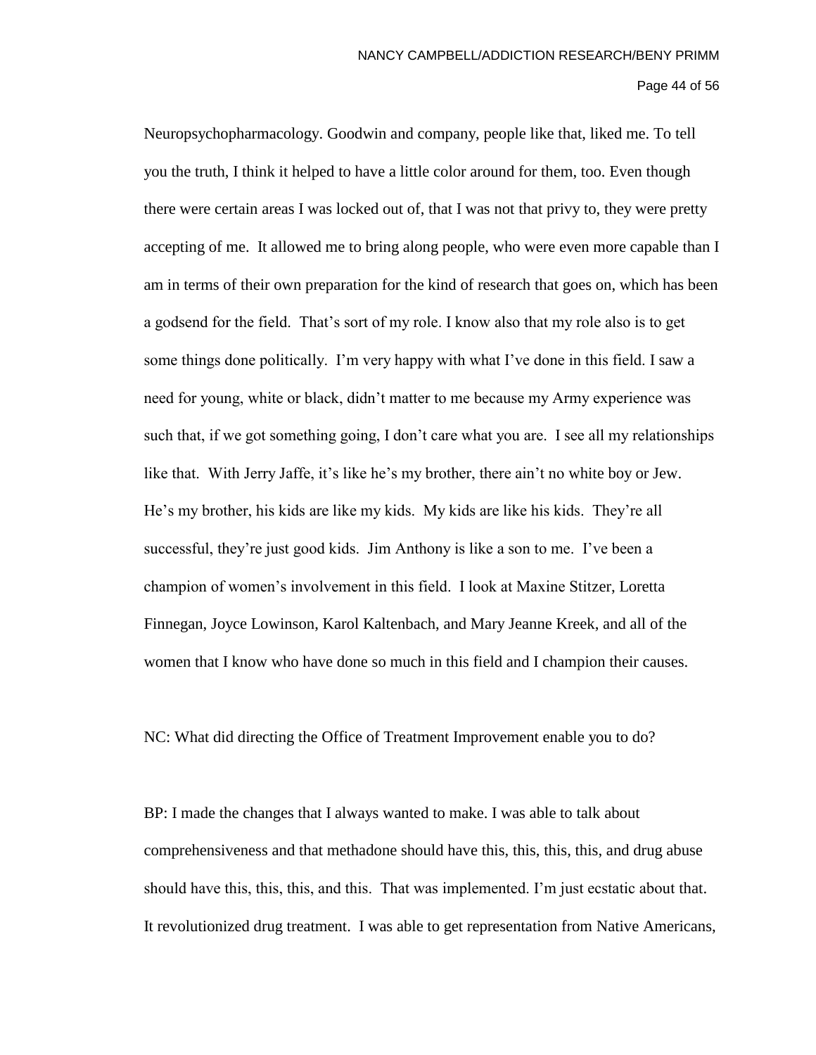Neuropsychopharmacology. Goodwin and company, people like that, liked me. To tell you the truth, I think it helped to have a little color around for them, too. Even though there were certain areas I was locked out of, that I was not that privy to, they were pretty accepting of me. It allowed me to bring along people, who were even more capable than I am in terms of their own preparation for the kind of research that goes on, which has been a godsend for the field. That's sort of my role. I know also that my role also is to get some things done politically. I'm very happy with what I've done in this field. I saw a need for young, white or black, didn't matter to me because my Army experience was such that, if we got something going, I don't care what you are. I see all my relationships like that. With Jerry Jaffe, it's like he's my brother, there ain't no white boy or Jew. He's my brother, his kids are like my kids. My kids are like his kids. They're all successful, they're just good kids. Jim Anthony is like a son to me. I've been a champion of women's involvement in this field. I look at Maxine Stitzer, Loretta Finnegan, Joyce Lowinson, Karol Kaltenbach, and Mary Jeanne Kreek, and all of the women that I know who have done so much in this field and I champion their causes.

NC: What did directing the Office of Treatment Improvement enable you to do?

BP: I made the changes that I always wanted to make. I was able to talk about comprehensiveness and that methadone should have this, this, this, this, and drug abuse should have this, this, this, and this. That was implemented. I'm just ecstatic about that. It revolutionized drug treatment. I was able to get representation from Native Americans,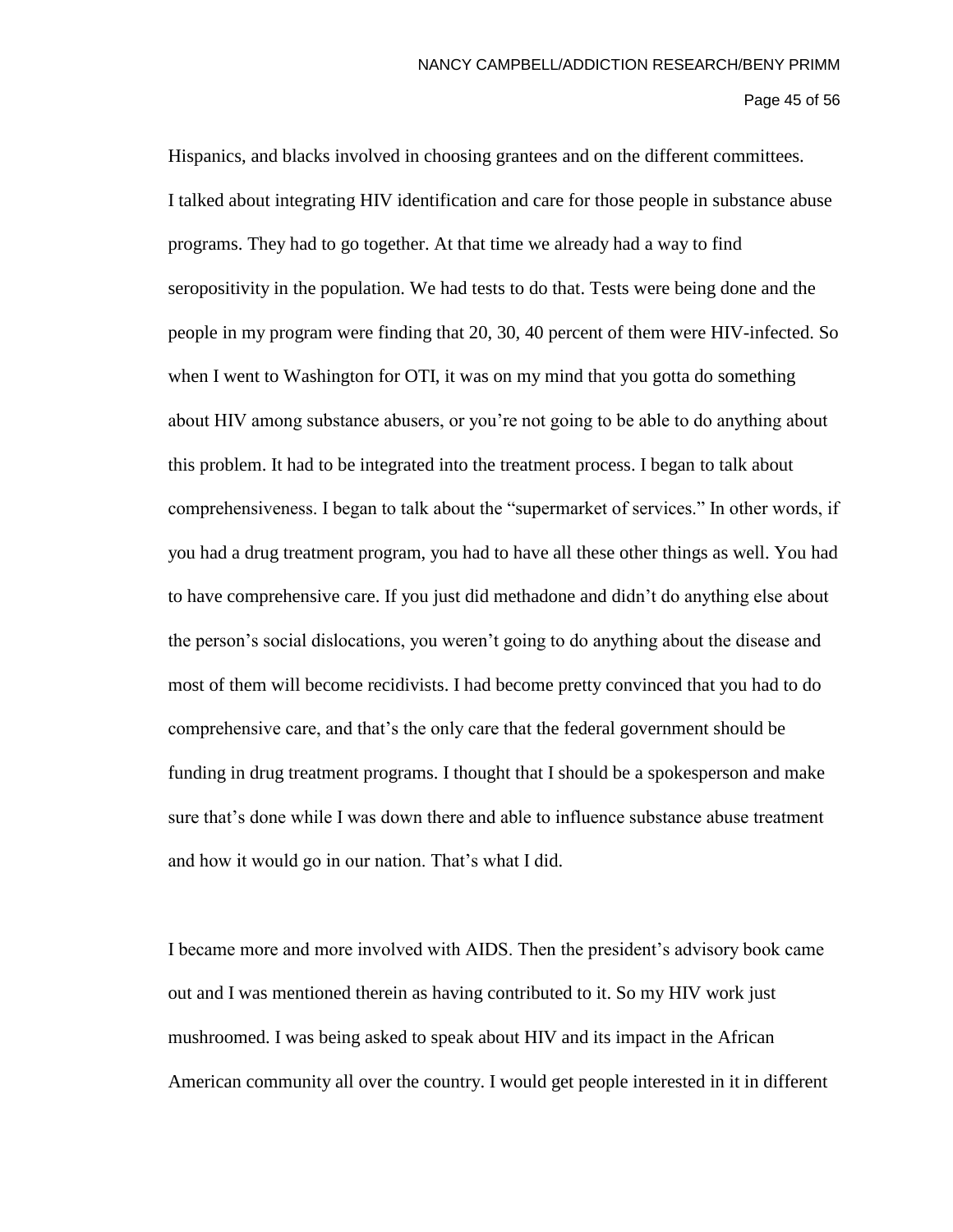Hispanics, and blacks involved in choosing grantees and on the different committees. I talked about integrating HIV identification and care for those people in substance abuse programs. They had to go together. At that time we already had a way to find seropositivity in the population. We had tests to do that. Tests were being done and the people in my program were finding that 20, 30, 40 percent of them were HIV-infected. So when I went to Washington for OTI, it was on my mind that you gotta do something about HIV among substance abusers, or you're not going to be able to do anything about this problem. It had to be integrated into the treatment process. I began to talk about comprehensiveness. I began to talk about the "supermarket of services." In other words, if you had a drug treatment program, you had to have all these other things as well. You had to have comprehensive care. If you just did methadone and didn't do anything else about the person's social dislocations, you weren't going to do anything about the disease and most of them will become recidivists. I had become pretty convinced that you had to do comprehensive care, and that's the only care that the federal government should be funding in drug treatment programs. I thought that I should be a spokesperson and make sure that's done while I was down there and able to influence substance abuse treatment and how it would go in our nation. That's what I did.

I became more and more involved with AIDS. Then the president's advisory book came out and I was mentioned therein as having contributed to it. So my HIV work just mushroomed. I was being asked to speak about HIV and its impact in the African American community all over the country. I would get people interested in it in different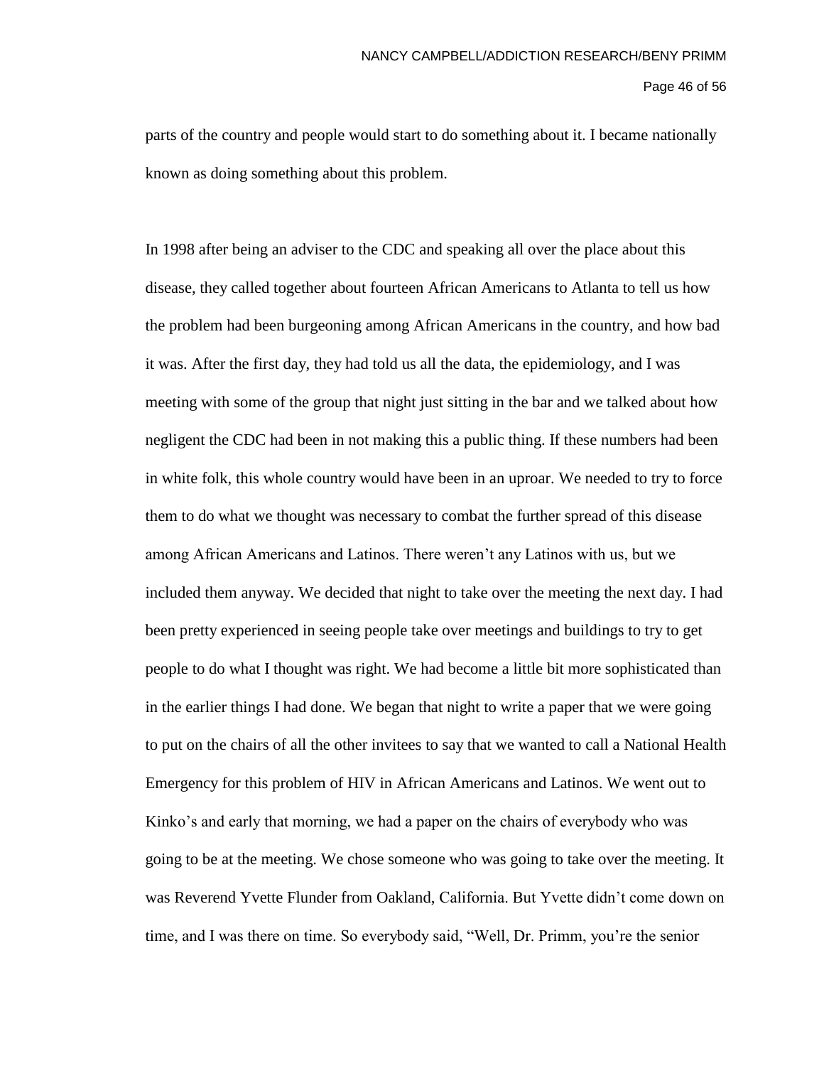parts of the country and people would start to do something about it. I became nationally known as doing something about this problem.

In 1998 after being an adviser to the CDC and speaking all over the place about this disease, they called together about fourteen African Americans to Atlanta to tell us how the problem had been burgeoning among African Americans in the country, and how bad it was. After the first day, they had told us all the data, the epidemiology, and I was meeting with some of the group that night just sitting in the bar and we talked about how negligent the CDC had been in not making this a public thing. If these numbers had been in white folk, this whole country would have been in an uproar. We needed to try to force them to do what we thought was necessary to combat the further spread of this disease among African Americans and Latinos. There weren't any Latinos with us, but we included them anyway. We decided that night to take over the meeting the next day. I had been pretty experienced in seeing people take over meetings and buildings to try to get people to do what I thought was right. We had become a little bit more sophisticated than in the earlier things I had done. We began that night to write a paper that we were going to put on the chairs of all the other invitees to say that we wanted to call a National Health Emergency for this problem of HIV in African Americans and Latinos. We went out to Kinko's and early that morning, we had a paper on the chairs of everybody who was going to be at the meeting. We chose someone who was going to take over the meeting. It was Reverend Yvette Flunder from Oakland, California. But Yvette didn't come down on time, and I was there on time. So everybody said, "Well, Dr. Primm, you're the senior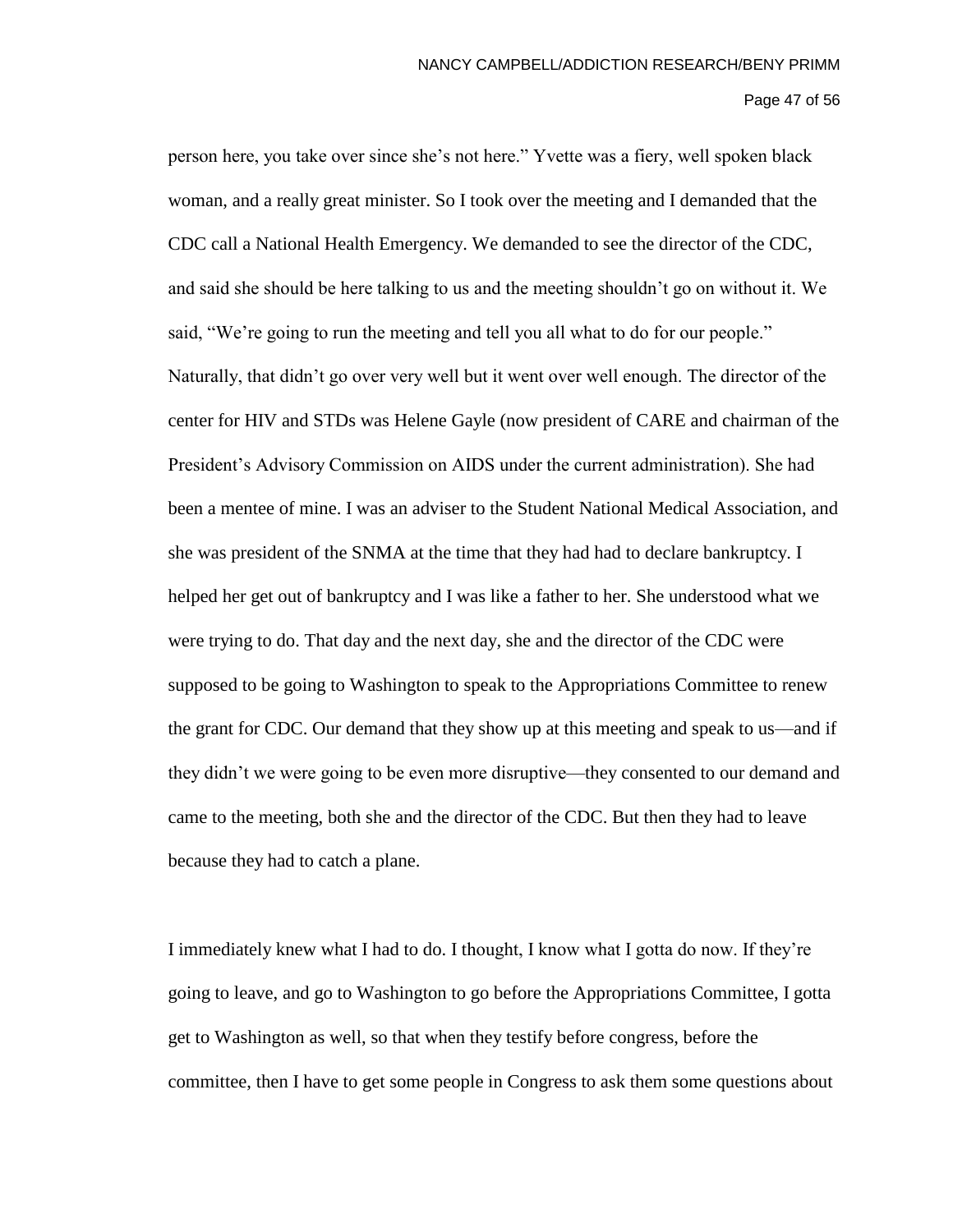person here, you take over since she's not here." Yvette was a fiery, well spoken black woman, and a really great minister. So I took over the meeting and I demanded that the CDC call a National Health Emergency. We demanded to see the director of the CDC, and said she should be here talking to us and the meeting shouldn't go on without it. We said, "We're going to run the meeting and tell you all what to do for our people." Naturally, that didn't go over very well but it went over well enough. The director of the center for HIV and STDs was Helene Gayle (now president of CARE and chairman of the President's Advisory Commission on AIDS under the current administration). She had been a mentee of mine. I was an adviser to the Student National Medical Association, and she was president of the SNMA at the time that they had had to declare bankruptcy. I helped her get out of bankruptcy and I was like a father to her. She understood what we were trying to do. That day and the next day, she and the director of the CDC were supposed to be going to Washington to speak to the Appropriations Committee to renew the grant for CDC. Our demand that they show up at this meeting and speak to us—and if they didn't we were going to be even more disruptive—they consented to our demand and came to the meeting, both she and the director of the CDC. But then they had to leave because they had to catch a plane.

I immediately knew what I had to do. I thought, I know what I gotta do now. If they're going to leave, and go to Washington to go before the Appropriations Committee, I gotta get to Washington as well, so that when they testify before congress, before the committee, then I have to get some people in Congress to ask them some questions about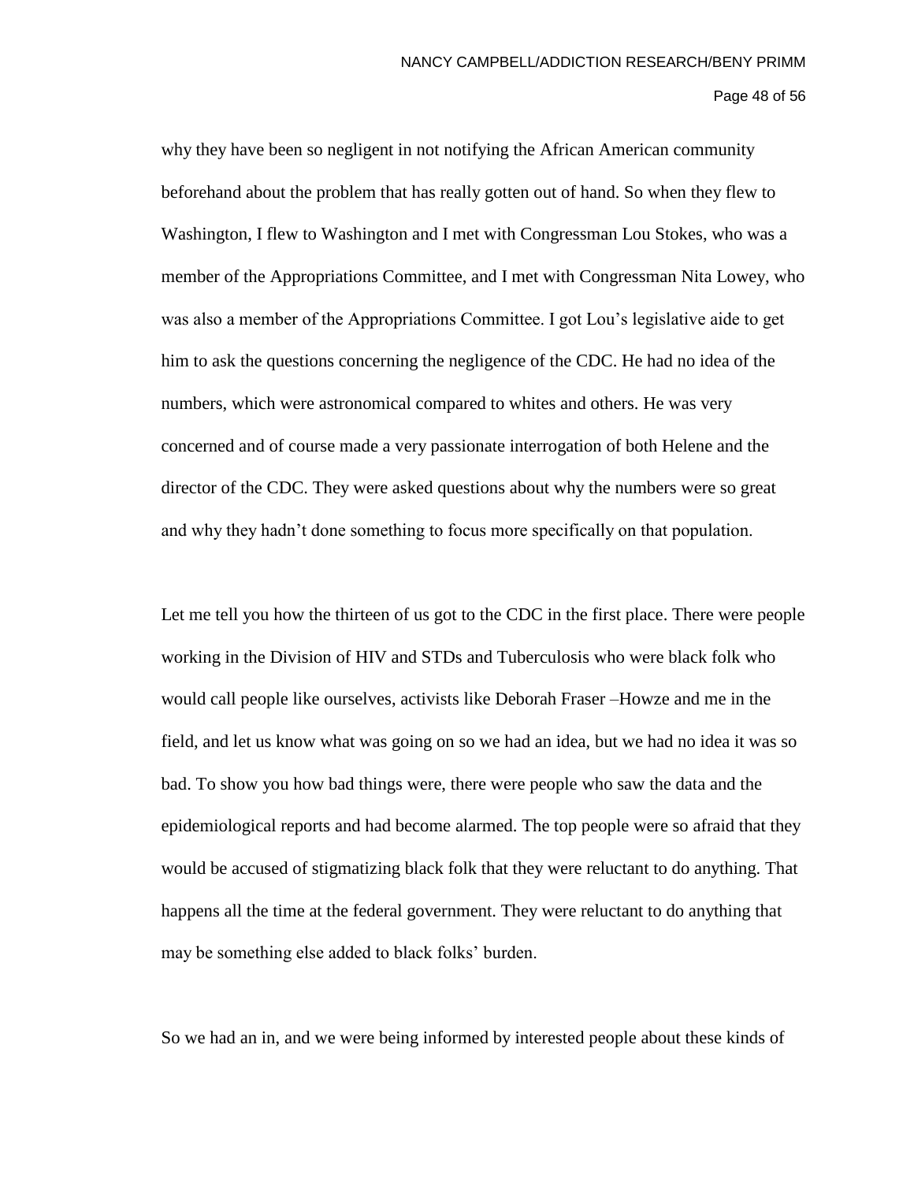why they have been so negligent in not notifying the African American community beforehand about the problem that has really gotten out of hand. So when they flew to Washington, I flew to Washington and I met with Congressman Lou Stokes, who was a member of the Appropriations Committee, and I met with Congressman Nita Lowey, who was also a member of the Appropriations Committee. I got Lou's legislative aide to get him to ask the questions concerning the negligence of the CDC. He had no idea of the numbers, which were astronomical compared to whites and others. He was very concerned and of course made a very passionate interrogation of both Helene and the director of the CDC. They were asked questions about why the numbers were so great and why they hadn't done something to focus more specifically on that population.

Let me tell you how the thirteen of us got to the CDC in the first place. There were people working in the Division of HIV and STDs and Tuberculosis who were black folk who would call people like ourselves, activists like Deborah Fraser –Howze and me in the field, and let us know what was going on so we had an idea, but we had no idea it was so bad. To show you how bad things were, there were people who saw the data and the epidemiological reports and had become alarmed. The top people were so afraid that they would be accused of stigmatizing black folk that they were reluctant to do anything. That happens all the time at the federal government. They were reluctant to do anything that may be something else added to black folks' burden.

So we had an in, and we were being informed by interested people about these kinds of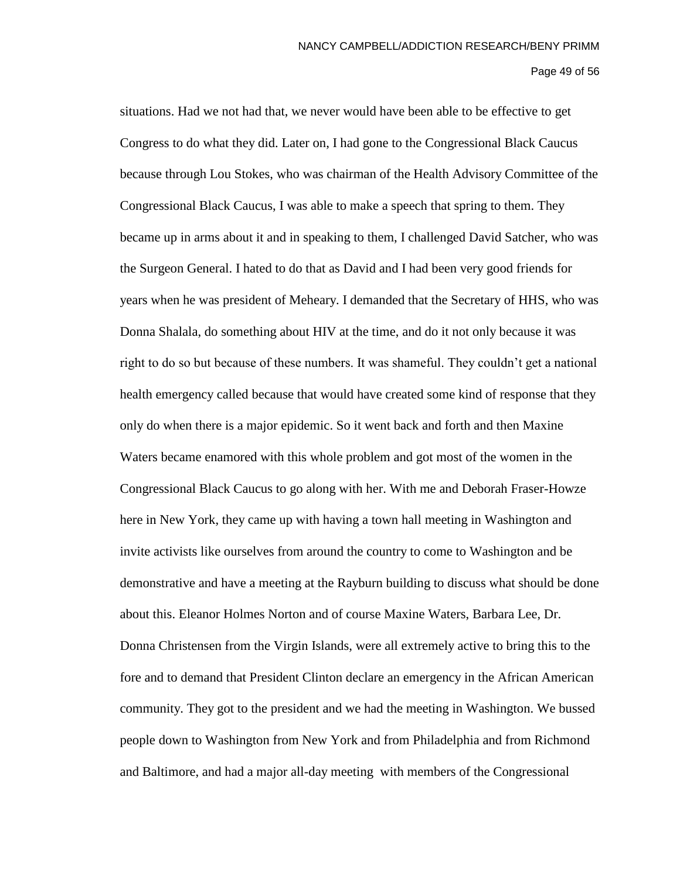situations. Had we not had that, we never would have been able to be effective to get Congress to do what they did. Later on, I had gone to the Congressional Black Caucus because through Lou Stokes, who was chairman of the Health Advisory Committee of the Congressional Black Caucus, I was able to make a speech that spring to them. They became up in arms about it and in speaking to them, I challenged David Satcher, who was the Surgeon General. I hated to do that as David and I had been very good friends for years when he was president of Meheary. I demanded that the Secretary of HHS, who was Donna Shalala, do something about HIV at the time, and do it not only because it was right to do so but because of these numbers. It was shameful. They couldn't get a national health emergency called because that would have created some kind of response that they only do when there is a major epidemic. So it went back and forth and then Maxine Waters became enamored with this whole problem and got most of the women in the Congressional Black Caucus to go along with her. With me and Deborah Fraser-Howze here in New York, they came up with having a town hall meeting in Washington and invite activists like ourselves from around the country to come to Washington and be demonstrative and have a meeting at the Rayburn building to discuss what should be done about this. Eleanor Holmes Norton and of course Maxine Waters, Barbara Lee, Dr. Donna Christensen from the Virgin Islands, were all extremely active to bring this to the fore and to demand that President Clinton declare an emergency in the African American community. They got to the president and we had the meeting in Washington. We bussed people down to Washington from New York and from Philadelphia and from Richmond and Baltimore, and had a major all-day meeting with members of the Congressional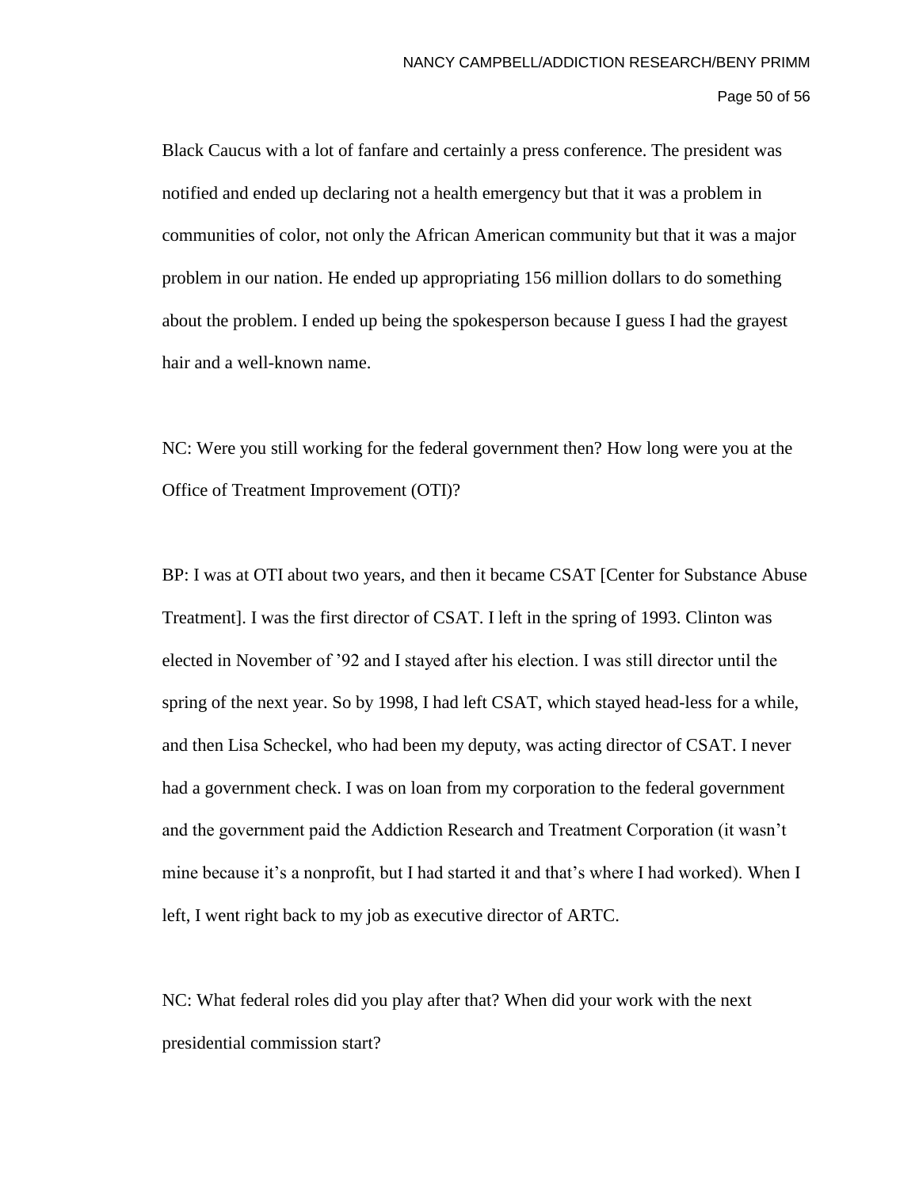Black Caucus with a lot of fanfare and certainly a press conference. The president was notified and ended up declaring not a health emergency but that it was a problem in communities of color, not only the African American community but that it was a major problem in our nation. He ended up appropriating 156 million dollars to do something about the problem. I ended up being the spokesperson because I guess I had the grayest hair and a well-known name.

NC: Were you still working for the federal government then? How long were you at the Office of Treatment Improvement (OTI)?

BP: I was at OTI about two years, and then it became CSAT [Center for Substance Abuse Treatment]. I was the first director of CSAT. I left in the spring of 1993. Clinton was elected in November of ’92 and I stayed after his election. I was still director until the spring of the next year. So by 1998, I had left CSAT, which stayed head-less for a while, and then Lisa Scheckel, who had been my deputy, was acting director of CSAT. I never had a government check. I was on loan from my corporation to the federal government and the government paid the Addiction Research and Treatment Corporation (it wasn’t mine because it’s a nonprofit, but I had started it and that’s where I had worked). When I left, I went right back to my job as executive director of ARTC.

NC: What federal roles did you play after that? When did your work with the next presidential commission start?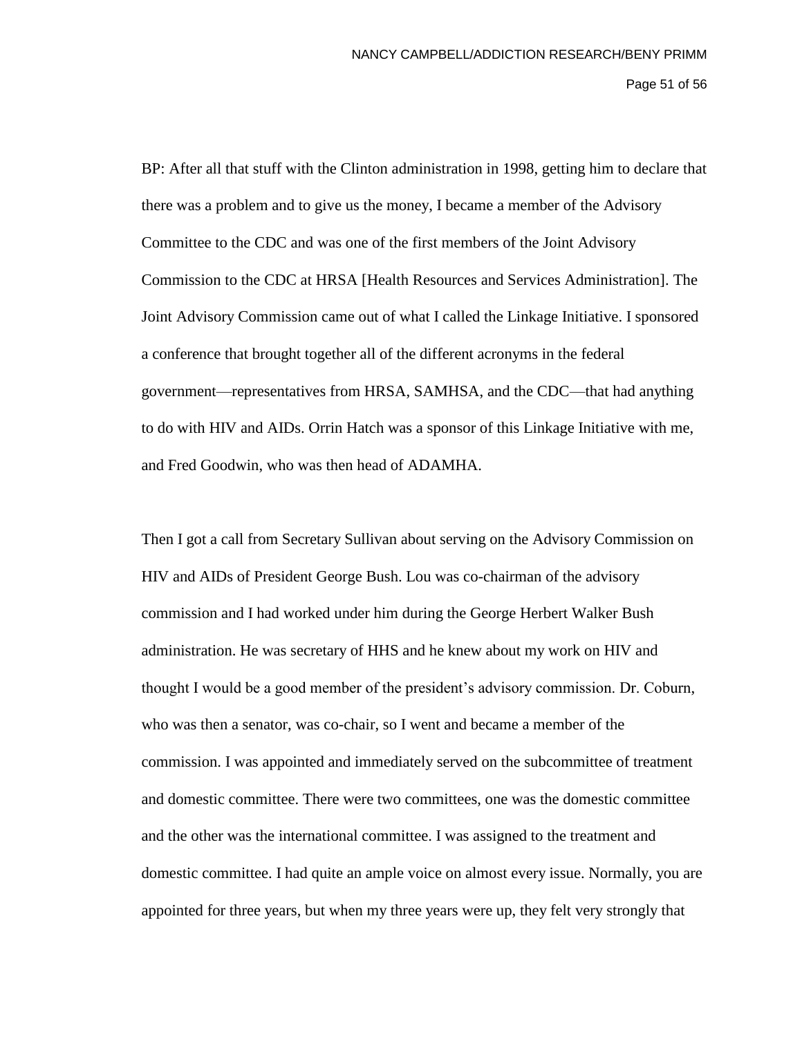BP: After all that stuff with the Clinton administration in 1998, getting him to declare that there was a problem and to give us the money, I became a member of the Advisory Committee to the CDC and was one of the first members of the Joint Advisory Commission to the CDC at HRSA [Health Resources and Services Administration]. The Joint Advisory Commission came out of what I called the Linkage Initiative. I sponsored a conference that brought together all of the different acronyms in the federal government—representatives from HRSA, SAMHSA, and the CDC—that had anything to do with HIV and AIDs. Orrin Hatch was a sponsor of this Linkage Initiative with me, and Fred Goodwin, who was then head of ADAMHA.

Then I got a call from Secretary Sullivan about serving on the Advisory Commission on HIV and AIDs of President George Bush. Lou was co-chairman of the advisory commission and I had worked under him during the George Herbert Walker Bush administration. He was secretary of HHS and he knew about my work on HIV and thought I would be a good member of the president's advisory commission. Dr. Coburn, who was then a senator, was co-chair, so I went and became a member of the commission. I was appointed and immediately served on the subcommittee of treatment and domestic committee. There were two committees, one was the domestic committee and the other was the international committee. I was assigned to the treatment and domestic committee. I had quite an ample voice on almost every issue. Normally, you are appointed for three years, but when my three years were up, they felt very strongly that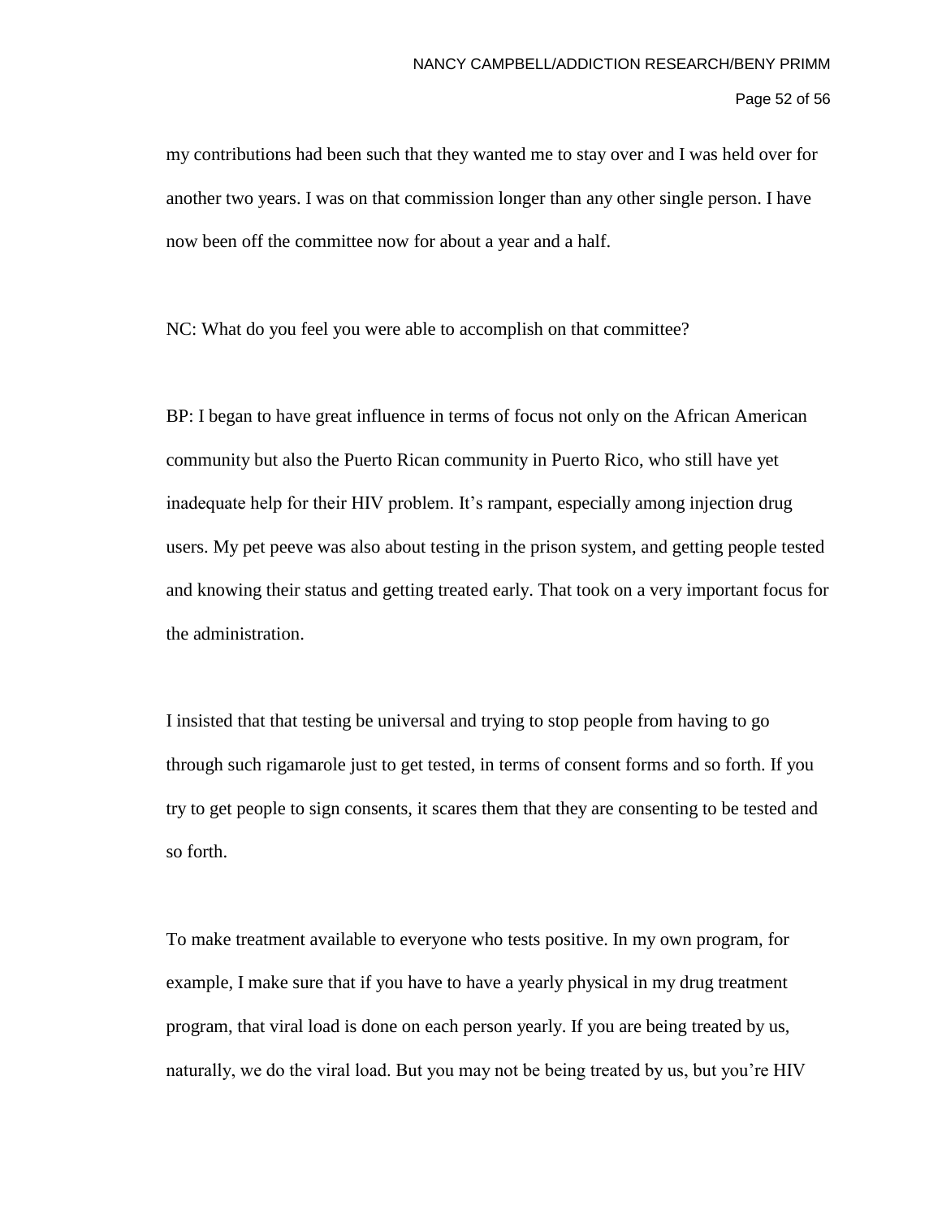my contributions had been such that they wanted me to stay over and I was held over for another two years. I was on that commission longer than any other single person. I have now been off the committee now for about a year and a half.

NC: What do you feel you were able to accomplish on that committee?

BP: I began to have great influence in terms of focus not only on the African American community but also the Puerto Rican community in Puerto Rico, who still have yet inadequate help for their HIV problem. It's rampant, especially among injection drug users. My pet peeve was also about testing in the prison system, and getting people tested and knowing their status and getting treated early. That took on a very important focus for the administration.

I insisted that that testing be universal and trying to stop people from having to go through such rigamarole just to get tested, in terms of consent forms and so forth. If you try to get people to sign consents, it scares them that they are consenting to be tested and so forth.

To make treatment available to everyone who tests positive. In my own program, for example, I make sure that if you have to have a yearly physical in my drug treatment program, that viral load is done on each person yearly. If you are being treated by us, naturally, we do the viral load. But you may not be being treated by us, but you're HIV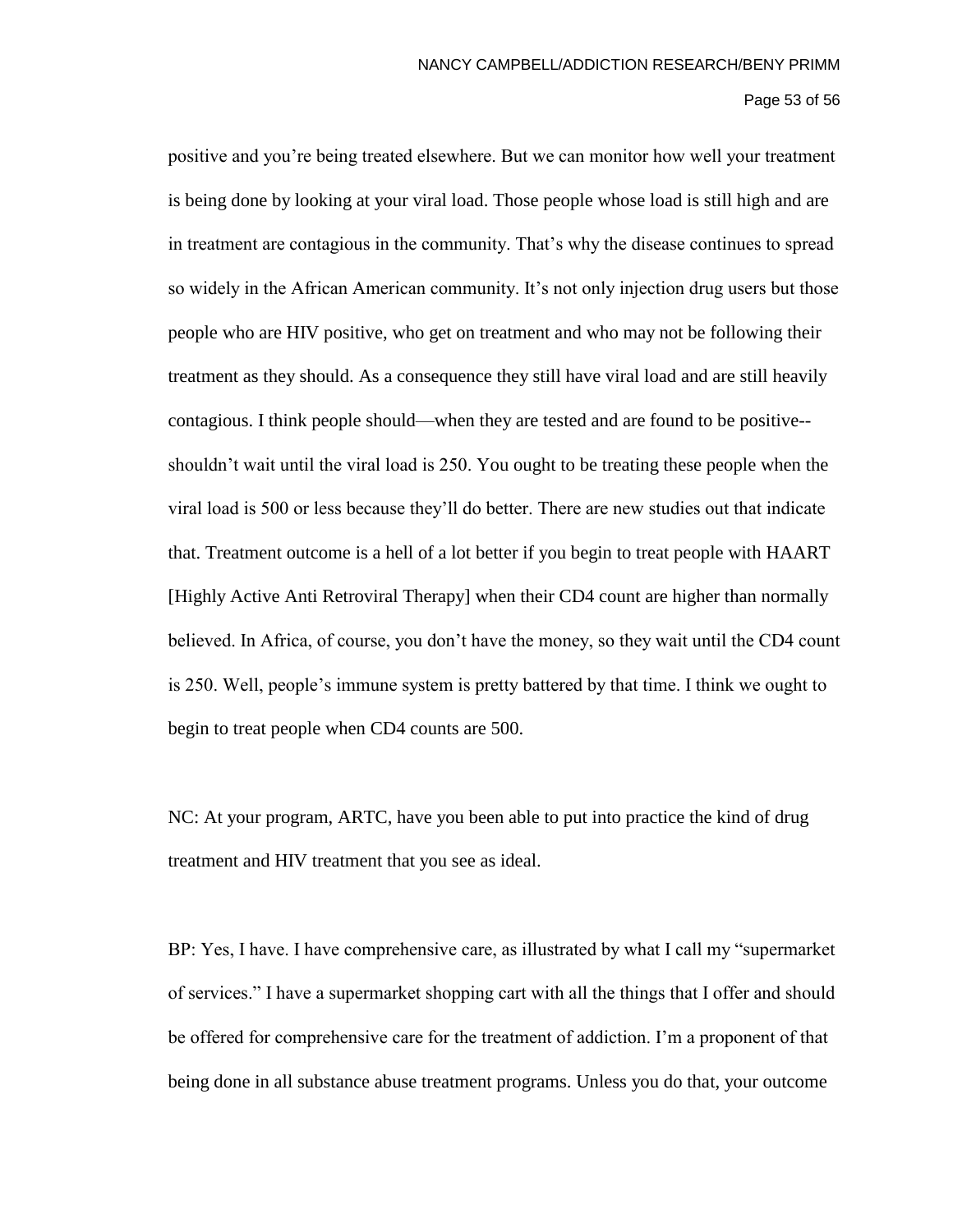positive and you're being treated elsewhere. But we can monitor how well your treatment is being done by looking at your viral load. Those people whose load is still high and are in treatment are contagious in the community. That's why the disease continues to spread so widely in the African American community. It's not only injection drug users but those people who are HIV positive, who get on treatment and who may not be following their treatment as they should. As a consequence they still have viral load and are still heavily contagious. I think people should—when they are tested and are found to be positive--shouldn't wait until the viral load is 250. You ought to be treating these people when the viral load is 500 or less because they'll do better. There are new studies out that indicate that. Treatment outcome is a hell of a lot better if you begin to treat people with HAART [Highly Active Anti Retroviral Therapy] when their CD4 count are higher than normally believed. In Africa, of course, you don't have the money, so they wait until the CD4 count is 250. Well, people's immune system is pretty battered by that time. I think we ought to begin to treat people when CD4 counts are 500.

NC: At your program, ARTC, have you been able to put into practice the kind of drug treatment and HIV treatment that you see as ideal.

BP: Yes, I have. I have comprehensive care, as illustrated by what I call my "supermarket of services." I have a supermarket shopping cart with all the things that I offer and should be offered for comprehensive care for the treatment of addiction. I'm a proponent of that being done in all substance abuse treatment programs. Unless you do that, your outcome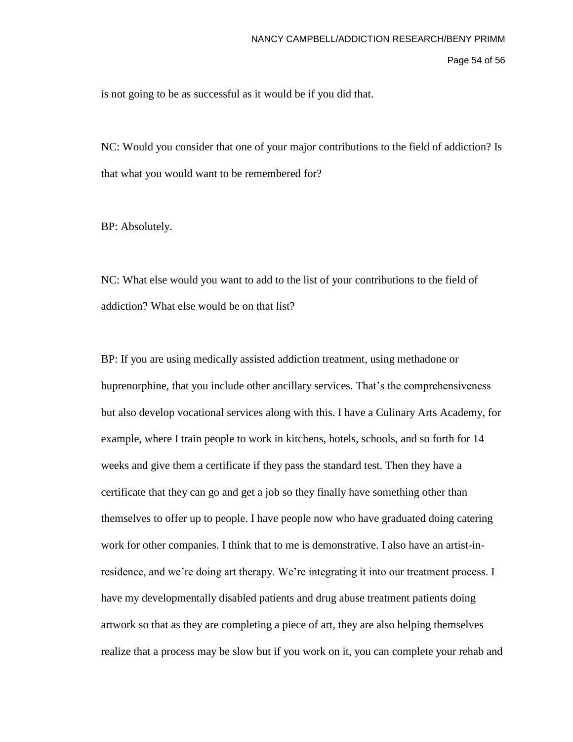is not going to be as successful as it would be if you did that.

NC: Would you consider that one of your major contributions to the field of addiction? Is that what you would want to be remembered for?

BP: Absolutely.

NC: What else would you want to add to the list of your contributions to the field of addiction? What else would be on that list?

BP: If you are using medically assisted addiction treatment, using methadone or buprenorphine, that you include other ancillary services. That's the comprehensiveness but also develop vocational services along with this. I have a Culinary Arts Academy, for example, where I train people to work in kitchens, hotels, schools, and so forth for 14 weeks and give them a certificate if they pass the standard test. Then they have a certificate that they can go and get a job so they finally have something other than themselves to offer up to people. I have people now who have graduated doing catering work for other companies. I think that to me is demonstrative. I also have an artist-in-residence, and we're doing art therapy. We're integrating it into our treatment process. I have my developmentally disabled patients and drug abuse treatment patients doing artwork so that as they are completing a piece of art, they are also helping themselves realize that a process may be slow but if you work on it, you can complete your rehab and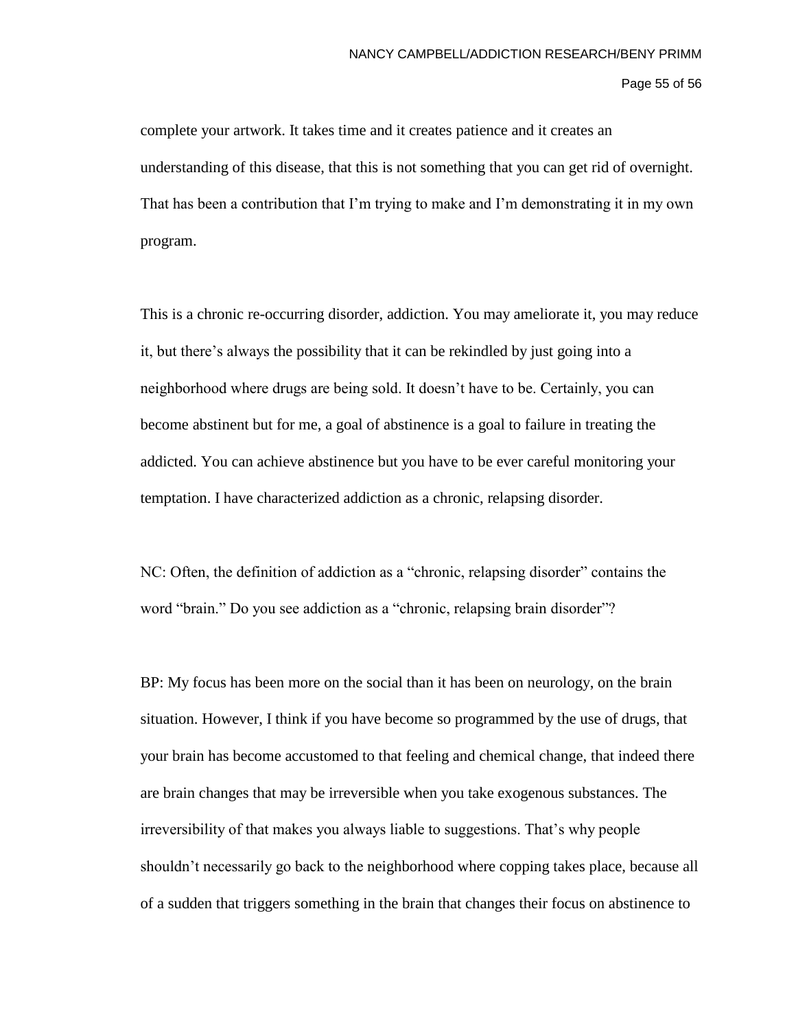complete your artwork. It takes time and it creates patience and it creates an understanding of this disease, that this is not something that you can get rid of overnight. That has been a contribution that I'm trying to make and I'm demonstrating it in my own program.

This is a chronic re-occurring disorder, addiction. You may ameliorate it, you may reduce it, but there's always the possibility that it can be rekindled by just going into a neighborhood where drugs are being sold. It doesn't have to be. Certainly, you can become abstinent but for me, a goal of abstinence is a goal to failure in treating the addicted. You can achieve abstinence but you have to be ever careful monitoring your temptation. I have characterized addiction as a chronic, relapsing disorder.

NC: Often, the definition of addiction as a "chronic, relapsing disorder" contains the word "brain." Do you see addiction as a "chronic, relapsing brain disorder"?

BP: My focus has been more on the social than it has been on neurology, on the brain situation. However, I think if you have become so programmed by the use of drugs, that your brain has become accustomed to that feeling and chemical change, that indeed there are brain changes that may be irreversible when you take exogenous substances. The irreversibility of that makes you always liable to suggestions. That's why people shouldn't necessarily go back to the neighborhood where copping takes place, because all of a sudden that triggers something in the brain that changes their focus on abstinence to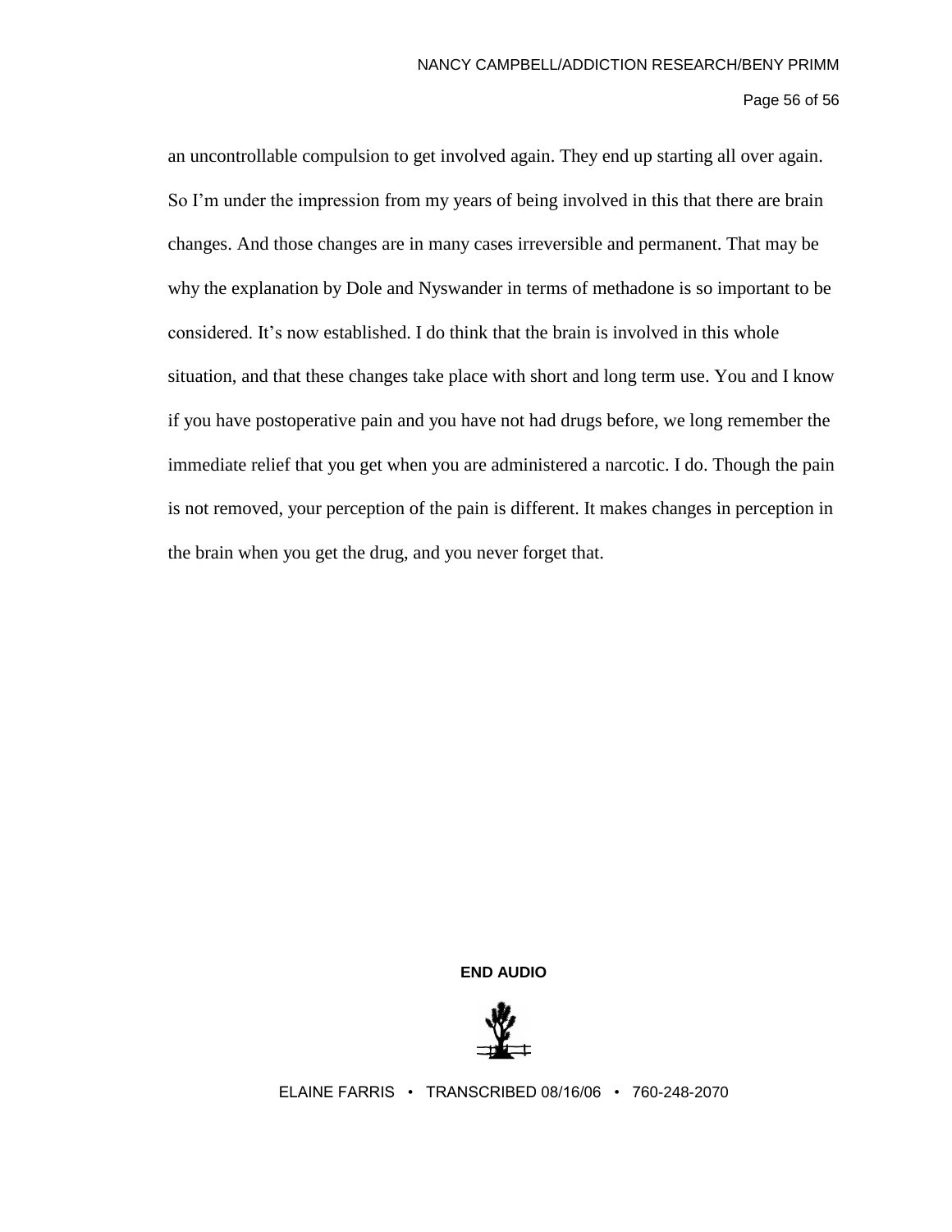an uncontrollable compulsion to get involved again. They end up starting all over again. So I'm under the impression from my years of being involved in this that there are brain changes. And those changes are in many cases irreversible and permanent. That may be why the explanation by Dole and Nyswander in terms of methadone is so important to be considered. It's now established. I do think that the brain is involved in this whole situation, and that these changes take place with short and long term use. You and I know if you have postoperative pain and you have not had drugs before, we long remember the immediate relief that you get when you are administered a narcotic. I do. Though the pain is not removed, your perception of the pain is different. It makes changes in perception in the brain when you get the drug, and you never forget that.

**END AUDIO**